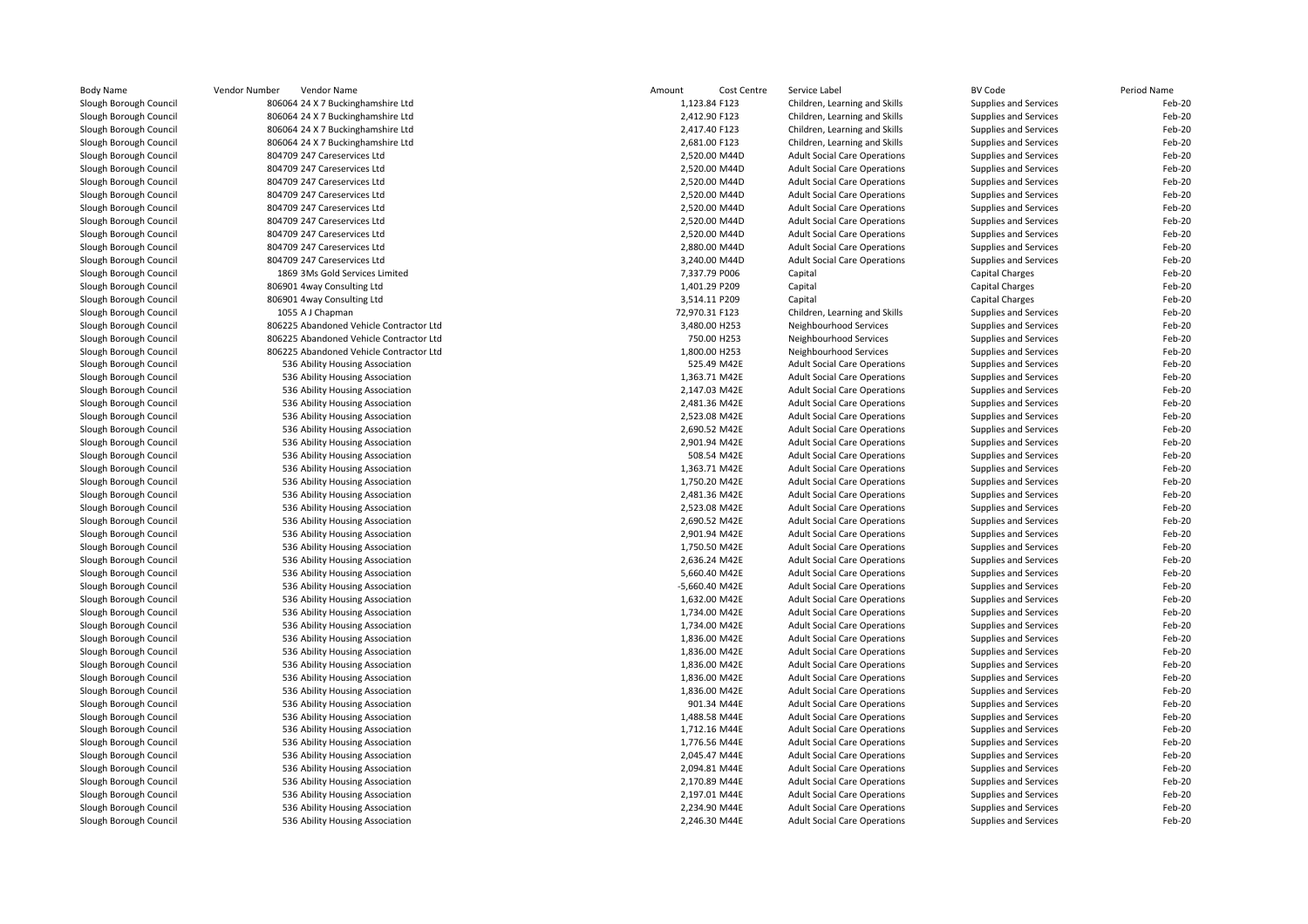| Body Name | Vendor Number | Vendor Name | Amount | Cost Centre | Service Label | BV Code | Period Name |
|---|---|---|---|---|---|---|---|
| Slough Borough Council | 806064 | 24 X 7 Buckinghamshire Ltd | 1,123.84 | F123 | Children, Learning and Skills | Supplies and Services | Feb-20 |
| Slough Borough Council | 806064 | 24 X 7 Buckinghamshire Ltd | 2,412.90 | F123 | Children, Learning and Skills | Supplies and Services | Feb-20 |
| Slough Borough Council | 806064 | 24 X 7 Buckinghamshire Ltd | 2,417.40 | F123 | Children, Learning and Skills | Supplies and Services | Feb-20 |
| Slough Borough Council | 806064 | 24 X 7 Buckinghamshire Ltd | 2,681.00 | F123 | Children, Learning and Skills | Supplies and Services | Feb-20 |
| Slough Borough Council | 804709 | 247 Careservices Ltd | 2,520.00 | M44D | Adult Social Care Operations | Supplies and Services | Feb-20 |
| Slough Borough Council | 804709 | 247 Careservices Ltd | 2,520.00 | M44D | Adult Social Care Operations | Supplies and Services | Feb-20 |
| Slough Borough Council | 804709 | 247 Careservices Ltd | 2,520.00 | M44D | Adult Social Care Operations | Supplies and Services | Feb-20 |
| Slough Borough Council | 804709 | 247 Careservices Ltd | 2,520.00 | M44D | Adult Social Care Operations | Supplies and Services | Feb-20 |
| Slough Borough Council | 804709 | 247 Careservices Ltd | 2,520.00 | M44D | Adult Social Care Operations | Supplies and Services | Feb-20 |
| Slough Borough Council | 804709 | 247 Careservices Ltd | 2,520.00 | M44D | Adult Social Care Operations | Supplies and Services | Feb-20 |
| Slough Borough Council | 804709 | 247 Careservices Ltd | 2,520.00 | M44D | Adult Social Care Operations | Supplies and Services | Feb-20 |
| Slough Borough Council | 804709 | 247 Careservices Ltd | 2,880.00 | M44D | Adult Social Care Operations | Supplies and Services | Feb-20 |
| Slough Borough Council | 804709 | 247 Careservices Ltd | 3,240.00 | M44D | Adult Social Care Operations | Supplies and Services | Feb-20 |
| Slough Borough Council | 1869 | 3Ms Gold Services Limited | 7,337.79 | P006 | Capital | Capital Charges | Feb-20 |
| Slough Borough Council | 806901 | 4way Consulting Ltd | 1,401.29 | P209 | Capital | Capital Charges | Feb-20 |
| Slough Borough Council | 806901 | 4way Consulting Ltd | 3,514.11 | P209 | Capital | Capital Charges | Feb-20 |
| Slough Borough Council | 1055 | A J Chapman | 72,970.31 | F123 | Children, Learning and Skills | Supplies and Services | Feb-20 |
| Slough Borough Council | 806225 | Abandoned Vehicle Contractor Ltd | 3,480.00 | H253 | Neighbourhood Services | Supplies and Services | Feb-20 |
| Slough Borough Council | 806225 | Abandoned Vehicle Contractor Ltd | 750.00 | H253 | Neighbourhood Services | Supplies and Services | Feb-20 |
| Slough Borough Council | 806225 | Abandoned Vehicle Contractor Ltd | 1,800.00 | H253 | Neighbourhood Services | Supplies and Services | Feb-20 |
| Slough Borough Council | 536 | Ability Housing Association | 525.49 | M42E | Adult Social Care Operations | Supplies and Services | Feb-20 |
| Slough Borough Council | 536 | Ability Housing Association | 1,363.71 | M42E | Adult Social Care Operations | Supplies and Services | Feb-20 |
| Slough Borough Council | 536 | Ability Housing Association | 2,147.03 | M42E | Adult Social Care Operations | Supplies and Services | Feb-20 |
| Slough Borough Council | 536 | Ability Housing Association | 2,481.36 | M42E | Adult Social Care Operations | Supplies and Services | Feb-20 |
| Slough Borough Council | 536 | Ability Housing Association | 2,523.08 | M42E | Adult Social Care Operations | Supplies and Services | Feb-20 |
| Slough Borough Council | 536 | Ability Housing Association | 2,690.52 | M42E | Adult Social Care Operations | Supplies and Services | Feb-20 |
| Slough Borough Council | 536 | Ability Housing Association | 2,901.94 | M42E | Adult Social Care Operations | Supplies and Services | Feb-20 |
| Slough Borough Council | 536 | Ability Housing Association | 508.54 | M42E | Adult Social Care Operations | Supplies and Services | Feb-20 |
| Slough Borough Council | 536 | Ability Housing Association | 1,363.71 | M42E | Adult Social Care Operations | Supplies and Services | Feb-20 |
| Slough Borough Council | 536 | Ability Housing Association | 1,750.20 | M42E | Adult Social Care Operations | Supplies and Services | Feb-20 |
| Slough Borough Council | 536 | Ability Housing Association | 2,481.36 | M42E | Adult Social Care Operations | Supplies and Services | Feb-20 |
| Slough Borough Council | 536 | Ability Housing Association | 2,523.08 | M42E | Adult Social Care Operations | Supplies and Services | Feb-20 |
| Slough Borough Council | 536 | Ability Housing Association | 2,690.52 | M42E | Adult Social Care Operations | Supplies and Services | Feb-20 |
| Slough Borough Council | 536 | Ability Housing Association | 2,901.94 | M42E | Adult Social Care Operations | Supplies and Services | Feb-20 |
| Slough Borough Council | 536 | Ability Housing Association | 1,750.50 | M42E | Adult Social Care Operations | Supplies and Services | Feb-20 |
| Slough Borough Council | 536 | Ability Housing Association | 2,636.24 | M42E | Adult Social Care Operations | Supplies and Services | Feb-20 |
| Slough Borough Council | 536 | Ability Housing Association | 5,660.40 | M42E | Adult Social Care Operations | Supplies and Services | Feb-20 |
| Slough Borough Council | 536 | Ability Housing Association | -5,660.40 | M42E | Adult Social Care Operations | Supplies and Services | Feb-20 |
| Slough Borough Council | 536 | Ability Housing Association | 1,632.00 | M42E | Adult Social Care Operations | Supplies and Services | Feb-20 |
| Slough Borough Council | 536 | Ability Housing Association | 1,734.00 | M42E | Adult Social Care Operations | Supplies and Services | Feb-20 |
| Slough Borough Council | 536 | Ability Housing Association | 1,734.00 | M42E | Adult Social Care Operations | Supplies and Services | Feb-20 |
| Slough Borough Council | 536 | Ability Housing Association | 1,836.00 | M42E | Adult Social Care Operations | Supplies and Services | Feb-20 |
| Slough Borough Council | 536 | Ability Housing Association | 1,836.00 | M42E | Adult Social Care Operations | Supplies and Services | Feb-20 |
| Slough Borough Council | 536 | Ability Housing Association | 1,836.00 | M42E | Adult Social Care Operations | Supplies and Services | Feb-20 |
| Slough Borough Council | 536 | Ability Housing Association | 1,836.00 | M42E | Adult Social Care Operations | Supplies and Services | Feb-20 |
| Slough Borough Council | 536 | Ability Housing Association | 1,836.00 | M42E | Adult Social Care Operations | Supplies and Services | Feb-20 |
| Slough Borough Council | 536 | Ability Housing Association | 901.34 | M44E | Adult Social Care Operations | Supplies and Services | Feb-20 |
| Slough Borough Council | 536 | Ability Housing Association | 1,488.58 | M44E | Adult Social Care Operations | Supplies and Services | Feb-20 |
| Slough Borough Council | 536 | Ability Housing Association | 1,712.16 | M44E | Adult Social Care Operations | Supplies and Services | Feb-20 |
| Slough Borough Council | 536 | Ability Housing Association | 1,776.56 | M44E | Adult Social Care Operations | Supplies and Services | Feb-20 |
| Slough Borough Council | 536 | Ability Housing Association | 2,045.47 | M44E | Adult Social Care Operations | Supplies and Services | Feb-20 |
| Slough Borough Council | 536 | Ability Housing Association | 2,094.81 | M44E | Adult Social Care Operations | Supplies and Services | Feb-20 |
| Slough Borough Council | 536 | Ability Housing Association | 2,170.89 | M44E | Adult Social Care Operations | Supplies and Services | Feb-20 |
| Slough Borough Council | 536 | Ability Housing Association | 2,197.01 | M44E | Adult Social Care Operations | Supplies and Services | Feb-20 |
| Slough Borough Council | 536 | Ability Housing Association | 2,234.90 | M44E | Adult Social Care Operations | Supplies and Services | Feb-20 |
| Slough Borough Council | 536 | Ability Housing Association | 2,246.30 | M44E | Adult Social Care Operations | Supplies and Services | Feb-20 |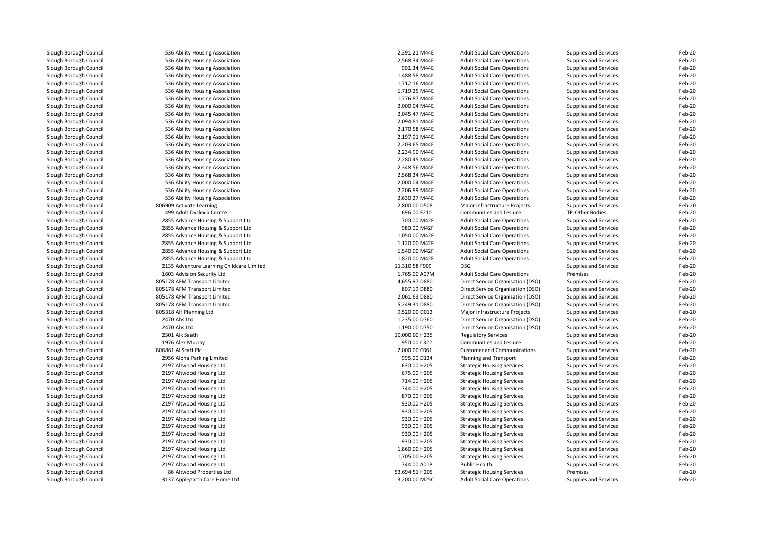| | | | | | | |
|---|---|---|---|---|---|---|
| Slough Borough Council | 536 Ability Housing Association | 2,391.21 M44E | Adult Social Care Operations | Supplies and Services | Feb-20 |
| Slough Borough Council | 536 Ability Housing Association | 2,568.34 M44E | Adult Social Care Operations | Supplies and Services | Feb-20 |
| Slough Borough Council | 536 Ability Housing Association | 901.34 M44E | Adult Social Care Operations | Supplies and Services | Feb-20 |
| Slough Borough Council | 536 Ability Housing Association | 1,488.58 M44E | Adult Social Care Operations | Supplies and Services | Feb-20 |
| Slough Borough Council | 536 Ability Housing Association | 1,712.16 M44E | Adult Social Care Operations | Supplies and Services | Feb-20 |
| Slough Borough Council | 536 Ability Housing Association | 1,719.25 M44E | Adult Social Care Operations | Supplies and Services | Feb-20 |
| Slough Borough Council | 536 Ability Housing Association | 1,776.87 M44E | Adult Social Care Operations | Supplies and Services | Feb-20 |
| Slough Borough Council | 536 Ability Housing Association | 2,000.04 M44E | Adult Social Care Operations | Supplies and Services | Feb-20 |
| Slough Borough Council | 536 Ability Housing Association | 2,045.47 M44E | Adult Social Care Operations | Supplies and Services | Feb-20 |
| Slough Borough Council | 536 Ability Housing Association | 2,094.81 M44E | Adult Social Care Operations | Supplies and Services | Feb-20 |
| Slough Borough Council | 536 Ability Housing Association | 2,170.58 M44E | Adult Social Care Operations | Supplies and Services | Feb-20 |
| Slough Borough Council | 536 Ability Housing Association | 2,197.01 M44E | Adult Social Care Operations | Supplies and Services | Feb-20 |
| Slough Borough Council | 536 Ability Housing Association | 2,203.65 M44E | Adult Social Care Operations | Supplies and Services | Feb-20 |
| Slough Borough Council | 536 Ability Housing Association | 2,234.90 M44E | Adult Social Care Operations | Supplies and Services | Feb-20 |
| Slough Borough Council | 536 Ability Housing Association | 2,280.45 M44E | Adult Social Care Operations | Supplies and Services | Feb-20 |
| Slough Borough Council | 536 Ability Housing Association | 2,348.56 M44E | Adult Social Care Operations | Supplies and Services | Feb-20 |
| Slough Borough Council | 536 Ability Housing Association | 2,568.34 M44E | Adult Social Care Operations | Supplies and Services | Feb-20 |
| Slough Borough Council | 536 Ability Housing Association | 2,000.04 M44E | Adult Social Care Operations | Supplies and Services | Feb-20 |
| Slough Borough Council | 536 Ability Housing Association | 2,206.89 M44E | Adult Social Care Operations | Supplies and Services | Feb-20 |
| Slough Borough Council | 536 Ability Housing Association | 2,630.27 M44E | Adult Social Care Operations | Supplies and Services | Feb-20 |
| Slough Borough Council | 806909 Activate Learning | 2,800.00 D508 | Major Infrastructure Projects | Supplies and Services | Feb-20 |
| Slough Borough Council | 499 Adult Dyslexia Centre | 696.00 F210 | Communities and Lesiure | TP-Other Bodies | Feb-20 |
| Slough Borough Council | 2855 Advance Housing & Support Ltd | 700.00 M42F | Adult Social Care Operations | Supplies and Services | Feb-20 |
| Slough Borough Council | 2855 Advance Housing & Support Ltd | 980.00 M42F | Adult Social Care Operations | Supplies and Services | Feb-20 |
| Slough Borough Council | 2855 Advance Housing & Support Ltd | 1,050.00 M42F | Adult Social Care Operations | Supplies and Services | Feb-20 |
| Slough Borough Council | 2855 Advance Housing & Support Ltd | 1,120.00 M42F | Adult Social Care Operations | Supplies and Services | Feb-20 |
| Slough Borough Council | 2855 Advance Housing & Support Ltd | 1,540.00 M42F | Adult Social Care Operations | Supplies and Services | Feb-20 |
| Slough Borough Council | 2855 Advance Housing & Support Ltd | 1,820.00 M42F | Adult Social Care Operations | Supplies and Services | Feb-20 |
| Slough Borough Council | 2135 Adventure Learning Childcare Limited | 11,310.58 F909 | DSG | Supplies and Services | Feb-20 |
| Slough Borough Council | 1603 Advision Security Ltd | 1,765.00 A07M | Adult Social Care Operations | Premises | Feb-20 |
| Slough Borough Council | 805178 AFM Transport Limited | 4,655.97 D880 | Direct Service Organisation (DSO) | Supplies and Services | Feb-20 |
| Slough Borough Council | 805178 AFM Transport Limited | 807.19 D880 | Direct Service Organisation (DSO) | Supplies and Services | Feb-20 |
| Slough Borough Council | 805178 AFM Transport Limited | 2,061.63 D880 | Direct Service Organisation (DSO) | Supplies and Services | Feb-20 |
| Slough Borough Council | 805178 AFM Transport Limited | 5,249.31 D880 | Direct Service Organisation (DSO) | Supplies and Services | Feb-20 |
| Slough Borough Council | 805318 AH Planning Ltd | 9,520.00 D012 | Major Infrastructure Projects | Supplies and Services | Feb-20 |
| Slough Borough Council | 2470 Ahs Ltd | 1,235.00 D760 | Direct Service Organisation (DSO) | Supplies and Services | Feb-20 |
| Slough Borough Council | 2470 Ahs Ltd | 1,190.00 D750 | Direct Service Organisation (DSO) | Supplies and Services | Feb-20 |
| Slough Borough Council | 2301 Aik Saath | 10,000.00 H235 | Regulatory Services | Supplies and Services | Feb-20 |
| Slough Borough Council | 1976 Alex Murray | 950.00 C322 | Communities and Lesiure | Supplies and Services | Feb-20 |
| Slough Borough Council | 806861 AllScaff Plc | 2,000.00 C061 | Customer and Communications | Supplies and Services | Feb-20 |
| Slough Borough Council | 2956 Alpha Parking Limited | 995.00 D124 | Planning and Transport | Supplies and Services | Feb-20 |
| Slough Borough Council | 2197 Altwood Housing Ltd | 630.00 H205 | Strategic Housing Services | Supplies and Services | Feb-20 |
| Slough Borough Council | 2197 Altwood Housing Ltd | 675.00 H205 | Strategic Housing Services | Supplies and Services | Feb-20 |
| Slough Borough Council | 2197 Altwood Housing Ltd | 714.00 H205 | Strategic Housing Services | Supplies and Services | Feb-20 |
| Slough Borough Council | 2197 Altwood Housing Ltd | 744.00 H205 | Strategic Housing Services | Supplies and Services | Feb-20 |
| Slough Borough Council | 2197 Altwood Housing Ltd | 870.00 H205 | Strategic Housing Services | Supplies and Services | Feb-20 |
| Slough Borough Council | 2197 Altwood Housing Ltd | 930.00 H205 | Strategic Housing Services | Supplies and Services | Feb-20 |
| Slough Borough Council | 2197 Altwood Housing Ltd | 930.00 H205 | Strategic Housing Services | Supplies and Services | Feb-20 |
| Slough Borough Council | 2197 Altwood Housing Ltd | 930.00 H205 | Strategic Housing Services | Supplies and Services | Feb-20 |
| Slough Borough Council | 2197 Altwood Housing Ltd | 930.00 H205 | Strategic Housing Services | Supplies and Services | Feb-20 |
| Slough Borough Council | 2197 Altwood Housing Ltd | 930.00 H205 | Strategic Housing Services | Supplies and Services | Feb-20 |
| Slough Borough Council | 2197 Altwood Housing Ltd | 930.00 H205 | Strategic Housing Services | Supplies and Services | Feb-20 |
| Slough Borough Council | 2197 Altwood Housing Ltd | 1,860.00 H205 | Strategic Housing Services | Supplies and Services | Feb-20 |
| Slough Borough Council | 2197 Altwood Housing Ltd | 1,705.00 H205 | Strategic Housing Services | Supplies and Services | Feb-20 |
| Slough Borough Council | 2197 Altwood Housing Ltd | 744.00 A01P | Public Health | Supplies and Services | Feb-20 |
| Slough Borough Council | 86 Altwood Properties Ltd | 53,694.51 H205 | Strategic Housing Services | Premises | Feb-20 |
| Slough Borough Council | 3137 Applegarth Care Home Ltd | 3,200.00 M25C | Adult Social Care Operations | Supplies and Services | Feb-20 |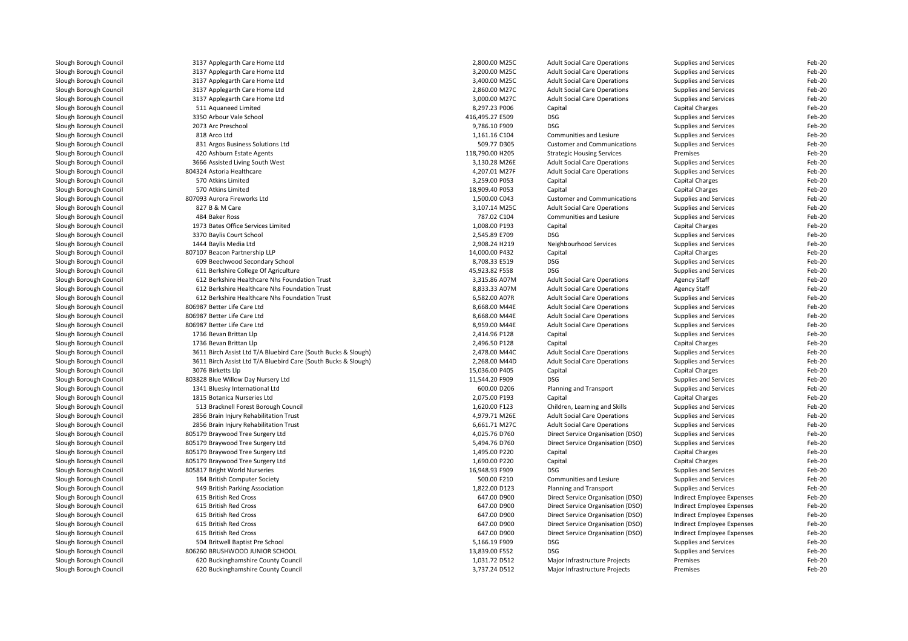| | | | | | | | |
|---|---|---|---|---|---|---|---|
| Slough Borough Council | 3137 Applegarth Care Home Ltd | 2,800.00 | M25C | Adult Social Care Operations | Supplies and Services | Feb-20 |
| Slough Borough Council | 3137 Applegarth Care Home Ltd | 3,200.00 | M25C | Adult Social Care Operations | Supplies and Services | Feb-20 |
| Slough Borough Council | 3137 Applegarth Care Home Ltd | 3,400.00 | M25C | Adult Social Care Operations | Supplies and Services | Feb-20 |
| Slough Borough Council | 3137 Applegarth Care Home Ltd | 2,860.00 | M27C | Adult Social Care Operations | Supplies and Services | Feb-20 |
| Slough Borough Council | 3137 Applegarth Care Home Ltd | 3,000.00 | M27C | Adult Social Care Operations | Supplies and Services | Feb-20 |
| Slough Borough Council | 511 Aquaneed Limited | 8,297.23 | P006 | Capital | Capital Charges | Feb-20 |
| Slough Borough Council | 3350 Arbour Vale School | 416,495.27 | E509 | DSG | Supplies and Services | Feb-20 |
| Slough Borough Council | 2073 Arc Preschool | 9,786.10 | F909 | DSG | Supplies and Services | Feb-20 |
| Slough Borough Council | 818 Arco Ltd | 1,161.16 | C104 | Communities and Lesiure | Supplies and Services | Feb-20 |
| Slough Borough Council | 831 Argos Business Solutions Ltd | 509.77 | D305 | Customer and Communications | Supplies and Services | Feb-20 |
| Slough Borough Council | 420 Ashburn Estate Agents | 118,790.00 | H205 | Strategic Housing Services | Premises | Feb-20 |
| Slough Borough Council | 3666 Assisted Living South West | 3,130.28 | M26E | Adult Social Care Operations | Supplies and Services | Feb-20 |
| Slough Borough Council | 804324 Astoria Healthcare | 4,207.01 | M27F | Adult Social Care Operations | Supplies and Services | Feb-20 |
| Slough Borough Council | 570 Atkins Limited | 3,259.00 | P053 | Capital | Capital Charges | Feb-20 |
| Slough Borough Council | 570 Atkins Limited | 18,909.40 | P053 | Capital | Capital Charges | Feb-20 |
| Slough Borough Council | 807093 Aurora Fireworks Ltd | 1,500.00 | C043 | Customer and Communications | Supplies and Services | Feb-20 |
| Slough Borough Council | 827 B & M Care | 3,107.14 | M25C | Adult Social Care Operations | Supplies and Services | Feb-20 |
| Slough Borough Council | 484 Baker Ross | 787.02 | C104 | Communities and Lesiure | Supplies and Services | Feb-20 |
| Slough Borough Council | 1973 Bates Office Services Limited | 1,008.00 | P193 | Capital | Capital Charges | Feb-20 |
| Slough Borough Council | 3370 Baylis Court School | 2,545.89 | E709 | DSG | Supplies and Services | Feb-20 |
| Slough Borough Council | 1444 Baylis Media Ltd | 2,908.24 | H219 | Neighbourhood Services | Supplies and Services | Feb-20 |
| Slough Borough Council | 807107 Beacon Partnership LLP | 14,000.00 | P432 | Capital | Capital Charges | Feb-20 |
| Slough Borough Council | 609 Beechwood Secondary School | 8,708.33 | E519 | DSG | Supplies and Services | Feb-20 |
| Slough Borough Council | 611 Berkshire College Of Agriculture | 45,923.82 | F558 | DSG | Supplies and Services | Feb-20 |
| Slough Borough Council | 612 Berkshire Healthcare Nhs Foundation Trust | 3,315.86 | A07M | Adult Social Care Operations | Agency Staff | Feb-20 |
| Slough Borough Council | 612 Berkshire Healthcare Nhs Foundation Trust | 8,833.33 | A07M | Adult Social Care Operations | Agency Staff | Feb-20 |
| Slough Borough Council | 612 Berkshire Healthcare Nhs Foundation Trust | 6,582.00 | A07R | Adult Social Care Operations | Supplies and Services | Feb-20 |
| Slough Borough Council | 806987 Better Life Care Ltd | 8,668.00 | M44E | Adult Social Care Operations | Supplies and Services | Feb-20 |
| Slough Borough Council | 806987 Better Life Care Ltd | 8,668.00 | M44E | Adult Social Care Operations | Supplies and Services | Feb-20 |
| Slough Borough Council | 806987 Better Life Care Ltd | 8,959.00 | M44E | Adult Social Care Operations | Supplies and Services | Feb-20 |
| Slough Borough Council | 1736 Bevan Brittan Llp | 2,414.96 | P128 | Capital | Supplies and Services | Feb-20 |
| Slough Borough Council | 1736 Bevan Brittan Llp | 2,496.50 | P128 | Capital | Capital Charges | Feb-20 |
| Slough Borough Council | 3611 Birch Assist Ltd T/A Bluebird Care (South Bucks & Slough) | 2,478.00 | M44C | Adult Social Care Operations | Supplies and Services | Feb-20 |
| Slough Borough Council | 3611 Birch Assist Ltd T/A Bluebird Care (South Bucks & Slough) | 2,268.00 | M44D | Adult Social Care Operations | Supplies and Services | Feb-20 |
| Slough Borough Council | 3076 Birketts Llp | 15,036.00 | P405 | Capital | Capital Charges | Feb-20 |
| Slough Borough Council | 803828 Blue Willow Day Nursery Ltd | 11,544.20 | F909 | DSG | Supplies and Services | Feb-20 |
| Slough Borough Council | 1341 Bluesky International Ltd | 600.00 | D206 | Planning and Transport | Supplies and Services | Feb-20 |
| Slough Borough Council | 1815 Botanica Nurseries Ltd | 2,075.00 | P193 | Capital | Capital Charges | Feb-20 |
| Slough Borough Council | 513 Bracknell Forest Borough Council | 1,620.00 | F123 | Children, Learning and Skills | Supplies and Services | Feb-20 |
| Slough Borough Council | 2856 Brain Injury Rehabilitation Trust | 4,979.71 | M26E | Adult Social Care Operations | Supplies and Services | Feb-20 |
| Slough Borough Council | 2856 Brain Injury Rehabilitation Trust | 6,661.71 | M27C | Adult Social Care Operations | Supplies and Services | Feb-20 |
| Slough Borough Council | 805179 Braywood Tree Surgery Ltd | 4,025.76 | D760 | Direct Service Organisation (DSO) | Supplies and Services | Feb-20 |
| Slough Borough Council | 805179 Braywood Tree Surgery Ltd | 5,494.76 | D760 | Direct Service Organisation (DSO) | Supplies and Services | Feb-20 |
| Slough Borough Council | 805179 Braywood Tree Surgery Ltd | 1,495.00 | P220 | Capital | Capital Charges | Feb-20 |
| Slough Borough Council | 805179 Braywood Tree Surgery Ltd | 1,690.00 | P220 | Capital | Capital Charges | Feb-20 |
| Slough Borough Council | 805817 Bright World Nurseries | 16,948.93 | F909 | DSG | Supplies and Services | Feb-20 |
| Slough Borough Council | 184 British Computer Society | 500.00 | F210 | Communities and Lesiure | Supplies and Services | Feb-20 |
| Slough Borough Council | 949 British Parking Association | 1,822.00 | D123 | Planning and Transport | Supplies and Services | Feb-20 |
| Slough Borough Council | 615 British Red Cross | 647.00 | D900 | Direct Service Organisation (DSO) | Indirect Employee Expenses | Feb-20 |
| Slough Borough Council | 615 British Red Cross | 647.00 | D900 | Direct Service Organisation (DSO) | Indirect Employee Expenses | Feb-20 |
| Slough Borough Council | 615 British Red Cross | 647.00 | D900 | Direct Service Organisation (DSO) | Indirect Employee Expenses | Feb-20 |
| Slough Borough Council | 615 British Red Cross | 647.00 | D900 | Direct Service Organisation (DSO) | Indirect Employee Expenses | Feb-20 |
| Slough Borough Council | 615 British Red Cross | 647.00 | D900 | Direct Service Organisation (DSO) | Indirect Employee Expenses | Feb-20 |
| Slough Borough Council | 504 Britwell Baptist Pre School | 5,166.19 | F909 | DSG | Supplies and Services | Feb-20 |
| Slough Borough Council | 806260 BRUSHWOOD JUNIOR SCHOOL | 13,839.00 | F552 | DSG | Supplies and Services | Feb-20 |
| Slough Borough Council | 620 Buckinghamshire County Council | 1,031.72 | D512 | Major Infrastructure Projects | Premises | Feb-20 |
| Slough Borough Council | 620 Buckinghamshire County Council | 3,737.24 | D512 | Major Infrastructure Projects | Premises | Feb-20 |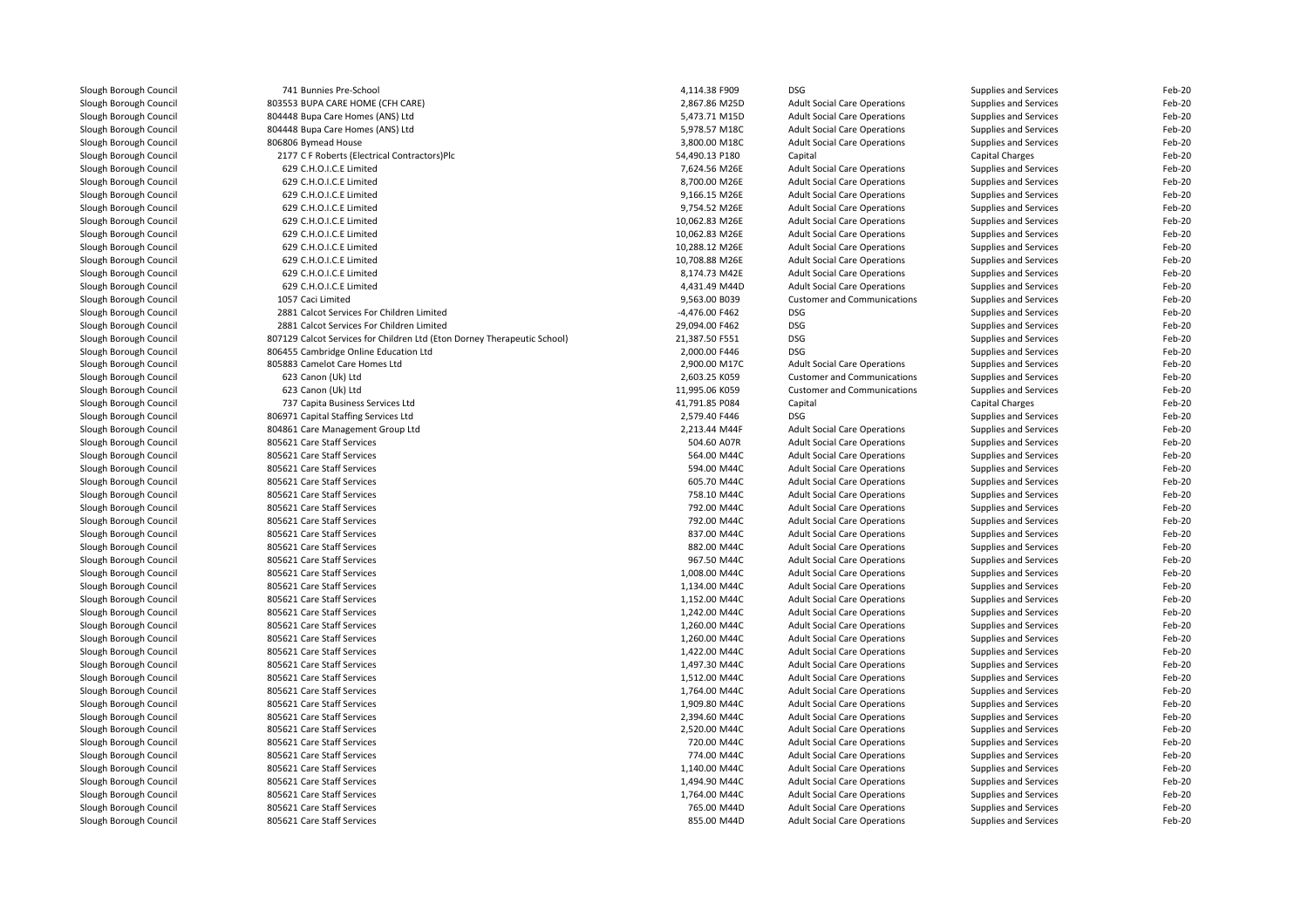| | | | | | | |
|---|---|---|---|---|---|---|
| Slough Borough Council | 741 Bunnies Pre-School | 4,114.38 F909 | DSG | Supplies and Services | Feb-20 |
| Slough Borough Council | 803553 BUPA CARE HOME (CFH CARE) | 2,867.86 M25D | Adult Social Care Operations | Supplies and Services | Feb-20 |
| Slough Borough Council | 804448 Bupa Care Homes (ANS) Ltd | 5,473.71 M15D | Adult Social Care Operations | Supplies and Services | Feb-20 |
| Slough Borough Council | 804448 Bupa Care Homes (ANS) Ltd | 5,978.57 M18C | Adult Social Care Operations | Supplies and Services | Feb-20 |
| Slough Borough Council | 806806 Bymead House | 3,800.00 M18C | Adult Social Care Operations | Supplies and Services | Feb-20 |
| Slough Borough Council | 2177 C F Roberts (Electrical Contractors)Plc | 54,490.13 P180 | Capital | Capital Charges | Feb-20 |
| Slough Borough Council | 629 C.H.O.I.C.E Limited | 7,624.56 M26E | Adult Social Care Operations | Supplies and Services | Feb-20 |
| Slough Borough Council | 629 C.H.O.I.C.E Limited | 8,700.00 M26E | Adult Social Care Operations | Supplies and Services | Feb-20 |
| Slough Borough Council | 629 C.H.O.I.C.E Limited | 9,166.15 M26E | Adult Social Care Operations | Supplies and Services | Feb-20 |
| Slough Borough Council | 629 C.H.O.I.C.E Limited | 9,754.52 M26E | Adult Social Care Operations | Supplies and Services | Feb-20 |
| Slough Borough Council | 629 C.H.O.I.C.E Limited | 10,062.83 M26E | Adult Social Care Operations | Supplies and Services | Feb-20 |
| Slough Borough Council | 629 C.H.O.I.C.E Limited | 10,062.83 M26E | Adult Social Care Operations | Supplies and Services | Feb-20 |
| Slough Borough Council | 629 C.H.O.I.C.E Limited | 10,288.12 M26E | Adult Social Care Operations | Supplies and Services | Feb-20 |
| Slough Borough Council | 629 C.H.O.I.C.E Limited | 10,708.88 M26E | Adult Social Care Operations | Supplies and Services | Feb-20 |
| Slough Borough Council | 629 C.H.O.I.C.E Limited | 8,174.73 M42E | Adult Social Care Operations | Supplies and Services | Feb-20 |
| Slough Borough Council | 629 C.H.O.I.C.E Limited | 4,431.49 M44D | Adult Social Care Operations | Supplies and Services | Feb-20 |
| Slough Borough Council | 1057 Caci Limited | 9,563.00 B039 | Customer and Communications | Supplies and Services | Feb-20 |
| Slough Borough Council | 2881 Calcot Services For Children Limited | -4,476.00 F462 | DSG | Supplies and Services | Feb-20 |
| Slough Borough Council | 2881 Calcot Services For Children Limited | 29,094.00 F462 | DSG | Supplies and Services | Feb-20 |
| Slough Borough Council | 807129 Calcot Services for Children Ltd (Eton Dorney Therapeutic School) | 21,387.50 F551 | DSG | Supplies and Services | Feb-20 |
| Slough Borough Council | 806455 Cambridge Online Education Ltd | 2,000.00 F446 | DSG | Supplies and Services | Feb-20 |
| Slough Borough Council | 805883 Camelot Care Homes Ltd | 2,900.00 M17C | Adult Social Care Operations | Supplies and Services | Feb-20 |
| Slough Borough Council | 623 Canon (Uk) Ltd | 2,603.25 K059 | Customer and Communications | Supplies and Services | Feb-20 |
| Slough Borough Council | 623 Canon (Uk) Ltd | 11,995.06 K059 | Customer and Communications | Supplies and Services | Feb-20 |
| Slough Borough Council | 737 Capita Business Services Ltd | 41,791.85 P084 | Capital | Capital Charges | Feb-20 |
| Slough Borough Council | 806971 Capital Staffing Services Ltd | 2,579.40 F446 | DSG | Supplies and Services | Feb-20 |
| Slough Borough Council | 804861 Care Management Group Ltd | 2,213.44 M44F | Adult Social Care Operations | Supplies and Services | Feb-20 |
| Slough Borough Council | 805621 Care Staff Services | 504.60 A07R | Adult Social Care Operations | Supplies and Services | Feb-20 |
| Slough Borough Council | 805621 Care Staff Services | 564.00 M44C | Adult Social Care Operations | Supplies and Services | Feb-20 |
| Slough Borough Council | 805621 Care Staff Services | 594.00 M44C | Adult Social Care Operations | Supplies and Services | Feb-20 |
| Slough Borough Council | 805621 Care Staff Services | 605.70 M44C | Adult Social Care Operations | Supplies and Services | Feb-20 |
| Slough Borough Council | 805621 Care Staff Services | 758.10 M44C | Adult Social Care Operations | Supplies and Services | Feb-20 |
| Slough Borough Council | 805621 Care Staff Services | 792.00 M44C | Adult Social Care Operations | Supplies and Services | Feb-20 |
| Slough Borough Council | 805621 Care Staff Services | 792.00 M44C | Adult Social Care Operations | Supplies and Services | Feb-20 |
| Slough Borough Council | 805621 Care Staff Services | 837.00 M44C | Adult Social Care Operations | Supplies and Services | Feb-20 |
| Slough Borough Council | 805621 Care Staff Services | 882.00 M44C | Adult Social Care Operations | Supplies and Services | Feb-20 |
| Slough Borough Council | 805621 Care Staff Services | 967.50 M44C | Adult Social Care Operations | Supplies and Services | Feb-20 |
| Slough Borough Council | 805621 Care Staff Services | 1,008.00 M44C | Adult Social Care Operations | Supplies and Services | Feb-20 |
| Slough Borough Council | 805621 Care Staff Services | 1,134.00 M44C | Adult Social Care Operations | Supplies and Services | Feb-20 |
| Slough Borough Council | 805621 Care Staff Services | 1,152.00 M44C | Adult Social Care Operations | Supplies and Services | Feb-20 |
| Slough Borough Council | 805621 Care Staff Services | 1,242.00 M44C | Adult Social Care Operations | Supplies and Services | Feb-20 |
| Slough Borough Council | 805621 Care Staff Services | 1,260.00 M44C | Adult Social Care Operations | Supplies and Services | Feb-20 |
| Slough Borough Council | 805621 Care Staff Services | 1,260.00 M44C | Adult Social Care Operations | Supplies and Services | Feb-20 |
| Slough Borough Council | 805621 Care Staff Services | 1,422.00 M44C | Adult Social Care Operations | Supplies and Services | Feb-20 |
| Slough Borough Council | 805621 Care Staff Services | 1,497.30 M44C | Adult Social Care Operations | Supplies and Services | Feb-20 |
| Slough Borough Council | 805621 Care Staff Services | 1,512.00 M44C | Adult Social Care Operations | Supplies and Services | Feb-20 |
| Slough Borough Council | 805621 Care Staff Services | 1,764.00 M44C | Adult Social Care Operations | Supplies and Services | Feb-20 |
| Slough Borough Council | 805621 Care Staff Services | 1,909.80 M44C | Adult Social Care Operations | Supplies and Services | Feb-20 |
| Slough Borough Council | 805621 Care Staff Services | 2,394.60 M44C | Adult Social Care Operations | Supplies and Services | Feb-20 |
| Slough Borough Council | 805621 Care Staff Services | 2,520.00 M44C | Adult Social Care Operations | Supplies and Services | Feb-20 |
| Slough Borough Council | 805621 Care Staff Services | 720.00 M44C | Adult Social Care Operations | Supplies and Services | Feb-20 |
| Slough Borough Council | 805621 Care Staff Services | 774.00 M44C | Adult Social Care Operations | Supplies and Services | Feb-20 |
| Slough Borough Council | 805621 Care Staff Services | 1,140.00 M44C | Adult Social Care Operations | Supplies and Services | Feb-20 |
| Slough Borough Council | 805621 Care Staff Services | 1,494.90 M44C | Adult Social Care Operations | Supplies and Services | Feb-20 |
| Slough Borough Council | 805621 Care Staff Services | 1,764.00 M44C | Adult Social Care Operations | Supplies and Services | Feb-20 |
| Slough Borough Council | 805621 Care Staff Services | 765.00 M44D | Adult Social Care Operations | Supplies and Services | Feb-20 |
| Slough Borough Council | 805621 Care Staff Services | 855.00 M44D | Adult Social Care Operations | Supplies and Services | Feb-20 |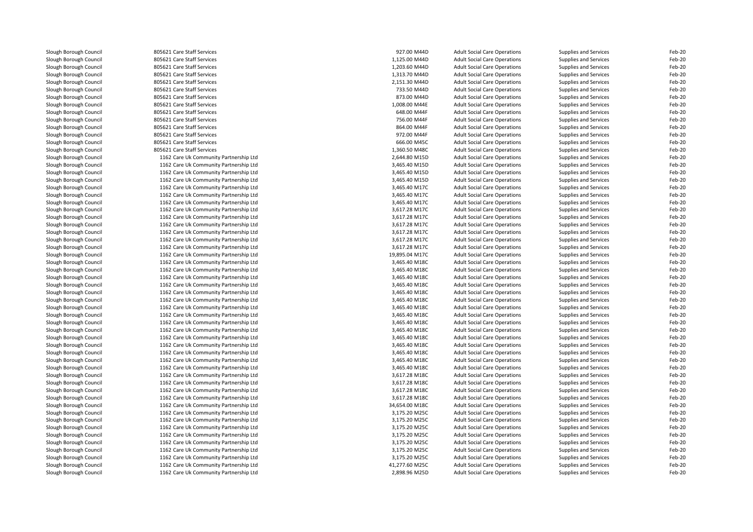| | | | | | | |
|---|---|---|---|---|---|---|
| Slough Borough Council | 805621 Care Staff Services | 927.00 M44D | Adult Social Care Operations | Supplies and Services | Feb-20 |
| Slough Borough Council | 805621 Care Staff Services | 1,125.00 M44D | Adult Social Care Operations | Supplies and Services | Feb-20 |
| Slough Borough Council | 805621 Care Staff Services | 1,203.60 M44D | Adult Social Care Operations | Supplies and Services | Feb-20 |
| Slough Borough Council | 805621 Care Staff Services | 1,313.70 M44D | Adult Social Care Operations | Supplies and Services | Feb-20 |
| Slough Borough Council | 805621 Care Staff Services | 2,151.30 M44D | Adult Social Care Operations | Supplies and Services | Feb-20 |
| Slough Borough Council | 805621 Care Staff Services | 733.50 M44D | Adult Social Care Operations | Supplies and Services | Feb-20 |
| Slough Borough Council | 805621 Care Staff Services | 873.00 M44D | Adult Social Care Operations | Supplies and Services | Feb-20 |
| Slough Borough Council | 805621 Care Staff Services | 1,008.00 M44E | Adult Social Care Operations | Supplies and Services | Feb-20 |
| Slough Borough Council | 805621 Care Staff Services | 648.00 M44F | Adult Social Care Operations | Supplies and Services | Feb-20 |
| Slough Borough Council | 805621 Care Staff Services | 756.00 M44F | Adult Social Care Operations | Supplies and Services | Feb-20 |
| Slough Borough Council | 805621 Care Staff Services | 864.00 M44F | Adult Social Care Operations | Supplies and Services | Feb-20 |
| Slough Borough Council | 805621 Care Staff Services | 972.00 M44F | Adult Social Care Operations | Supplies and Services | Feb-20 |
| Slough Borough Council | 805621 Care Staff Services | 666.00 M45C | Adult Social Care Operations | Supplies and Services | Feb-20 |
| Slough Borough Council | 805621 Care Staff Services | 1,360.50 M48C | Adult Social Care Operations | Supplies and Services | Feb-20 |
| Slough Borough Council | 1162 Care Uk Community Partnership Ltd | 2,644.80 M15D | Adult Social Care Operations | Supplies and Services | Feb-20 |
| Slough Borough Council | 1162 Care Uk Community Partnership Ltd | 3,465.40 M15D | Adult Social Care Operations | Supplies and Services | Feb-20 |
| Slough Borough Council | 1162 Care Uk Community Partnership Ltd | 3,465.40 M15D | Adult Social Care Operations | Supplies and Services | Feb-20 |
| Slough Borough Council | 1162 Care Uk Community Partnership Ltd | 3,465.40 M15D | Adult Social Care Operations | Supplies and Services | Feb-20 |
| Slough Borough Council | 1162 Care Uk Community Partnership Ltd | 3,465.40 M17C | Adult Social Care Operations | Supplies and Services | Feb-20 |
| Slough Borough Council | 1162 Care Uk Community Partnership Ltd | 3,465.40 M17C | Adult Social Care Operations | Supplies and Services | Feb-20 |
| Slough Borough Council | 1162 Care Uk Community Partnership Ltd | 3,465.40 M17C | Adult Social Care Operations | Supplies and Services | Feb-20 |
| Slough Borough Council | 1162 Care Uk Community Partnership Ltd | 3,617.28 M17C | Adult Social Care Operations | Supplies and Services | Feb-20 |
| Slough Borough Council | 1162 Care Uk Community Partnership Ltd | 3,617.28 M17C | Adult Social Care Operations | Supplies and Services | Feb-20 |
| Slough Borough Council | 1162 Care Uk Community Partnership Ltd | 3,617.28 M17C | Adult Social Care Operations | Supplies and Services | Feb-20 |
| Slough Borough Council | 1162 Care Uk Community Partnership Ltd | 3,617.28 M17C | Adult Social Care Operations | Supplies and Services | Feb-20 |
| Slough Borough Council | 1162 Care Uk Community Partnership Ltd | 3,617.28 M17C | Adult Social Care Operations | Supplies and Services | Feb-20 |
| Slough Borough Council | 1162 Care Uk Community Partnership Ltd | 3,617.28 M17C | Adult Social Care Operations | Supplies and Services | Feb-20 |
| Slough Borough Council | 1162 Care Uk Community Partnership Ltd | 19,895.04 M17C | Adult Social Care Operations | Supplies and Services | Feb-20 |
| Slough Borough Council | 1162 Care Uk Community Partnership Ltd | 3,465.40 M18C | Adult Social Care Operations | Supplies and Services | Feb-20 |
| Slough Borough Council | 1162 Care Uk Community Partnership Ltd | 3,465.40 M18C | Adult Social Care Operations | Supplies and Services | Feb-20 |
| Slough Borough Council | 1162 Care Uk Community Partnership Ltd | 3,465.40 M18C | Adult Social Care Operations | Supplies and Services | Feb-20 |
| Slough Borough Council | 1162 Care Uk Community Partnership Ltd | 3,465.40 M18C | Adult Social Care Operations | Supplies and Services | Feb-20 |
| Slough Borough Council | 1162 Care Uk Community Partnership Ltd | 3,465.40 M18C | Adult Social Care Operations | Supplies and Services | Feb-20 |
| Slough Borough Council | 1162 Care Uk Community Partnership Ltd | 3,465.40 M18C | Adult Social Care Operations | Supplies and Services | Feb-20 |
| Slough Borough Council | 1162 Care Uk Community Partnership Ltd | 3,465.40 M18C | Adult Social Care Operations | Supplies and Services | Feb-20 |
| Slough Borough Council | 1162 Care Uk Community Partnership Ltd | 3,465.40 M18C | Adult Social Care Operations | Supplies and Services | Feb-20 |
| Slough Borough Council | 1162 Care Uk Community Partnership Ltd | 3,465.40 M18C | Adult Social Care Operations | Supplies and Services | Feb-20 |
| Slough Borough Council | 1162 Care Uk Community Partnership Ltd | 3,465.40 M18C | Adult Social Care Operations | Supplies and Services | Feb-20 |
| Slough Borough Council | 1162 Care Uk Community Partnership Ltd | 3,465.40 M18C | Adult Social Care Operations | Supplies and Services | Feb-20 |
| Slough Borough Council | 1162 Care Uk Community Partnership Ltd | 3,465.40 M18C | Adult Social Care Operations | Supplies and Services | Feb-20 |
| Slough Borough Council | 1162 Care Uk Community Partnership Ltd | 3,465.40 M18C | Adult Social Care Operations | Supplies and Services | Feb-20 |
| Slough Borough Council | 1162 Care Uk Community Partnership Ltd | 3,465.40 M18C | Adult Social Care Operations | Supplies and Services | Feb-20 |
| Slough Borough Council | 1162 Care Uk Community Partnership Ltd | 3,465.40 M18C | Adult Social Care Operations | Supplies and Services | Feb-20 |
| Slough Borough Council | 1162 Care Uk Community Partnership Ltd | 3,617.28 M18C | Adult Social Care Operations | Supplies and Services | Feb-20 |
| Slough Borough Council | 1162 Care Uk Community Partnership Ltd | 3,617.28 M18C | Adult Social Care Operations | Supplies and Services | Feb-20 |
| Slough Borough Council | 1162 Care Uk Community Partnership Ltd | 3,617.28 M18C | Adult Social Care Operations | Supplies and Services | Feb-20 |
| Slough Borough Council | 1162 Care Uk Community Partnership Ltd | 3,617.28 M18C | Adult Social Care Operations | Supplies and Services | Feb-20 |
| Slough Borough Council | 1162 Care Uk Community Partnership Ltd | 34,654.00 M18C | Adult Social Care Operations | Supplies and Services | Feb-20 |
| Slough Borough Council | 1162 Care Uk Community Partnership Ltd | 3,175.20 M25C | Adult Social Care Operations | Supplies and Services | Feb-20 |
| Slough Borough Council | 1162 Care Uk Community Partnership Ltd | 3,175.20 M25C | Adult Social Care Operations | Supplies and Services | Feb-20 |
| Slough Borough Council | 1162 Care Uk Community Partnership Ltd | 3,175.20 M25C | Adult Social Care Operations | Supplies and Services | Feb-20 |
| Slough Borough Council | 1162 Care Uk Community Partnership Ltd | 3,175.20 M25C | Adult Social Care Operations | Supplies and Services | Feb-20 |
| Slough Borough Council | 1162 Care Uk Community Partnership Ltd | 3,175.20 M25C | Adult Social Care Operations | Supplies and Services | Feb-20 |
| Slough Borough Council | 1162 Care Uk Community Partnership Ltd | 3,175.20 M25C | Adult Social Care Operations | Supplies and Services | Feb-20 |
| Slough Borough Council | 1162 Care Uk Community Partnership Ltd | 3,175.20 M25C | Adult Social Care Operations | Supplies and Services | Feb-20 |
| Slough Borough Council | 1162 Care Uk Community Partnership Ltd | 41,277.60 M25C | Adult Social Care Operations | Supplies and Services | Feb-20 |
| Slough Borough Council | 1162 Care Uk Community Partnership Ltd | 2,898.96 M25D | Adult Social Care Operations | Supplies and Services | Feb-20 |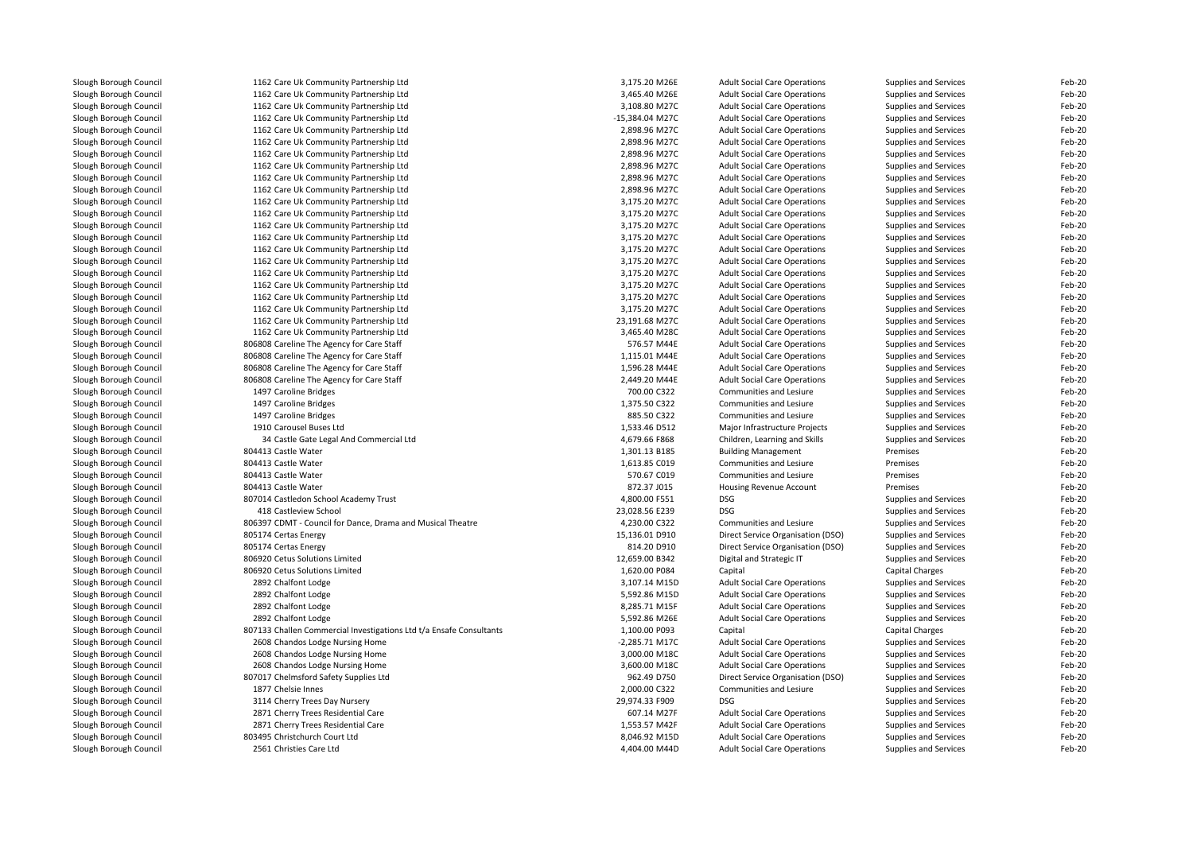| | | | | | | |
|---|---|---|---|---|---|---|
| Slough Borough Council | 1162 Care Uk Community Partnership Ltd | 3,175.20 M26E | Adult Social Care Operations | Supplies and Services | Feb-20 |
| Slough Borough Council | 1162 Care Uk Community Partnership Ltd | 3,465.40 M26E | Adult Social Care Operations | Supplies and Services | Feb-20 |
| Slough Borough Council | 1162 Care Uk Community Partnership Ltd | 3,108.80 M27C | Adult Social Care Operations | Supplies and Services | Feb-20 |
| Slough Borough Council | 1162 Care Uk Community Partnership Ltd | -15,384.04 M27C | Adult Social Care Operations | Supplies and Services | Feb-20 |
| Slough Borough Council | 1162 Care Uk Community Partnership Ltd | 2,898.96 M27C | Adult Social Care Operations | Supplies and Services | Feb-20 |
| Slough Borough Council | 1162 Care Uk Community Partnership Ltd | 2,898.96 M27C | Adult Social Care Operations | Supplies and Services | Feb-20 |
| Slough Borough Council | 1162 Care Uk Community Partnership Ltd | 2,898.96 M27C | Adult Social Care Operations | Supplies and Services | Feb-20 |
| Slough Borough Council | 1162 Care Uk Community Partnership Ltd | 2,898.96 M27C | Adult Social Care Operations | Supplies and Services | Feb-20 |
| Slough Borough Council | 1162 Care Uk Community Partnership Ltd | 2,898.96 M27C | Adult Social Care Operations | Supplies and Services | Feb-20 |
| Slough Borough Council | 1162 Care Uk Community Partnership Ltd | 2,898.96 M27C | Adult Social Care Operations | Supplies and Services | Feb-20 |
| Slough Borough Council | 1162 Care Uk Community Partnership Ltd | 3,175.20 M27C | Adult Social Care Operations | Supplies and Services | Feb-20 |
| Slough Borough Council | 1162 Care Uk Community Partnership Ltd | 3,175.20 M27C | Adult Social Care Operations | Supplies and Services | Feb-20 |
| Slough Borough Council | 1162 Care Uk Community Partnership Ltd | 3,175.20 M27C | Adult Social Care Operations | Supplies and Services | Feb-20 |
| Slough Borough Council | 1162 Care Uk Community Partnership Ltd | 3,175.20 M27C | Adult Social Care Operations | Supplies and Services | Feb-20 |
| Slough Borough Council | 1162 Care Uk Community Partnership Ltd | 3,175.20 M27C | Adult Social Care Operations | Supplies and Services | Feb-20 |
| Slough Borough Council | 1162 Care Uk Community Partnership Ltd | 3,175.20 M27C | Adult Social Care Operations | Supplies and Services | Feb-20 |
| Slough Borough Council | 1162 Care Uk Community Partnership Ltd | 3,175.20 M27C | Adult Social Care Operations | Supplies and Services | Feb-20 |
| Slough Borough Council | 1162 Care Uk Community Partnership Ltd | 3,175.20 M27C | Adult Social Care Operations | Supplies and Services | Feb-20 |
| Slough Borough Council | 1162 Care Uk Community Partnership Ltd | 3,175.20 M27C | Adult Social Care Operations | Supplies and Services | Feb-20 |
| Slough Borough Council | 1162 Care Uk Community Partnership Ltd | 3,175.20 M27C | Adult Social Care Operations | Supplies and Services | Feb-20 |
| Slough Borough Council | 1162 Care Uk Community Partnership Ltd | 23,191.68 M27C | Adult Social Care Operations | Supplies and Services | Feb-20 |
| Slough Borough Council | 1162 Care Uk Community Partnership Ltd | 3,465.40 M28C | Adult Social Care Operations | Supplies and Services | Feb-20 |
| Slough Borough Council | 806808 Careline The Agency for Care Staff | 576.57 M44E | Adult Social Care Operations | Supplies and Services | Feb-20 |
| Slough Borough Council | 806808 Careline The Agency for Care Staff | 1,115.01 M44E | Adult Social Care Operations | Supplies and Services | Feb-20 |
| Slough Borough Council | 806808 Careline The Agency for Care Staff | 1,596.28 M44E | Adult Social Care Operations | Supplies and Services | Feb-20 |
| Slough Borough Council | 806808 Careline The Agency for Care Staff | 2,449.20 M44E | Adult Social Care Operations | Supplies and Services | Feb-20 |
| Slough Borough Council | 1497 Caroline Bridges | 700.00 C322 | Communities and Lesiure | Supplies and Services | Feb-20 |
| Slough Borough Council | 1497 Caroline Bridges | 1,375.50 C322 | Communities and Lesiure | Supplies and Services | Feb-20 |
| Slough Borough Council | 1497 Caroline Bridges | 885.50 C322 | Communities and Lesiure | Supplies and Services | Feb-20 |
| Slough Borough Council | 1910 Carousel Buses Ltd | 1,533.46 D512 | Major Infrastructure Projects | Supplies and Services | Feb-20 |
| Slough Borough Council | 34 Castle Gate Legal And Commercial Ltd | 4,679.66 F868 | Children, Learning and Skills | Supplies and Services | Feb-20 |
| Slough Borough Council | 804413 Castle Water | 1,301.13 B185 | Building Management | Premises | Feb-20 |
| Slough Borough Council | 804413 Castle Water | 1,613.85 C019 | Communities and Lesiure | Premises | Feb-20 |
| Slough Borough Council | 804413 Castle Water | 570.67 C019 | Communities and Lesiure | Premises | Feb-20 |
| Slough Borough Council | 804413 Castle Water | 872.37 J015 | Housing Revenue Account | Premises | Feb-20 |
| Slough Borough Council | 807014 Castledon School Academy Trust | 4,800.00 F551 | DSG | Supplies and Services | Feb-20 |
| Slough Borough Council | 418 Castleview School | 23,028.56 E239 | DSG | Supplies and Services | Feb-20 |
| Slough Borough Council | 806397 CDMT - Council for Dance, Drama and Musical Theatre | 4,230.00 C322 | Communities and Lesiure | Supplies and Services | Feb-20 |
| Slough Borough Council | 805174 Certas Energy | 15,136.01 D910 | Direct Service Organisation (DSO) | Supplies and Services | Feb-20 |
| Slough Borough Council | 805174 Certas Energy | 814.20 D910 | Direct Service Organisation (DSO) | Supplies and Services | Feb-20 |
| Slough Borough Council | 806920 Cetus Solutions Limited | 12,659.00 B342 | Digital and Strategic IT | Supplies and Services | Feb-20 |
| Slough Borough Council | 806920 Cetus Solutions Limited | 1,620.00 P084 | Capital | Capital Charges | Feb-20 |
| Slough Borough Council | 2892 Chalfont Lodge | 3,107.14 M15D | Adult Social Care Operations | Supplies and Services | Feb-20 |
| Slough Borough Council | 2892 Chalfont Lodge | 5,592.86 M15D | Adult Social Care Operations | Supplies and Services | Feb-20 |
| Slough Borough Council | 2892 Chalfont Lodge | 8,285.71 M15F | Adult Social Care Operations | Supplies and Services | Feb-20 |
| Slough Borough Council | 2892 Chalfont Lodge | 5,592.86 M26E | Adult Social Care Operations | Supplies and Services | Feb-20 |
| Slough Borough Council | 807133 Challen Commercial Investigations Ltd t/a Ensafe Consultants | 1,100.00 P093 | Capital | Capital Charges | Feb-20 |
| Slough Borough Council | 2608 Chandos Lodge Nursing Home | -2,285.71 M17C | Adult Social Care Operations | Supplies and Services | Feb-20 |
| Slough Borough Council | 2608 Chandos Lodge Nursing Home | 3,000.00 M18C | Adult Social Care Operations | Supplies and Services | Feb-20 |
| Slough Borough Council | 2608 Chandos Lodge Nursing Home | 3,600.00 M18C | Adult Social Care Operations | Supplies and Services | Feb-20 |
| Slough Borough Council | 807017 Chelmsford Safety Supplies Ltd | 962.49 D750 | Direct Service Organisation (DSO) | Supplies and Services | Feb-20 |
| Slough Borough Council | 1877 Chelsie Innes | 2,000.00 C322 | Communities and Lesiure | Supplies and Services | Feb-20 |
| Slough Borough Council | 3114 Cherry Trees Day Nursery | 29,974.33 F909 | DSG | Supplies and Services | Feb-20 |
| Slough Borough Council | 2871 Cherry Trees Residential Care | 607.14 M27F | Adult Social Care Operations | Supplies and Services | Feb-20 |
| Slough Borough Council | 2871 Cherry Trees Residential Care | 1,553.57 M42F | Adult Social Care Operations | Supplies and Services | Feb-20 |
| Slough Borough Council | 803495 Christchurch Court Ltd | 8,046.92 M15D | Adult Social Care Operations | Supplies and Services | Feb-20 |
| Slough Borough Council | 2561 Christies Care Ltd | 4,404.00 M44D | Adult Social Care Operations | Supplies and Services | Feb-20 |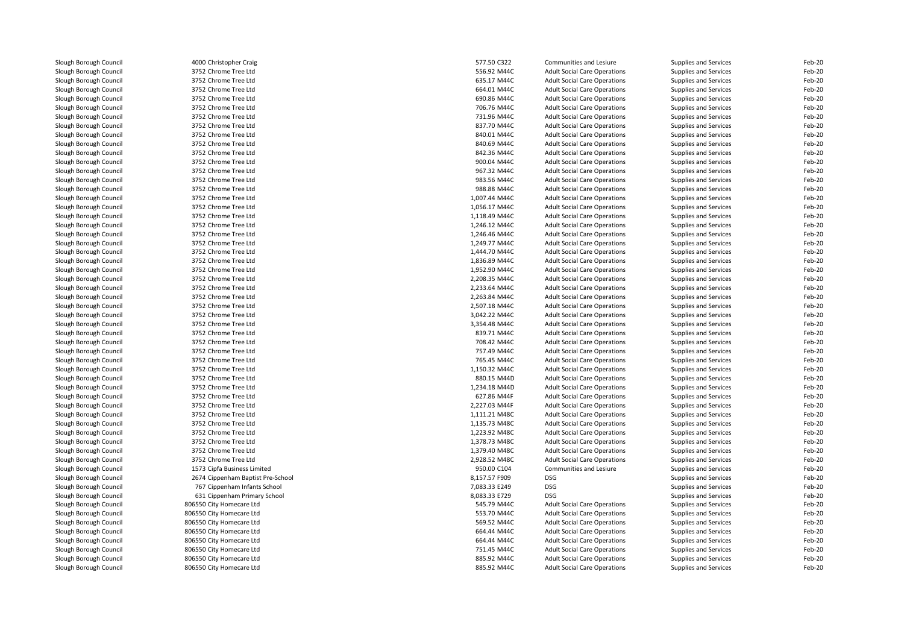| | | | | | | |
|---|---|---|---|---|---|---|
| Slough Borough Council | 4000 Christopher Craig | 577.50 | C322 | Communities and Lesiure | Supplies and Services | Feb-20 |
| Slough Borough Council | 3752 Chrome Tree Ltd | 556.92 | M44C | Adult Social Care Operations | Supplies and Services | Feb-20 |
| Slough Borough Council | 3752 Chrome Tree Ltd | 635.17 | M44C | Adult Social Care Operations | Supplies and Services | Feb-20 |
| Slough Borough Council | 3752 Chrome Tree Ltd | 664.01 | M44C | Adult Social Care Operations | Supplies and Services | Feb-20 |
| Slough Borough Council | 3752 Chrome Tree Ltd | 690.86 | M44C | Adult Social Care Operations | Supplies and Services | Feb-20 |
| Slough Borough Council | 3752 Chrome Tree Ltd | 706.76 | M44C | Adult Social Care Operations | Supplies and Services | Feb-20 |
| Slough Borough Council | 3752 Chrome Tree Ltd | 731.96 | M44C | Adult Social Care Operations | Supplies and Services | Feb-20 |
| Slough Borough Council | 3752 Chrome Tree Ltd | 837.70 | M44C | Adult Social Care Operations | Supplies and Services | Feb-20 |
| Slough Borough Council | 3752 Chrome Tree Ltd | 840.01 | M44C | Adult Social Care Operations | Supplies and Services | Feb-20 |
| Slough Borough Council | 3752 Chrome Tree Ltd | 840.69 | M44C | Adult Social Care Operations | Supplies and Services | Feb-20 |
| Slough Borough Council | 3752 Chrome Tree Ltd | 842.36 | M44C | Adult Social Care Operations | Supplies and Services | Feb-20 |
| Slough Borough Council | 3752 Chrome Tree Ltd | 900.04 | M44C | Adult Social Care Operations | Supplies and Services | Feb-20 |
| Slough Borough Council | 3752 Chrome Tree Ltd | 967.32 | M44C | Adult Social Care Operations | Supplies and Services | Feb-20 |
| Slough Borough Council | 3752 Chrome Tree Ltd | 983.56 | M44C | Adult Social Care Operations | Supplies and Services | Feb-20 |
| Slough Borough Council | 3752 Chrome Tree Ltd | 988.88 | M44C | Adult Social Care Operations | Supplies and Services | Feb-20 |
| Slough Borough Council | 3752 Chrome Tree Ltd | 1,007.44 | M44C | Adult Social Care Operations | Supplies and Services | Feb-20 |
| Slough Borough Council | 3752 Chrome Tree Ltd | 1,056.17 | M44C | Adult Social Care Operations | Supplies and Services | Feb-20 |
| Slough Borough Council | 3752 Chrome Tree Ltd | 1,118.49 | M44C | Adult Social Care Operations | Supplies and Services | Feb-20 |
| Slough Borough Council | 3752 Chrome Tree Ltd | 1,246.12 | M44C | Adult Social Care Operations | Supplies and Services | Feb-20 |
| Slough Borough Council | 3752 Chrome Tree Ltd | 1,246.46 | M44C | Adult Social Care Operations | Supplies and Services | Feb-20 |
| Slough Borough Council | 3752 Chrome Tree Ltd | 1,249.77 | M44C | Adult Social Care Operations | Supplies and Services | Feb-20 |
| Slough Borough Council | 3752 Chrome Tree Ltd | 1,444.70 | M44C | Adult Social Care Operations | Supplies and Services | Feb-20 |
| Slough Borough Council | 3752 Chrome Tree Ltd | 1,836.89 | M44C | Adult Social Care Operations | Supplies and Services | Feb-20 |
| Slough Borough Council | 3752 Chrome Tree Ltd | 1,952.90 | M44C | Adult Social Care Operations | Supplies and Services | Feb-20 |
| Slough Borough Council | 3752 Chrome Tree Ltd | 2,208.35 | M44C | Adult Social Care Operations | Supplies and Services | Feb-20 |
| Slough Borough Council | 3752 Chrome Tree Ltd | 2,233.64 | M44C | Adult Social Care Operations | Supplies and Services | Feb-20 |
| Slough Borough Council | 3752 Chrome Tree Ltd | 2,263.84 | M44C | Adult Social Care Operations | Supplies and Services | Feb-20 |
| Slough Borough Council | 3752 Chrome Tree Ltd | 2,507.18 | M44C | Adult Social Care Operations | Supplies and Services | Feb-20 |
| Slough Borough Council | 3752 Chrome Tree Ltd | 3,042.22 | M44C | Adult Social Care Operations | Supplies and Services | Feb-20 |
| Slough Borough Council | 3752 Chrome Tree Ltd | 3,354.48 | M44C | Adult Social Care Operations | Supplies and Services | Feb-20 |
| Slough Borough Council | 3752 Chrome Tree Ltd | 839.71 | M44C | Adult Social Care Operations | Supplies and Services | Feb-20 |
| Slough Borough Council | 3752 Chrome Tree Ltd | 708.42 | M44C | Adult Social Care Operations | Supplies and Services | Feb-20 |
| Slough Borough Council | 3752 Chrome Tree Ltd | 757.49 | M44C | Adult Social Care Operations | Supplies and Services | Feb-20 |
| Slough Borough Council | 3752 Chrome Tree Ltd | 765.45 | M44C | Adult Social Care Operations | Supplies and Services | Feb-20 |
| Slough Borough Council | 3752 Chrome Tree Ltd | 1,150.32 | M44C | Adult Social Care Operations | Supplies and Services | Feb-20 |
| Slough Borough Council | 3752 Chrome Tree Ltd | 880.15 | M44D | Adult Social Care Operations | Supplies and Services | Feb-20 |
| Slough Borough Council | 3752 Chrome Tree Ltd | 1,234.18 | M44D | Adult Social Care Operations | Supplies and Services | Feb-20 |
| Slough Borough Council | 3752 Chrome Tree Ltd | 627.86 | M44F | Adult Social Care Operations | Supplies and Services | Feb-20 |
| Slough Borough Council | 3752 Chrome Tree Ltd | 2,227.03 | M44F | Adult Social Care Operations | Supplies and Services | Feb-20 |
| Slough Borough Council | 3752 Chrome Tree Ltd | 1,111.21 | M48C | Adult Social Care Operations | Supplies and Services | Feb-20 |
| Slough Borough Council | 3752 Chrome Tree Ltd | 1,135.73 | M48C | Adult Social Care Operations | Supplies and Services | Feb-20 |
| Slough Borough Council | 3752 Chrome Tree Ltd | 1,223.92 | M48C | Adult Social Care Operations | Supplies and Services | Feb-20 |
| Slough Borough Council | 3752 Chrome Tree Ltd | 1,378.73 | M48C | Adult Social Care Operations | Supplies and Services | Feb-20 |
| Slough Borough Council | 3752 Chrome Tree Ltd | 1,379.40 | M48C | Adult Social Care Operations | Supplies and Services | Feb-20 |
| Slough Borough Council | 3752 Chrome Tree Ltd | 2,928.52 | M48C | Adult Social Care Operations | Supplies and Services | Feb-20 |
| Slough Borough Council | 1573 Cipfa Business Limited | 950.00 | C104 | Communities and Lesiure | Supplies and Services | Feb-20 |
| Slough Borough Council | 2674 Cippenham Baptist Pre-School | 8,157.57 | F909 | DSG | Supplies and Services | Feb-20 |
| Slough Borough Council | 767 Cippenham Infants School | 7,083.33 | E249 | DSG | Supplies and Services | Feb-20 |
| Slough Borough Council | 631 Cippenham Primary School | 8,083.33 | E729 | DSG | Supplies and Services | Feb-20 |
| Slough Borough Council | 806550 City Homecare Ltd | 545.79 | M44C | Adult Social Care Operations | Supplies and Services | Feb-20 |
| Slough Borough Council | 806550 City Homecare Ltd | 553.70 | M44C | Adult Social Care Operations | Supplies and Services | Feb-20 |
| Slough Borough Council | 806550 City Homecare Ltd | 569.52 | M44C | Adult Social Care Operations | Supplies and Services | Feb-20 |
| Slough Borough Council | 806550 City Homecare Ltd | 664.44 | M44C | Adult Social Care Operations | Supplies and Services | Feb-20 |
| Slough Borough Council | 806550 City Homecare Ltd | 664.44 | M44C | Adult Social Care Operations | Supplies and Services | Feb-20 |
| Slough Borough Council | 806550 City Homecare Ltd | 751.45 | M44C | Adult Social Care Operations | Supplies and Services | Feb-20 |
| Slough Borough Council | 806550 City Homecare Ltd | 885.92 | M44C | Adult Social Care Operations | Supplies and Services | Feb-20 |
| Slough Borough Council | 806550 City Homecare Ltd | 885.92 | M44C | Adult Social Care Operations | Supplies and Services | Feb-20 |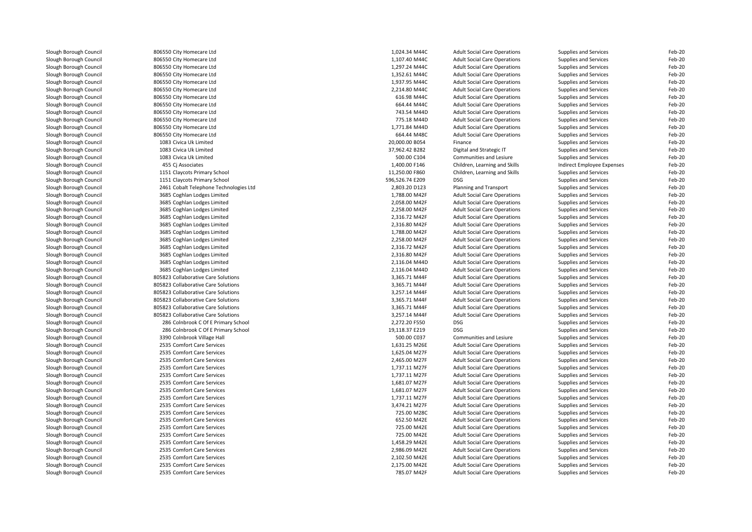| | | | | | | |
|---|---|---|---|---|---|---|
| Slough Borough Council | 806550 City Homecare Ltd | 1,024.34 M44C | Adult Social Care Operations | Supplies and Services | Feb-20 |
| Slough Borough Council | 806550 City Homecare Ltd | 1,107.40 M44C | Adult Social Care Operations | Supplies and Services | Feb-20 |
| Slough Borough Council | 806550 City Homecare Ltd | 1,297.24 M44C | Adult Social Care Operations | Supplies and Services | Feb-20 |
| Slough Borough Council | 806550 City Homecare Ltd | 1,352.61 M44C | Adult Social Care Operations | Supplies and Services | Feb-20 |
| Slough Borough Council | 806550 City Homecare Ltd | 1,937.95 M44C | Adult Social Care Operations | Supplies and Services | Feb-20 |
| Slough Borough Council | 806550 City Homecare Ltd | 2,214.80 M44C | Adult Social Care Operations | Supplies and Services | Feb-20 |
| Slough Borough Council | 806550 City Homecare Ltd | 616.98 M44C | Adult Social Care Operations | Supplies and Services | Feb-20 |
| Slough Borough Council | 806550 City Homecare Ltd | 664.44 M44C | Adult Social Care Operations | Supplies and Services | Feb-20 |
| Slough Borough Council | 806550 City Homecare Ltd | 743.54 M44D | Adult Social Care Operations | Supplies and Services | Feb-20 |
| Slough Borough Council | 806550 City Homecare Ltd | 775.18 M44D | Adult Social Care Operations | Supplies and Services | Feb-20 |
| Slough Borough Council | 806550 City Homecare Ltd | 1,771.84 M44D | Adult Social Care Operations | Supplies and Services | Feb-20 |
| Slough Borough Council | 806550 City Homecare Ltd | 664.44 M48C | Adult Social Care Operations | Supplies and Services | Feb-20 |
| Slough Borough Council | 1083 Civica Uk Limited | 20,000.00 B054 | Finance | Supplies and Services | Feb-20 |
| Slough Borough Council | 1083 Civica Uk Limited | 37,962.42 B282 | Digital and Strategic IT | Supplies and Services | Feb-20 |
| Slough Borough Council | 1083 Civica Uk Limited | 500.00 C104 | Communities and Lesiure | Supplies and Services | Feb-20 |
| Slough Borough Council | 455 Cj Associates | 1,400.00 F146 | Children, Learning and Skills | Indirect Employee Expenses | Feb-20 |
| Slough Borough Council | 1151 Claycots Primary School | 11,250.00 F860 | Children, Learning and Skills | Supplies and Services | Feb-20 |
| Slough Borough Council | 1151 Claycots Primary School | 596,526.74 E209 | DSG | Supplies and Services | Feb-20 |
| Slough Borough Council | 2461 Cobalt Telephone Technologies Ltd | 2,803.20 D123 | Planning and Transport | Supplies and Services | Feb-20 |
| Slough Borough Council | 3685 Coghlan Lodges Limited | 1,788.00 M42F | Adult Social Care Operations | Supplies and Services | Feb-20 |
| Slough Borough Council | 3685 Coghlan Lodges Limited | 2,058.00 M42F | Adult Social Care Operations | Supplies and Services | Feb-20 |
| Slough Borough Council | 3685 Coghlan Lodges Limited | 2,258.00 M42F | Adult Social Care Operations | Supplies and Services | Feb-20 |
| Slough Borough Council | 3685 Coghlan Lodges Limited | 2,316.72 M42F | Adult Social Care Operations | Supplies and Services | Feb-20 |
| Slough Borough Council | 3685 Coghlan Lodges Limited | 2,316.80 M42F | Adult Social Care Operations | Supplies and Services | Feb-20 |
| Slough Borough Council | 3685 Coghlan Lodges Limited | 1,788.00 M42F | Adult Social Care Operations | Supplies and Services | Feb-20 |
| Slough Borough Council | 3685 Coghlan Lodges Limited | 2,258.00 M42F | Adult Social Care Operations | Supplies and Services | Feb-20 |
| Slough Borough Council | 3685 Coghlan Lodges Limited | 2,316.72 M42F | Adult Social Care Operations | Supplies and Services | Feb-20 |
| Slough Borough Council | 3685 Coghlan Lodges Limited | 2,316.80 M42F | Adult Social Care Operations | Supplies and Services | Feb-20 |
| Slough Borough Council | 3685 Coghlan Lodges Limited | 2,116.04 M44D | Adult Social Care Operations | Supplies and Services | Feb-20 |
| Slough Borough Council | 3685 Coghlan Lodges Limited | 2,116.04 M44D | Adult Social Care Operations | Supplies and Services | Feb-20 |
| Slough Borough Council | 805823 Collaborative Care Solutions | 3,365.71 M44F | Adult Social Care Operations | Supplies and Services | Feb-20 |
| Slough Borough Council | 805823 Collaborative Care Solutions | 3,365.71 M44F | Adult Social Care Operations | Supplies and Services | Feb-20 |
| Slough Borough Council | 805823 Collaborative Care Solutions | 3,257.14 M44F | Adult Social Care Operations | Supplies and Services | Feb-20 |
| Slough Borough Council | 805823 Collaborative Care Solutions | 3,365.71 M44F | Adult Social Care Operations | Supplies and Services | Feb-20 |
| Slough Borough Council | 805823 Collaborative Care Solutions | 3,365.71 M44F | Adult Social Care Operations | Supplies and Services | Feb-20 |
| Slough Borough Council | 805823 Collaborative Care Solutions | 3,257.14 M44F | Adult Social Care Operations | Supplies and Services | Feb-20 |
| Slough Borough Council | 286 Colnbrook C Of E Primary School | 2,272.20 F550 | DSG | Supplies and Services | Feb-20 |
| Slough Borough Council | 286 Colnbrook C Of E Primary School | 19,118.37 E219 | DSG | Supplies and Services | Feb-20 |
| Slough Borough Council | 3390 Colnbrook Village Hall | 500.00 C037 | Communities and Lesiure | Supplies and Services | Feb-20 |
| Slough Borough Council | 2535 Comfort Care Services | 1,631.25 M26E | Adult Social Care Operations | Supplies and Services | Feb-20 |
| Slough Borough Council | 2535 Comfort Care Services | 1,625.04 M27F | Adult Social Care Operations | Supplies and Services | Feb-20 |
| Slough Borough Council | 2535 Comfort Care Services | 2,465.00 M27F | Adult Social Care Operations | Supplies and Services | Feb-20 |
| Slough Borough Council | 2535 Comfort Care Services | 1,737.11 M27F | Adult Social Care Operations | Supplies and Services | Feb-20 |
| Slough Borough Council | 2535 Comfort Care Services | 1,737.11 M27F | Adult Social Care Operations | Supplies and Services | Feb-20 |
| Slough Borough Council | 2535 Comfort Care Services | 1,681.07 M27F | Adult Social Care Operations | Supplies and Services | Feb-20 |
| Slough Borough Council | 2535 Comfort Care Services | 1,681.07 M27F | Adult Social Care Operations | Supplies and Services | Feb-20 |
| Slough Borough Council | 2535 Comfort Care Services | 1,737.11 M27F | Adult Social Care Operations | Supplies and Services | Feb-20 |
| Slough Borough Council | 2535 Comfort Care Services | 3,474.21 M27F | Adult Social Care Operations | Supplies and Services | Feb-20 |
| Slough Borough Council | 2535 Comfort Care Services | 725.00 M28C | Adult Social Care Operations | Supplies and Services | Feb-20 |
| Slough Borough Council | 2535 Comfort Care Services | 652.50 M42E | Adult Social Care Operations | Supplies and Services | Feb-20 |
| Slough Borough Council | 2535 Comfort Care Services | 725.00 M42E | Adult Social Care Operations | Supplies and Services | Feb-20 |
| Slough Borough Council | 2535 Comfort Care Services | 725.00 M42E | Adult Social Care Operations | Supplies and Services | Feb-20 |
| Slough Borough Council | 2535 Comfort Care Services | 1,458.29 M42E | Adult Social Care Operations | Supplies and Services | Feb-20 |
| Slough Borough Council | 2535 Comfort Care Services | 2,986.09 M42E | Adult Social Care Operations | Supplies and Services | Feb-20 |
| Slough Borough Council | 2535 Comfort Care Services | 2,102.50 M42E | Adult Social Care Operations | Supplies and Services | Feb-20 |
| Slough Borough Council | 2535 Comfort Care Services | 2,175.00 M42E | Adult Social Care Operations | Supplies and Services | Feb-20 |
| Slough Borough Council | 2535 Comfort Care Services | 785.07 M42F | Adult Social Care Operations | Supplies and Services | Feb-20 |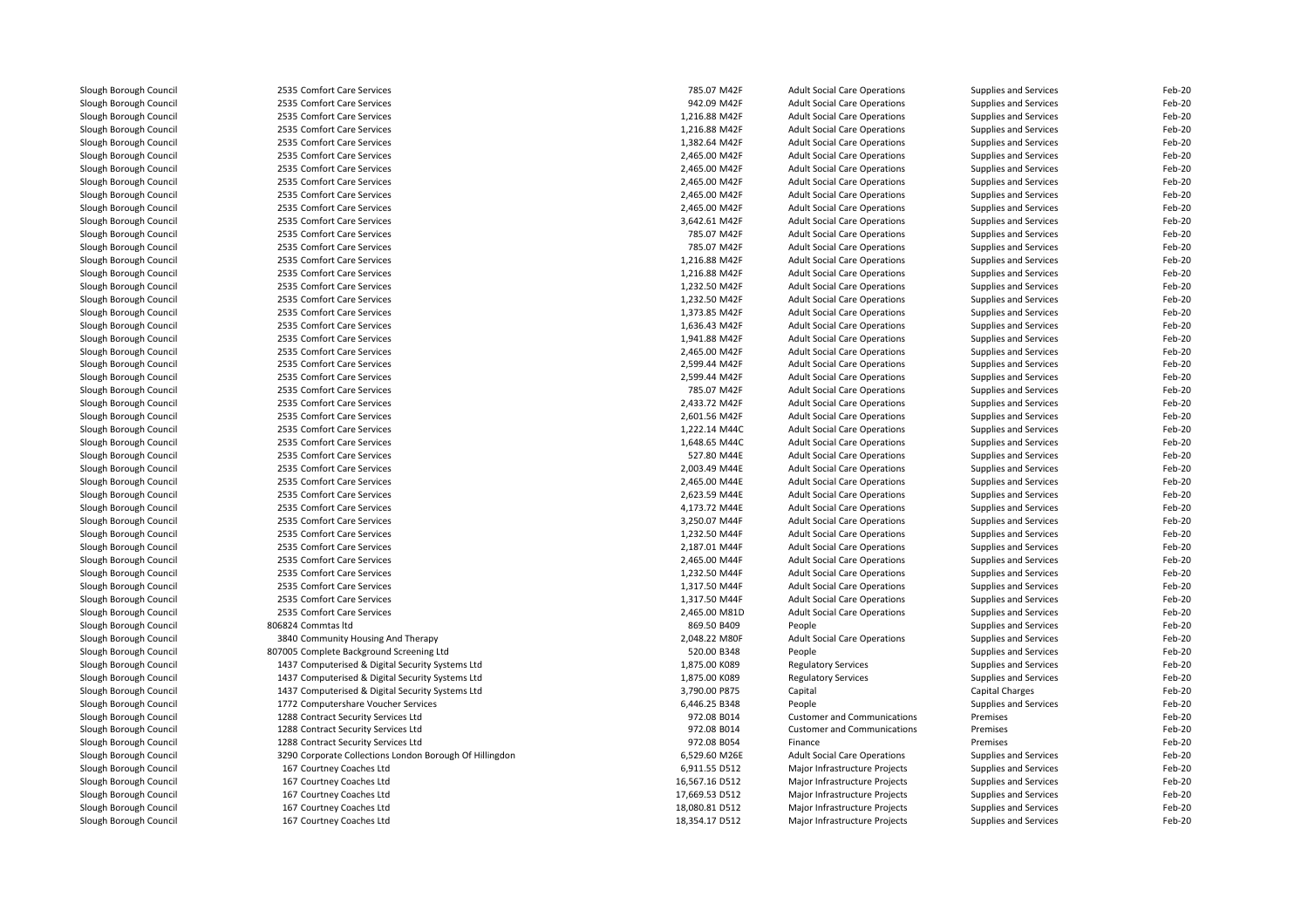| | | | | | | |
|---|---|---|---|---|---|---|
| Slough Borough Council | 2535 Comfort Care Services | 785.07 M42F | Adult Social Care Operations | Supplies and Services | Feb-20 |
| Slough Borough Council | 2535 Comfort Care Services | 942.09 M42F | Adult Social Care Operations | Supplies and Services | Feb-20 |
| Slough Borough Council | 2535 Comfort Care Services | 1,216.88 M42F | Adult Social Care Operations | Supplies and Services | Feb-20 |
| Slough Borough Council | 2535 Comfort Care Services | 1,216.88 M42F | Adult Social Care Operations | Supplies and Services | Feb-20 |
| Slough Borough Council | 2535 Comfort Care Services | 1,382.64 M42F | Adult Social Care Operations | Supplies and Services | Feb-20 |
| Slough Borough Council | 2535 Comfort Care Services | 2,465.00 M42F | Adult Social Care Operations | Supplies and Services | Feb-20 |
| Slough Borough Council | 2535 Comfort Care Services | 2,465.00 M42F | Adult Social Care Operations | Supplies and Services | Feb-20 |
| Slough Borough Council | 2535 Comfort Care Services | 2,465.00 M42F | Adult Social Care Operations | Supplies and Services | Feb-20 |
| Slough Borough Council | 2535 Comfort Care Services | 2,465.00 M42F | Adult Social Care Operations | Supplies and Services | Feb-20 |
| Slough Borough Council | 2535 Comfort Care Services | 2,465.00 M42F | Adult Social Care Operations | Supplies and Services | Feb-20 |
| Slough Borough Council | 2535 Comfort Care Services | 3,642.61 M42F | Adult Social Care Operations | Supplies and Services | Feb-20 |
| Slough Borough Council | 2535 Comfort Care Services | 785.07 M42F | Adult Social Care Operations | Supplies and Services | Feb-20 |
| Slough Borough Council | 2535 Comfort Care Services | 785.07 M42F | Adult Social Care Operations | Supplies and Services | Feb-20 |
| Slough Borough Council | 2535 Comfort Care Services | 1,216.88 M42F | Adult Social Care Operations | Supplies and Services | Feb-20 |
| Slough Borough Council | 2535 Comfort Care Services | 1,216.88 M42F | Adult Social Care Operations | Supplies and Services | Feb-20 |
| Slough Borough Council | 2535 Comfort Care Services | 1,232.50 M42F | Adult Social Care Operations | Supplies and Services | Feb-20 |
| Slough Borough Council | 2535 Comfort Care Services | 1,232.50 M42F | Adult Social Care Operations | Supplies and Services | Feb-20 |
| Slough Borough Council | 2535 Comfort Care Services | 1,373.85 M42F | Adult Social Care Operations | Supplies and Services | Feb-20 |
| Slough Borough Council | 2535 Comfort Care Services | 1,636.43 M42F | Adult Social Care Operations | Supplies and Services | Feb-20 |
| Slough Borough Council | 2535 Comfort Care Services | 1,941.88 M42F | Adult Social Care Operations | Supplies and Services | Feb-20 |
| Slough Borough Council | 2535 Comfort Care Services | 2,465.00 M42F | Adult Social Care Operations | Supplies and Services | Feb-20 |
| Slough Borough Council | 2535 Comfort Care Services | 2,599.44 M42F | Adult Social Care Operations | Supplies and Services | Feb-20 |
| Slough Borough Council | 2535 Comfort Care Services | 2,599.44 M42F | Adult Social Care Operations | Supplies and Services | Feb-20 |
| Slough Borough Council | 2535 Comfort Care Services | 785.07 M42F | Adult Social Care Operations | Supplies and Services | Feb-20 |
| Slough Borough Council | 2535 Comfort Care Services | 2,433.72 M42F | Adult Social Care Operations | Supplies and Services | Feb-20 |
| Slough Borough Council | 2535 Comfort Care Services | 2,601.56 M42F | Adult Social Care Operations | Supplies and Services | Feb-20 |
| Slough Borough Council | 2535 Comfort Care Services | 1,222.14 M44C | Adult Social Care Operations | Supplies and Services | Feb-20 |
| Slough Borough Council | 2535 Comfort Care Services | 1,648.65 M44C | Adult Social Care Operations | Supplies and Services | Feb-20 |
| Slough Borough Council | 2535 Comfort Care Services | 527.80 M44E | Adult Social Care Operations | Supplies and Services | Feb-20 |
| Slough Borough Council | 2535 Comfort Care Services | 2,003.49 M44E | Adult Social Care Operations | Supplies and Services | Feb-20 |
| Slough Borough Council | 2535 Comfort Care Services | 2,465.00 M44E | Adult Social Care Operations | Supplies and Services | Feb-20 |
| Slough Borough Council | 2535 Comfort Care Services | 2,623.59 M44E | Adult Social Care Operations | Supplies and Services | Feb-20 |
| Slough Borough Council | 2535 Comfort Care Services | 4,173.72 M44E | Adult Social Care Operations | Supplies and Services | Feb-20 |
| Slough Borough Council | 2535 Comfort Care Services | 3,250.07 M44F | Adult Social Care Operations | Supplies and Services | Feb-20 |
| Slough Borough Council | 2535 Comfort Care Services | 1,232.50 M44F | Adult Social Care Operations | Supplies and Services | Feb-20 |
| Slough Borough Council | 2535 Comfort Care Services | 2,187.01 M44F | Adult Social Care Operations | Supplies and Services | Feb-20 |
| Slough Borough Council | 2535 Comfort Care Services | 2,465.00 M44F | Adult Social Care Operations | Supplies and Services | Feb-20 |
| Slough Borough Council | 2535 Comfort Care Services | 1,232.50 M44F | Adult Social Care Operations | Supplies and Services | Feb-20 |
| Slough Borough Council | 2535 Comfort Care Services | 1,317.50 M44F | Adult Social Care Operations | Supplies and Services | Feb-20 |
| Slough Borough Council | 2535 Comfort Care Services | 1,317.50 M44F | Adult Social Care Operations | Supplies and Services | Feb-20 |
| Slough Borough Council | 2535 Comfort Care Services | 2,465.00 M81D | Adult Social Care Operations | Supplies and Services | Feb-20 |
| Slough Borough Council | 806824 Commtas ltd | 869.50 B409 | People | Supplies and Services | Feb-20 |
| Slough Borough Council | 3840 Community Housing And Therapy | 2,048.22 M80F | Adult Social Care Operations | Supplies and Services | Feb-20 |
| Slough Borough Council | 807005 Complete Background Screening Ltd | 520.00 B348 | People | Supplies and Services | Feb-20 |
| Slough Borough Council | 1437 Computerised & Digital Security Systems Ltd | 1,875.00 K089 | Regulatory Services | Supplies and Services | Feb-20 |
| Slough Borough Council | 1437 Computerised & Digital Security Systems Ltd | 1,875.00 K089 | Regulatory Services | Supplies and Services | Feb-20 |
| Slough Borough Council | 1437 Computerised & Digital Security Systems Ltd | 3,790.00 P875 | Capital | Capital Charges | Feb-20 |
| Slough Borough Council | 1772 Computershare Voucher Services | 6,446.25 B348 | People | Supplies and Services | Feb-20 |
| Slough Borough Council | 1288 Contract Security Services Ltd | 972.08 B014 | Customer and Communications | Premises | Feb-20 |
| Slough Borough Council | 1288 Contract Security Services Ltd | 972.08 B014 | Customer and Communications | Premises | Feb-20 |
| Slough Borough Council | 1288 Contract Security Services Ltd | 972.08 B054 | Finance | Premises | Feb-20 |
| Slough Borough Council | 3290 Corporate Collections London Borough Of Hillingdon | 6,529.60 M26E | Adult Social Care Operations | Supplies and Services | Feb-20 |
| Slough Borough Council | 167 Courtney Coaches Ltd | 6,911.55 D512 | Major Infrastructure Projects | Supplies and Services | Feb-20 |
| Slough Borough Council | 167 Courtney Coaches Ltd | 16,567.16 D512 | Major Infrastructure Projects | Supplies and Services | Feb-20 |
| Slough Borough Council | 167 Courtney Coaches Ltd | 17,669.53 D512 | Major Infrastructure Projects | Supplies and Services | Feb-20 |
| Slough Borough Council | 167 Courtney Coaches Ltd | 18,080.81 D512 | Major Infrastructure Projects | Supplies and Services | Feb-20 |
| Slough Borough Council | 167 Courtney Coaches Ltd | 18,354.17 D512 | Major Infrastructure Projects | Supplies and Services | Feb-20 |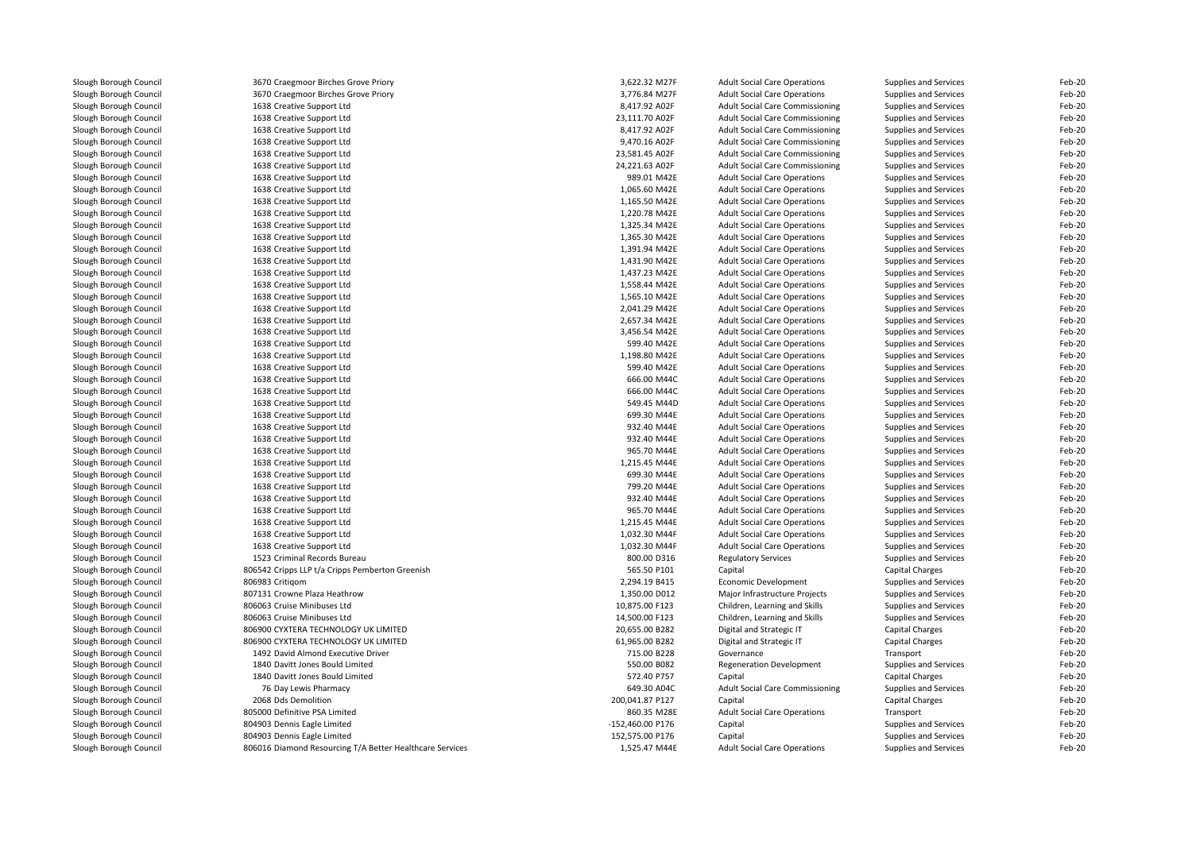| | | | | | | |
|---|---|---|---|---|---|---|
| Slough Borough Council | 3670 Craegmoor Birches Grove Priory | 3,622.32 M27F | Adult Social Care Operations | Supplies and Services | Feb-20 |
| Slough Borough Council | 3670 Craegmoor Birches Grove Priory | 3,776.84 M27F | Adult Social Care Operations | Supplies and Services | Feb-20 |
| Slough Borough Council | 1638 Creative Support Ltd | 8,417.92 A02F | Adult Social Care Commissioning | Supplies and Services | Feb-20 |
| Slough Borough Council | 1638 Creative Support Ltd | 23,111.70 A02F | Adult Social Care Commissioning | Supplies and Services | Feb-20 |
| Slough Borough Council | 1638 Creative Support Ltd | 8,417.92 A02F | Adult Social Care Commissioning | Supplies and Services | Feb-20 |
| Slough Borough Council | 1638 Creative Support Ltd | 9,470.16 A02F | Adult Social Care Commissioning | Supplies and Services | Feb-20 |
| Slough Borough Council | 1638 Creative Support Ltd | 23,581.45 A02F | Adult Social Care Commissioning | Supplies and Services | Feb-20 |
| Slough Borough Council | 1638 Creative Support Ltd | 24,221.63 A02F | Adult Social Care Commissioning | Supplies and Services | Feb-20 |
| Slough Borough Council | 1638 Creative Support Ltd | 989.01 M42E | Adult Social Care Operations | Supplies and Services | Feb-20 |
| Slough Borough Council | 1638 Creative Support Ltd | 1,065.60 M42E | Adult Social Care Operations | Supplies and Services | Feb-20 |
| Slough Borough Council | 1638 Creative Support Ltd | 1,165.50 M42E | Adult Social Care Operations | Supplies and Services | Feb-20 |
| Slough Borough Council | 1638 Creative Support Ltd | 1,220.78 M42E | Adult Social Care Operations | Supplies and Services | Feb-20 |
| Slough Borough Council | 1638 Creative Support Ltd | 1,325.34 M42E | Adult Social Care Operations | Supplies and Services | Feb-20 |
| Slough Borough Council | 1638 Creative Support Ltd | 1,365.30 M42E | Adult Social Care Operations | Supplies and Services | Feb-20 |
| Slough Borough Council | 1638 Creative Support Ltd | 1,391.94 M42E | Adult Social Care Operations | Supplies and Services | Feb-20 |
| Slough Borough Council | 1638 Creative Support Ltd | 1,431.90 M42E | Adult Social Care Operations | Supplies and Services | Feb-20 |
| Slough Borough Council | 1638 Creative Support Ltd | 1,437.23 M42E | Adult Social Care Operations | Supplies and Services | Feb-20 |
| Slough Borough Council | 1638 Creative Support Ltd | 1,558.44 M42E | Adult Social Care Operations | Supplies and Services | Feb-20 |
| Slough Borough Council | 1638 Creative Support Ltd | 1,565.10 M42E | Adult Social Care Operations | Supplies and Services | Feb-20 |
| Slough Borough Council | 1638 Creative Support Ltd | 2,041.29 M42E | Adult Social Care Operations | Supplies and Services | Feb-20 |
| Slough Borough Council | 1638 Creative Support Ltd | 2,657.34 M42E | Adult Social Care Operations | Supplies and Services | Feb-20 |
| Slough Borough Council | 1638 Creative Support Ltd | 3,456.54 M42E | Adult Social Care Operations | Supplies and Services | Feb-20 |
| Slough Borough Council | 1638 Creative Support Ltd | 599.40 M42E | Adult Social Care Operations | Supplies and Services | Feb-20 |
| Slough Borough Council | 1638 Creative Support Ltd | 1,198.80 M42E | Adult Social Care Operations | Supplies and Services | Feb-20 |
| Slough Borough Council | 1638 Creative Support Ltd | 599.40 M42E | Adult Social Care Operations | Supplies and Services | Feb-20 |
| Slough Borough Council | 1638 Creative Support Ltd | 666.00 M44C | Adult Social Care Operations | Supplies and Services | Feb-20 |
| Slough Borough Council | 1638 Creative Support Ltd | 666.00 M44C | Adult Social Care Operations | Supplies and Services | Feb-20 |
| Slough Borough Council | 1638 Creative Support Ltd | 549.45 M44D | Adult Social Care Operations | Supplies and Services | Feb-20 |
| Slough Borough Council | 1638 Creative Support Ltd | 699.30 M44E | Adult Social Care Operations | Supplies and Services | Feb-20 |
| Slough Borough Council | 1638 Creative Support Ltd | 932.40 M44E | Adult Social Care Operations | Supplies and Services | Feb-20 |
| Slough Borough Council | 1638 Creative Support Ltd | 932.40 M44E | Adult Social Care Operations | Supplies and Services | Feb-20 |
| Slough Borough Council | 1638 Creative Support Ltd | 965.70 M44E | Adult Social Care Operations | Supplies and Services | Feb-20 |
| Slough Borough Council | 1638 Creative Support Ltd | 1,215.45 M44E | Adult Social Care Operations | Supplies and Services | Feb-20 |
| Slough Borough Council | 1638 Creative Support Ltd | 699.30 M44E | Adult Social Care Operations | Supplies and Services | Feb-20 |
| Slough Borough Council | 1638 Creative Support Ltd | 799.20 M44E | Adult Social Care Operations | Supplies and Services | Feb-20 |
| Slough Borough Council | 1638 Creative Support Ltd | 932.40 M44E | Adult Social Care Operations | Supplies and Services | Feb-20 |
| Slough Borough Council | 1638 Creative Support Ltd | 965.70 M44E | Adult Social Care Operations | Supplies and Services | Feb-20 |
| Slough Borough Council | 1638 Creative Support Ltd | 1,215.45 M44E | Adult Social Care Operations | Supplies and Services | Feb-20 |
| Slough Borough Council | 1638 Creative Support Ltd | 1,032.30 M44F | Adult Social Care Operations | Supplies and Services | Feb-20 |
| Slough Borough Council | 1638 Creative Support Ltd | 1,032.30 M44F | Adult Social Care Operations | Supplies and Services | Feb-20 |
| Slough Borough Council | 1523 Criminal Records Bureau | 800.00 D316 | Regulatory Services | Supplies and Services | Feb-20 |
| Slough Borough Council | 806542 Cripps LLP t/a Cripps Pemberton Greenish | 565.50 P101 | Capital | Capital Charges | Feb-20 |
| Slough Borough Council | 806983 Critiqom | 2,294.19 B415 | Economic Development | Supplies and Services | Feb-20 |
| Slough Borough Council | 807131 Crowne Plaza Heathrow | 1,350.00 D012 | Major Infrastructure Projects | Supplies and Services | Feb-20 |
| Slough Borough Council | 806063 Cruise Minibuses Ltd | 10,875.00 F123 | Children, Learning and Skills | Supplies and Services | Feb-20 |
| Slough Borough Council | 806063 Cruise Minibuses Ltd | 14,500.00 F123 | Children, Learning and Skills | Supplies and Services | Feb-20 |
| Slough Borough Council | 806900 CYXTERA TECHNOLOGY UK LIMITED | 20,655.00 B282 | Digital and Strategic IT | Capital Charges | Feb-20 |
| Slough Borough Council | 806900 CYXTERA TECHNOLOGY UK LIMITED | 61,965.00 B282 | Digital and Strategic IT | Capital Charges | Feb-20 |
| Slough Borough Council | 1492 David Almond Executive Driver | 715.00 B228 | Governance | Transport | Feb-20 |
| Slough Borough Council | 1840 Davitt Jones Bould Limited | 550.00 B082 | Regeneration Development | Supplies and Services | Feb-20 |
| Slough Borough Council | 1840 Davitt Jones Bould Limited | 572.40 P757 | Capital | Capital Charges | Feb-20 |
| Slough Borough Council | 76 Day Lewis Pharmacy | 649.30 A04C | Adult Social Care Commissioning | Supplies and Services | Feb-20 |
| Slough Borough Council | 2068 Dds Demolition | 200,041.87 P127 | Capital | Capital Charges | Feb-20 |
| Slough Borough Council | 805000 Definitive PSA Limited | 860.35 M28E | Adult Social Care Operations | Transport | Feb-20 |
| Slough Borough Council | 804903 Dennis Eagle Limited | -152,460.00 P176 | Capital | Supplies and Services | Feb-20 |
| Slough Borough Council | 804903 Dennis Eagle Limited | 152,575.00 P176 | Capital | Supplies and Services | Feb-20 |
| Slough Borough Council | 806016 Diamond Resourcing T/A Better Healthcare Services | 1,525.47 M44E | Adult Social Care Operations | Supplies and Services | Feb-20 |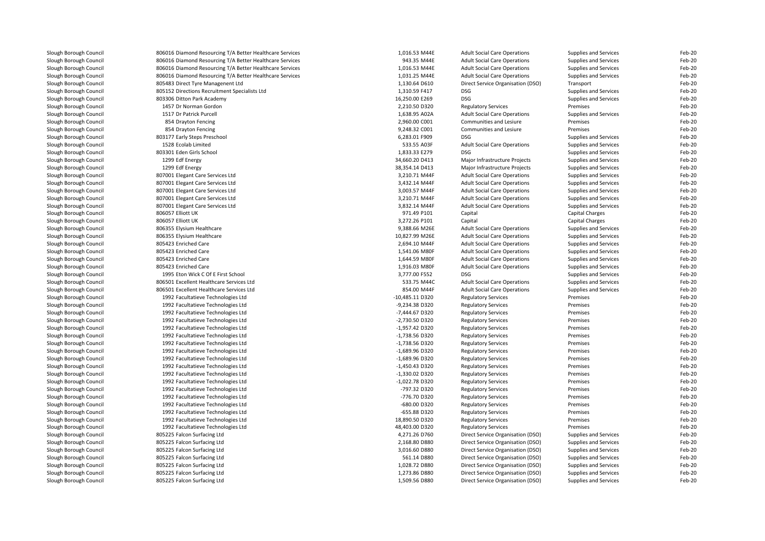| | | | | | |
|---|---|---|---|---|---|
| Slough Borough Council | 806016 Diamond Resourcing T/A Better Healthcare Services | 1,016.53 M44E | Adult Social Care Operations | Supplies and Services | Feb-20 |
| Slough Borough Council | 806016 Diamond Resourcing T/A Better Healthcare Services | 943.35 M44E | Adult Social Care Operations | Supplies and Services | Feb-20 |
| Slough Borough Council | 806016 Diamond Resourcing T/A Better Healthcare Services | 1,016.53 M44E | Adult Social Care Operations | Supplies and Services | Feb-20 |
| Slough Borough Council | 806016 Diamond Resourcing T/A Better Healthcare Services | 1,031.25 M44E | Adult Social Care Operations | Supplies and Services | Feb-20 |
| Slough Borough Council | 805483 Direct Tyre Managenent Ltd | 1,130.64 D610 | Direct Service Organisation (DSO) | Transport | Feb-20 |
| Slough Borough Council | 805152 Directions Recruitment Specialists Ltd | 1,310.59 F417 | DSG | Supplies and Services | Feb-20 |
| Slough Borough Council | 803306 Ditton Park Academy | 16,250.00 E269 | DSG | Supplies and Services | Feb-20 |
| Slough Borough Council | 1457 Dr Norman Gordon | 2,210.50 D320 | Regulatory Services | Premises | Feb-20 |
| Slough Borough Council | 1517 Dr Patrick Purcell | 1,638.95 A02A | Adult Social Care Operations | Supplies and Services | Feb-20 |
| Slough Borough Council | 854 Drayton Fencing | 2,960.00 C001 | Communities and Lesiure | Premises | Feb-20 |
| Slough Borough Council | 854 Drayton Fencing | 9,248.32 C001 | Communities and Lesiure | Premises | Feb-20 |
| Slough Borough Council | 803177 Early Steps Preschool | 6,283.01 F909 | DSG | Supplies and Services | Feb-20 |
| Slough Borough Council | 1528 Ecolab Limited | 533.55 A03F | Adult Social Care Operations | Supplies and Services | Feb-20 |
| Slough Borough Council | 803301 Eden Girls School | 1,833.33 E279 | DSG | Supplies and Services | Feb-20 |
| Slough Borough Council | 1299 Edf Energy | 34,660.20 D413 | Major Infrastructure Projects | Supplies and Services | Feb-20 |
| Slough Borough Council | 1299 Edf Energy | 38,354.14 D413 | Major Infrastructure Projects | Supplies and Services | Feb-20 |
| Slough Borough Council | 807001 Elegant Care Services Ltd | 3,210.71 M44F | Adult Social Care Operations | Supplies and Services | Feb-20 |
| Slough Borough Council | 807001 Elegant Care Services Ltd | 3,432.14 M44F | Adult Social Care Operations | Supplies and Services | Feb-20 |
| Slough Borough Council | 807001 Elegant Care Services Ltd | 3,003.57 M44F | Adult Social Care Operations | Supplies and Services | Feb-20 |
| Slough Borough Council | 807001 Elegant Care Services Ltd | 3,210.71 M44F | Adult Social Care Operations | Supplies and Services | Feb-20 |
| Slough Borough Council | 807001 Elegant Care Services Ltd | 3,832.14 M44F | Adult Social Care Operations | Supplies and Services | Feb-20 |
| Slough Borough Council | 806057 Elliott UK | 971.49 P101 | Capital | Capital Charges | Feb-20 |
| Slough Borough Council | 806057 Elliott UK | 3,272.26 P101 | Capital | Capital Charges | Feb-20 |
| Slough Borough Council | 806355 Elysium Healthcare | 9,388.66 M26E | Adult Social Care Operations | Supplies and Services | Feb-20 |
| Slough Borough Council | 806355 Elysium Healthcare | 10,827.99 M26E | Adult Social Care Operations | Supplies and Services | Feb-20 |
| Slough Borough Council | 805423 Enriched Care | 2,694.10 M44F | Adult Social Care Operations | Supplies and Services | Feb-20 |
| Slough Borough Council | 805423 Enriched Care | 1,541.06 M80F | Adult Social Care Operations | Supplies and Services | Feb-20 |
| Slough Borough Council | 805423 Enriched Care | 1,644.59 M80F | Adult Social Care Operations | Supplies and Services | Feb-20 |
| Slough Borough Council | 805423 Enriched Care | 1,916.03 M80F | Adult Social Care Operations | Supplies and Services | Feb-20 |
| Slough Borough Council | 1995 Eton Wick C Of E First School | 3,777.00 F552 | DSG | Supplies and Services | Feb-20 |
| Slough Borough Council | 806501 Excellent Healthcare Services Ltd | 533.75 M44C | Adult Social Care Operations | Supplies and Services | Feb-20 |
| Slough Borough Council | 806501 Excellent Healthcare Services Ltd | 854.00 M44F | Adult Social Care Operations | Supplies and Services | Feb-20 |
| Slough Borough Council | 1992 Facultatieve Technologies Ltd | -10,485.11 D320 | Regulatory Services | Premises | Feb-20 |
| Slough Borough Council | 1992 Facultatieve Technologies Ltd | -9,234.38 D320 | Regulatory Services | Premises | Feb-20 |
| Slough Borough Council | 1992 Facultatieve Technologies Ltd | -7,444.67 D320 | Regulatory Services | Premises | Feb-20 |
| Slough Borough Council | 1992 Facultatieve Technologies Ltd | -2,730.50 D320 | Regulatory Services | Premises | Feb-20 |
| Slough Borough Council | 1992 Facultatieve Technologies Ltd | -1,957.42 D320 | Regulatory Services | Premises | Feb-20 |
| Slough Borough Council | 1992 Facultatieve Technologies Ltd | -1,738.56 D320 | Regulatory Services | Premises | Feb-20 |
| Slough Borough Council | 1992 Facultatieve Technologies Ltd | -1,738.56 D320 | Regulatory Services | Premises | Feb-20 |
| Slough Borough Council | 1992 Facultatieve Technologies Ltd | -1,689.96 D320 | Regulatory Services | Premises | Feb-20 |
| Slough Borough Council | 1992 Facultatieve Technologies Ltd | -1,689.96 D320 | Regulatory Services | Premises | Feb-20 |
| Slough Borough Council | 1992 Facultatieve Technologies Ltd | -1,450.43 D320 | Regulatory Services | Premises | Feb-20 |
| Slough Borough Council | 1992 Facultatieve Technologies Ltd | -1,330.02 D320 | Regulatory Services | Premises | Feb-20 |
| Slough Borough Council | 1992 Facultatieve Technologies Ltd | -1,022.78 D320 | Regulatory Services | Premises | Feb-20 |
| Slough Borough Council | 1992 Facultatieve Technologies Ltd | -797.32 D320 | Regulatory Services | Premises | Feb-20 |
| Slough Borough Council | 1992 Facultatieve Technologies Ltd | -776.70 D320 | Regulatory Services | Premises | Feb-20 |
| Slough Borough Council | 1992 Facultatieve Technologies Ltd | -680.00 D320 | Regulatory Services | Premises | Feb-20 |
| Slough Borough Council | 1992 Facultatieve Technologies Ltd | -655.88 D320 | Regulatory Services | Premises | Feb-20 |
| Slough Borough Council | 1992 Facultatieve Technologies Ltd | 18,890.50 D320 | Regulatory Services | Premises | Feb-20 |
| Slough Borough Council | 1992 Facultatieve Technologies Ltd | 48,403.00 D320 | Regulatory Services | Premises | Feb-20 |
| Slough Borough Council | 805225 Falcon Surfacing Ltd | 4,271.26 D760 | Direct Service Organisation (DSO) | Supplies and Services | Feb-20 |
| Slough Borough Council | 805225 Falcon Surfacing Ltd | 2,168.80 D880 | Direct Service Organisation (DSO) | Supplies and Services | Feb-20 |
| Slough Borough Council | 805225 Falcon Surfacing Ltd | 3,016.60 D880 | Direct Service Organisation (DSO) | Supplies and Services | Feb-20 |
| Slough Borough Council | 805225 Falcon Surfacing Ltd | 561.14 D880 | Direct Service Organisation (DSO) | Supplies and Services | Feb-20 |
| Slough Borough Council | 805225 Falcon Surfacing Ltd | 1,028.72 D880 | Direct Service Organisation (DSO) | Supplies and Services | Feb-20 |
| Slough Borough Council | 805225 Falcon Surfacing Ltd | 1,273.86 D880 | Direct Service Organisation (DSO) | Supplies and Services | Feb-20 |
| Slough Borough Council | 805225 Falcon Surfacing Ltd | 1,509.56 D880 | Direct Service Organisation (DSO) | Supplies and Services | Feb-20 |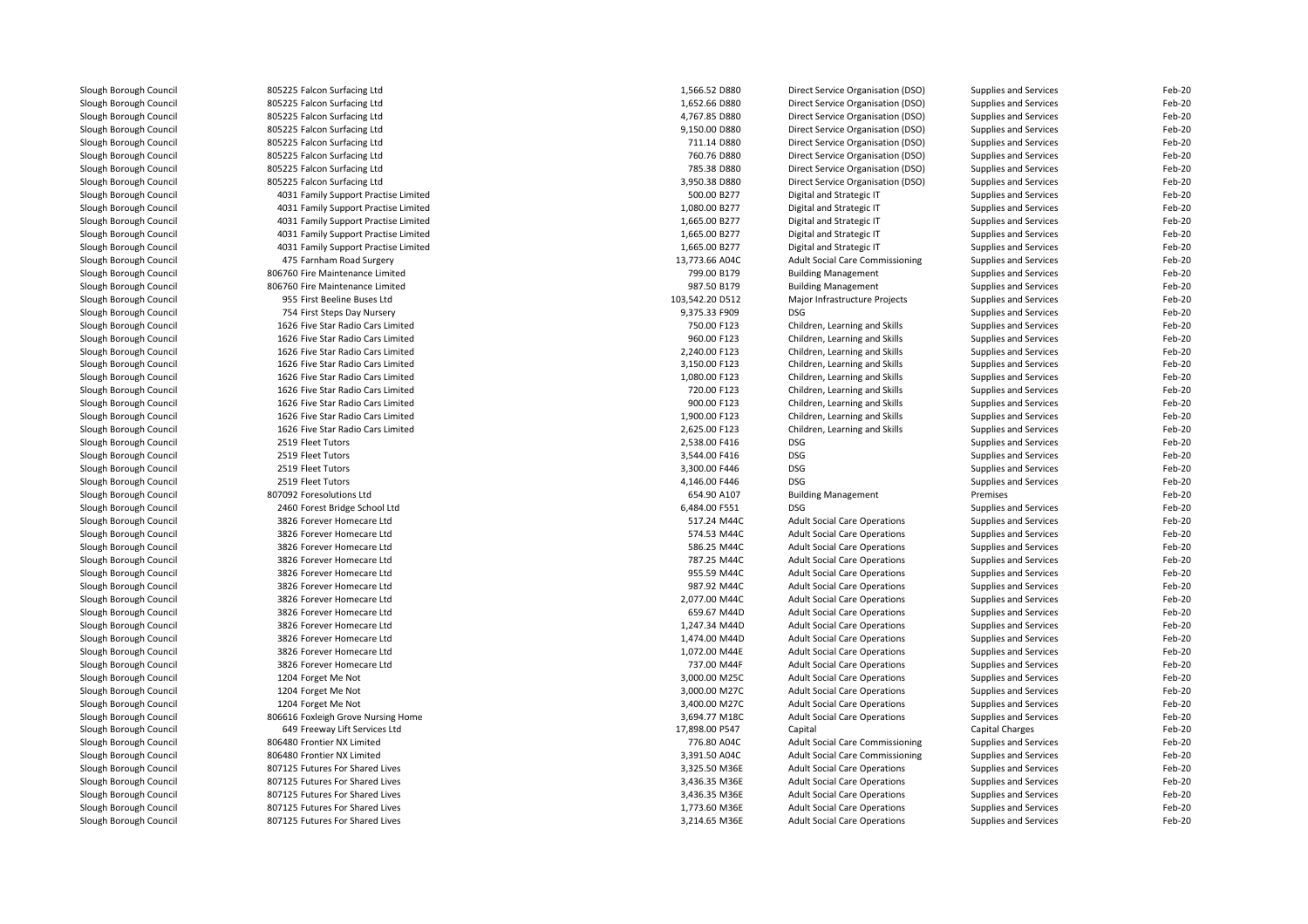| | | | | | | |
|---|---|---|---|---|---|---|
| Slough Borough Council | 805225 Falcon Surfacing Ltd | 1,566.52 D880 | Direct Service Organisation (DSO) | Supplies and Services | Feb-20 |
| Slough Borough Council | 805225 Falcon Surfacing Ltd | 1,652.66 D880 | Direct Service Organisation (DSO) | Supplies and Services | Feb-20 |
| Slough Borough Council | 805225 Falcon Surfacing Ltd | 4,767.85 D880 | Direct Service Organisation (DSO) | Supplies and Services | Feb-20 |
| Slough Borough Council | 805225 Falcon Surfacing Ltd | 9,150.00 D880 | Direct Service Organisation (DSO) | Supplies and Services | Feb-20 |
| Slough Borough Council | 805225 Falcon Surfacing Ltd | 711.14 D880 | Direct Service Organisation (DSO) | Supplies and Services | Feb-20 |
| Slough Borough Council | 805225 Falcon Surfacing Ltd | 760.76 D880 | Direct Service Organisation (DSO) | Supplies and Services | Feb-20 |
| Slough Borough Council | 805225 Falcon Surfacing Ltd | 785.38 D880 | Direct Service Organisation (DSO) | Supplies and Services | Feb-20 |
| Slough Borough Council | 805225 Falcon Surfacing Ltd | 3,950.38 D880 | Direct Service Organisation (DSO) | Supplies and Services | Feb-20 |
| Slough Borough Council | 4031 Family Support Practise Limited | 500.00 B277 | Digital and Strategic IT | Supplies and Services | Feb-20 |
| Slough Borough Council | 4031 Family Support Practise Limited | 1,080.00 B277 | Digital and Strategic IT | Supplies and Services | Feb-20 |
| Slough Borough Council | 4031 Family Support Practise Limited | 1,665.00 B277 | Digital and Strategic IT | Supplies and Services | Feb-20 |
| Slough Borough Council | 4031 Family Support Practise Limited | 1,665.00 B277 | Digital and Strategic IT | Supplies and Services | Feb-20 |
| Slough Borough Council | 4031 Family Support Practise Limited | 1,665.00 B277 | Digital and Strategic IT | Supplies and Services | Feb-20 |
| Slough Borough Council | 475 Farnham Road Surgery | 13,773.66 A04C | Adult Social Care Commissioning | Supplies and Services | Feb-20 |
| Slough Borough Council | 806760 Fire Maintenance Limited | 799.00 B179 | Building Management | Supplies and Services | Feb-20 |
| Slough Borough Council | 806760 Fire Maintenance Limited | 987.50 B179 | Building Management | Supplies and Services | Feb-20 |
| Slough Borough Council | 955 First Beeline Buses Ltd | 103,542.20 D512 | Major Infrastructure Projects | Supplies and Services | Feb-20 |
| Slough Borough Council | 754 First Steps Day Nursery | 9,375.33 F909 | DSG | Supplies and Services | Feb-20 |
| Slough Borough Council | 1626 Five Star Radio Cars Limited | 750.00 F123 | Children, Learning and Skills | Supplies and Services | Feb-20 |
| Slough Borough Council | 1626 Five Star Radio Cars Limited | 960.00 F123 | Children, Learning and Skills | Supplies and Services | Feb-20 |
| Slough Borough Council | 1626 Five Star Radio Cars Limited | 2,240.00 F123 | Children, Learning and Skills | Supplies and Services | Feb-20 |
| Slough Borough Council | 1626 Five Star Radio Cars Limited | 3,150.00 F123 | Children, Learning and Skills | Supplies and Services | Feb-20 |
| Slough Borough Council | 1626 Five Star Radio Cars Limited | 1,080.00 F123 | Children, Learning and Skills | Supplies and Services | Feb-20 |
| Slough Borough Council | 1626 Five Star Radio Cars Limited | 720.00 F123 | Children, Learning and Skills | Supplies and Services | Feb-20 |
| Slough Borough Council | 1626 Five Star Radio Cars Limited | 900.00 F123 | Children, Learning and Skills | Supplies and Services | Feb-20 |
| Slough Borough Council | 1626 Five Star Radio Cars Limited | 1,900.00 F123 | Children, Learning and Skills | Supplies and Services | Feb-20 |
| Slough Borough Council | 1626 Five Star Radio Cars Limited | 2,625.00 F123 | Children, Learning and Skills | Supplies and Services | Feb-20 |
| Slough Borough Council | 2519 Fleet Tutors | 2,538.00 F416 | DSG | Supplies and Services | Feb-20 |
| Slough Borough Council | 2519 Fleet Tutors | 3,544.00 F416 | DSG | Supplies and Services | Feb-20 |
| Slough Borough Council | 2519 Fleet Tutors | 3,300.00 F446 | DSG | Supplies and Services | Feb-20 |
| Slough Borough Council | 2519 Fleet Tutors | 4,146.00 F446 | DSG | Supplies and Services | Feb-20 |
| Slough Borough Council | 807092 Foresolutions Ltd | 654.90 A107 | Building Management | Premises | Feb-20 |
| Slough Borough Council | 2460 Forest Bridge School Ltd | 6,484.00 F551 | DSG | Supplies and Services | Feb-20 |
| Slough Borough Council | 3826 Forever Homecare Ltd | 517.24 M44C | Adult Social Care Operations | Supplies and Services | Feb-20 |
| Slough Borough Council | 3826 Forever Homecare Ltd | 574.53 M44C | Adult Social Care Operations | Supplies and Services | Feb-20 |
| Slough Borough Council | 3826 Forever Homecare Ltd | 586.25 M44C | Adult Social Care Operations | Supplies and Services | Feb-20 |
| Slough Borough Council | 3826 Forever Homecare Ltd | 787.25 M44C | Adult Social Care Operations | Supplies and Services | Feb-20 |
| Slough Borough Council | 3826 Forever Homecare Ltd | 955.59 M44C | Adult Social Care Operations | Supplies and Services | Feb-20 |
| Slough Borough Council | 3826 Forever Homecare Ltd | 987.92 M44C | Adult Social Care Operations | Supplies and Services | Feb-20 |
| Slough Borough Council | 3826 Forever Homecare Ltd | 2,077.00 M44C | Adult Social Care Operations | Supplies and Services | Feb-20 |
| Slough Borough Council | 3826 Forever Homecare Ltd | 659.67 M44D | Adult Social Care Operations | Supplies and Services | Feb-20 |
| Slough Borough Council | 3826 Forever Homecare Ltd | 1,247.34 M44D | Adult Social Care Operations | Supplies and Services | Feb-20 |
| Slough Borough Council | 3826 Forever Homecare Ltd | 1,474.00 M44D | Adult Social Care Operations | Supplies and Services | Feb-20 |
| Slough Borough Council | 3826 Forever Homecare Ltd | 1,072.00 M44E | Adult Social Care Operations | Supplies and Services | Feb-20 |
| Slough Borough Council | 3826 Forever Homecare Ltd | 737.00 M44F | Adult Social Care Operations | Supplies and Services | Feb-20 |
| Slough Borough Council | 1204 Forget Me Not | 3,000.00 M25C | Adult Social Care Operations | Supplies and Services | Feb-20 |
| Slough Borough Council | 1204 Forget Me Not | 3,000.00 M27C | Adult Social Care Operations | Supplies and Services | Feb-20 |
| Slough Borough Council | 1204 Forget Me Not | 3,400.00 M27C | Adult Social Care Operations | Supplies and Services | Feb-20 |
| Slough Borough Council | 806616 Foxleigh Grove Nursing Home | 3,694.77 M18C | Adult Social Care Operations | Supplies and Services | Feb-20 |
| Slough Borough Council | 649 Freeway Lift Services Ltd | 17,898.00 P547 | Capital | Capital Charges | Feb-20 |
| Slough Borough Council | 806480 Frontier NX Limited | 776.80 A04C | Adult Social Care Commissioning | Supplies and Services | Feb-20 |
| Slough Borough Council | 806480 Frontier NX Limited | 3,391.50 A04C | Adult Social Care Commissioning | Supplies and Services | Feb-20 |
| Slough Borough Council | 807125 Futures For Shared Lives | 3,325.50 M36E | Adult Social Care Operations | Supplies and Services | Feb-20 |
| Slough Borough Council | 807125 Futures For Shared Lives | 3,436.35 M36E | Adult Social Care Operations | Supplies and Services | Feb-20 |
| Slough Borough Council | 807125 Futures For Shared Lives | 3,436.35 M36E | Adult Social Care Operations | Supplies and Services | Feb-20 |
| Slough Borough Council | 807125 Futures For Shared Lives | 1,773.60 M36E | Adult Social Care Operations | Supplies and Services | Feb-20 |
| Slough Borough Council | 807125 Futures For Shared Lives | 3,214.65 M36E | Adult Social Care Operations | Supplies and Services | Feb-20 |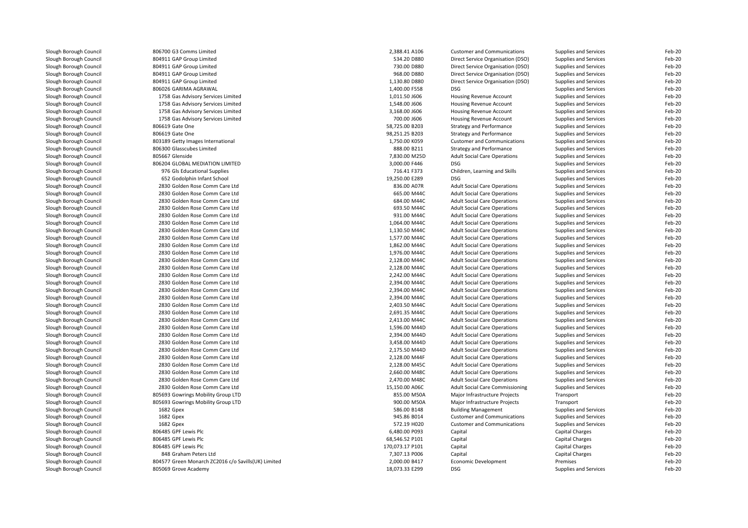| | | | | | | |
|---|---|---|---|---|---|---|
| Slough Borough Council | 806700 G3 Comms Limited | 2,388.41 A106 | Customer and Communications | Supplies and Services | Feb-20 |
| Slough Borough Council | 804911 GAP Group Limited | 534.20 D880 | Direct Service Organisation (DSO) | Supplies and Services | Feb-20 |
| Slough Borough Council | 804911 GAP Group Limited | 730.00 D880 | Direct Service Organisation (DSO) | Supplies and Services | Feb-20 |
| Slough Borough Council | 804911 GAP Group Limited | 968.00 D880 | Direct Service Organisation (DSO) | Supplies and Services | Feb-20 |
| Slough Borough Council | 804911 GAP Group Limited | 1,130.80 D880 | Direct Service Organisation (DSO) | Supplies and Services | Feb-20 |
| Slough Borough Council | 806026 GARIMA AGRAWAL | 1,400.00 F558 | DSG | Supplies and Services | Feb-20 |
| Slough Borough Council | 1758 Gas Advisory Services Limited | 1,011.50 J606 | Housing Revenue Account | Supplies and Services | Feb-20 |
| Slough Borough Council | 1758 Gas Advisory Services Limited | 1,548.00 J606 | Housing Revenue Account | Supplies and Services | Feb-20 |
| Slough Borough Council | 1758 Gas Advisory Services Limited | 3,168.00 J606 | Housing Revenue Account | Supplies and Services | Feb-20 |
| Slough Borough Council | 1758 Gas Advisory Services Limited | 700.00 J606 | Housing Revenue Account | Supplies and Services | Feb-20 |
| Slough Borough Council | 806619 Gate One | 58,725.00 B203 | Strategy and Performance | Supplies and Services | Feb-20 |
| Slough Borough Council | 806619 Gate One | 98,251.25 B203 | Strategy and Performance | Supplies and Services | Feb-20 |
| Slough Borough Council | 803189 Getty Images International | 1,750.00 K059 | Customer and Communications | Supplies and Services | Feb-20 |
| Slough Borough Council | 806300 Glasscubes Limited | 888.00 B211 | Strategy and Performance | Supplies and Services | Feb-20 |
| Slough Borough Council | 805667 Glenside | 7,830.00 M25D | Adult Social Care Operations | Supplies and Services | Feb-20 |
| Slough Borough Council | 806204 GLOBAL MEDIATION LIMITED | 3,000.00 F446 | DSG | Supplies and Services | Feb-20 |
| Slough Borough Council | 976 Gls Educational Supplies | 716.41 F373 | Children, Learning and Skills | Supplies and Services | Feb-20 |
| Slough Borough Council | 652 Godolphin Infant School | 19,250.00 E289 | DSG | Supplies and Services | Feb-20 |
| Slough Borough Council | 2830 Golden Rose Comm Care Ltd | 836.00 A07R | Adult Social Care Operations | Supplies and Services | Feb-20 |
| Slough Borough Council | 2830 Golden Rose Comm Care Ltd | 665.00 M44C | Adult Social Care Operations | Supplies and Services | Feb-20 |
| Slough Borough Council | 2830 Golden Rose Comm Care Ltd | 684.00 M44C | Adult Social Care Operations | Supplies and Services | Feb-20 |
| Slough Borough Council | 2830 Golden Rose Comm Care Ltd | 693.50 M44C | Adult Social Care Operations | Supplies and Services | Feb-20 |
| Slough Borough Council | 2830 Golden Rose Comm Care Ltd | 931.00 M44C | Adult Social Care Operations | Supplies and Services | Feb-20 |
| Slough Borough Council | 2830 Golden Rose Comm Care Ltd | 1,064.00 M44C | Adult Social Care Operations | Supplies and Services | Feb-20 |
| Slough Borough Council | 2830 Golden Rose Comm Care Ltd | 1,130.50 M44C | Adult Social Care Operations | Supplies and Services | Feb-20 |
| Slough Borough Council | 2830 Golden Rose Comm Care Ltd | 1,577.00 M44C | Adult Social Care Operations | Supplies and Services | Feb-20 |
| Slough Borough Council | 2830 Golden Rose Comm Care Ltd | 1,862.00 M44C | Adult Social Care Operations | Supplies and Services | Feb-20 |
| Slough Borough Council | 2830 Golden Rose Comm Care Ltd | 1,976.00 M44C | Adult Social Care Operations | Supplies and Services | Feb-20 |
| Slough Borough Council | 2830 Golden Rose Comm Care Ltd | 2,128.00 M44C | Adult Social Care Operations | Supplies and Services | Feb-20 |
| Slough Borough Council | 2830 Golden Rose Comm Care Ltd | 2,128.00 M44C | Adult Social Care Operations | Supplies and Services | Feb-20 |
| Slough Borough Council | 2830 Golden Rose Comm Care Ltd | 2,242.00 M44C | Adult Social Care Operations | Supplies and Services | Feb-20 |
| Slough Borough Council | 2830 Golden Rose Comm Care Ltd | 2,394.00 M44C | Adult Social Care Operations | Supplies and Services | Feb-20 |
| Slough Borough Council | 2830 Golden Rose Comm Care Ltd | 2,394.00 M44C | Adult Social Care Operations | Supplies and Services | Feb-20 |
| Slough Borough Council | 2830 Golden Rose Comm Care Ltd | 2,394.00 M44C | Adult Social Care Operations | Supplies and Services | Feb-20 |
| Slough Borough Council | 2830 Golden Rose Comm Care Ltd | 2,403.50 M44C | Adult Social Care Operations | Supplies and Services | Feb-20 |
| Slough Borough Council | 2830 Golden Rose Comm Care Ltd | 2,691.35 M44C | Adult Social Care Operations | Supplies and Services | Feb-20 |
| Slough Borough Council | 2830 Golden Rose Comm Care Ltd | 2,413.00 M44C | Adult Social Care Operations | Supplies and Services | Feb-20 |
| Slough Borough Council | 2830 Golden Rose Comm Care Ltd | 1,596.00 M44D | Adult Social Care Operations | Supplies and Services | Feb-20 |
| Slough Borough Council | 2830 Golden Rose Comm Care Ltd | 2,394.00 M44D | Adult Social Care Operations | Supplies and Services | Feb-20 |
| Slough Borough Council | 2830 Golden Rose Comm Care Ltd | 3,458.00 M44D | Adult Social Care Operations | Supplies and Services | Feb-20 |
| Slough Borough Council | 2830 Golden Rose Comm Care Ltd | 2,175.50 M44D | Adult Social Care Operations | Supplies and Services | Feb-20 |
| Slough Borough Council | 2830 Golden Rose Comm Care Ltd | 2,128.00 M44F | Adult Social Care Operations | Supplies and Services | Feb-20 |
| Slough Borough Council | 2830 Golden Rose Comm Care Ltd | 2,128.00 M45C | Adult Social Care Operations | Supplies and Services | Feb-20 |
| Slough Borough Council | 2830 Golden Rose Comm Care Ltd | 2,660.00 M48C | Adult Social Care Operations | Supplies and Services | Feb-20 |
| Slough Borough Council | 2830 Golden Rose Comm Care Ltd | 2,470.00 M48C | Adult Social Care Operations | Supplies and Services | Feb-20 |
| Slough Borough Council | 2830 Golden Rose Comm Care Ltd | 15,150.00 A06C | Adult Social Care Commissioning | Supplies and Services | Feb-20 |
| Slough Borough Council | 805693 Gowrings Mobility Group LTD | 855.00 M50A | Major Infrastructure Projects | Transport | Feb-20 |
| Slough Borough Council | 805693 Gowrings Mobility Group LTD | 900.00 M50A | Major Infrastructure Projects | Transport | Feb-20 |
| Slough Borough Council | 1682 Gpex | 586.00 B148 | Building Management | Supplies and Services | Feb-20 |
| Slough Borough Council | 1682 Gpex | 945.86 B014 | Customer and Communications | Supplies and Services | Feb-20 |
| Slough Borough Council | 1682 Gpex | 572.19 H020 | Customer and Communications | Supplies and Services | Feb-20 |
| Slough Borough Council | 806485 GPF Lewis Plc | 6,480.00 P093 | Capital | Capital Charges | Feb-20 |
| Slough Borough Council | 806485 GPF Lewis Plc | 68,546.52 P101 | Capital | Capital Charges | Feb-20 |
| Slough Borough Council | 806485 GPF Lewis Plc | 170,073.17 P101 | Capital | Capital Charges | Feb-20 |
| Slough Borough Council | 848 Graham Peters Ltd | 7,307.13 P006 | Capital | Capital Charges | Feb-20 |
| Slough Borough Council | 804577 Green Monarch ZC2016 c/o Savills(UK) Limited | 2,000.00 B417 | Economic Development | Premises | Feb-20 |
| Slough Borough Council | 805069 Grove Academy | 18,073.33 E299 | DSG | Supplies and Services | Feb-20 |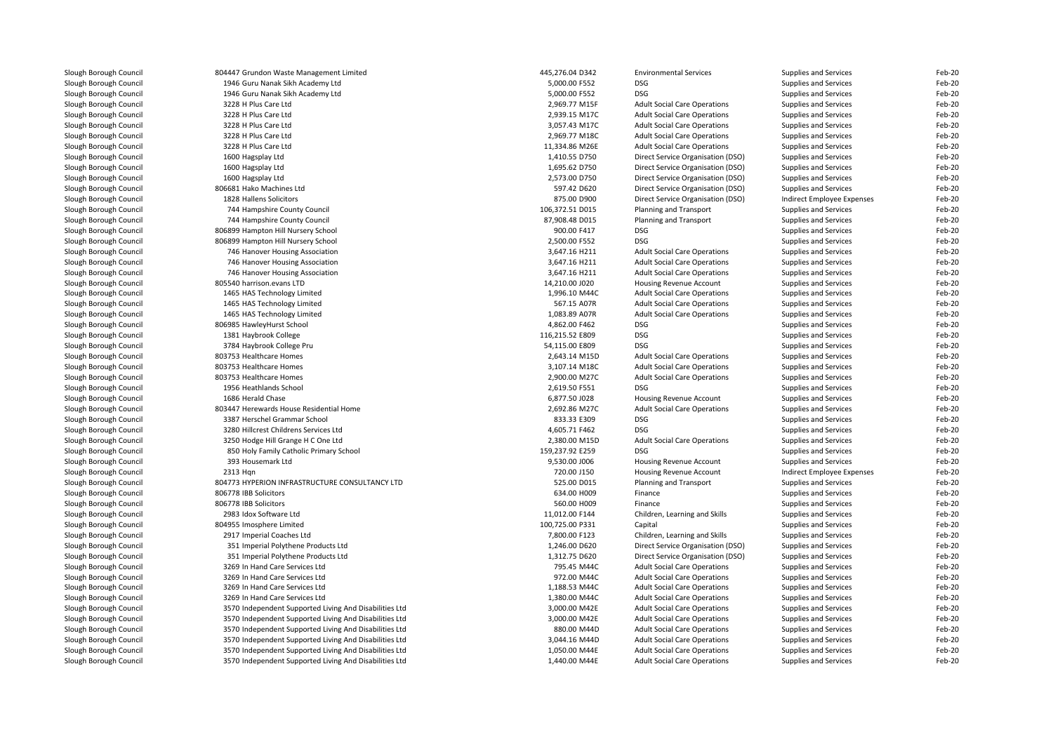| | | | | | | |
|---|---|---|---|---|---|---|
| Slough Borough Council | 804447 Grundon Waste Management Limited | 445,276.04 D342 | Environmental Services | Supplies and Services | Feb-20 |
| Slough Borough Council | 1946 Guru Nanak Sikh Academy Ltd | 5,000.00 F552 | DSG | Supplies and Services | Feb-20 |
| Slough Borough Council | 1946 Guru Nanak Sikh Academy Ltd | 5,000.00 F552 | DSG | Supplies and Services | Feb-20 |
| Slough Borough Council | 3228 H Plus Care Ltd | 2,969.77 M15F | Adult Social Care Operations | Supplies and Services | Feb-20 |
| Slough Borough Council | 3228 H Plus Care Ltd | 2,939.15 M17C | Adult Social Care Operations | Supplies and Services | Feb-20 |
| Slough Borough Council | 3228 H Plus Care Ltd | 3,057.43 M17C | Adult Social Care Operations | Supplies and Services | Feb-20 |
| Slough Borough Council | 3228 H Plus Care Ltd | 2,969.77 M18C | Adult Social Care Operations | Supplies and Services | Feb-20 |
| Slough Borough Council | 3228 H Plus Care Ltd | 11,334.86 M26E | Adult Social Care Operations | Supplies and Services | Feb-20 |
| Slough Borough Council | 1600 Hagsplay Ltd | 1,410.55 D750 | Direct Service Organisation (DSO) | Supplies and Services | Feb-20 |
| Slough Borough Council | 1600 Hagsplay Ltd | 1,695.62 D750 | Direct Service Organisation (DSO) | Supplies and Services | Feb-20 |
| Slough Borough Council | 1600 Hagsplay Ltd | 2,573.00 D750 | Direct Service Organisation (DSO) | Supplies and Services | Feb-20 |
| Slough Borough Council | 806681 Hako Machines Ltd | 597.42 D620 | Direct Service Organisation (DSO) | Supplies and Services | Feb-20 |
| Slough Borough Council | 1828 Hallens Solicitors | 875.00 D900 | Direct Service Organisation (DSO) | Indirect Employee Expenses | Feb-20 |
| Slough Borough Council | 744 Hampshire County Council | 106,372.51 D015 | Planning and Transport | Supplies and Services | Feb-20 |
| Slough Borough Council | 744 Hampshire County Council | 87,908.48 D015 | Planning and Transport | Supplies and Services | Feb-20 |
| Slough Borough Council | 806899 Hampton Hill Nursery School | 900.00 F417 | DSG | Supplies and Services | Feb-20 |
| Slough Borough Council | 806899 Hampton Hill Nursery School | 2,500.00 F552 | DSG | Supplies and Services | Feb-20 |
| Slough Borough Council | 746 Hanover Housing Association | 3,647.16 H211 | Adult Social Care Operations | Supplies and Services | Feb-20 |
| Slough Borough Council | 746 Hanover Housing Association | 3,647.16 H211 | Adult Social Care Operations | Supplies and Services | Feb-20 |
| Slough Borough Council | 746 Hanover Housing Association | 3,647.16 H211 | Adult Social Care Operations | Supplies and Services | Feb-20 |
| Slough Borough Council | 805540 harrison.evans LTD | 14,210.00 J020 | Housing Revenue Account | Supplies and Services | Feb-20 |
| Slough Borough Council | 1465 HAS Technology Limited | 1,996.10 M44C | Adult Social Care Operations | Supplies and Services | Feb-20 |
| Slough Borough Council | 1465 HAS Technology Limited | 567.15 A07R | Adult Social Care Operations | Supplies and Services | Feb-20 |
| Slough Borough Council | 1465 HAS Technology Limited | 1,083.89 A07R | Adult Social Care Operations | Supplies and Services | Feb-20 |
| Slough Borough Council | 806985 HawleyHurst School | 4,862.00 F462 | DSG | Supplies and Services | Feb-20 |
| Slough Borough Council | 1381 Haybrook College | 116,215.52 E809 | DSG | Supplies and Services | Feb-20 |
| Slough Borough Council | 3784 Haybrook College Pru | 54,115.00 E809 | DSG | Supplies and Services | Feb-20 |
| Slough Borough Council | 803753 Healthcare Homes | 2,643.14 M15D | Adult Social Care Operations | Supplies and Services | Feb-20 |
| Slough Borough Council | 803753 Healthcare Homes | 3,107.14 M18C | Adult Social Care Operations | Supplies and Services | Feb-20 |
| Slough Borough Council | 803753 Healthcare Homes | 2,900.00 M27C | Adult Social Care Operations | Supplies and Services | Feb-20 |
| Slough Borough Council | 1956 Heathlands School | 2,619.50 F551 | DSG | Supplies and Services | Feb-20 |
| Slough Borough Council | 1686 Herald Chase | 6,877.50 J028 | Housing Revenue Account | Supplies and Services | Feb-20 |
| Slough Borough Council | 803447 Herewards House Residential Home | 2,692.86 M27C | Adult Social Care Operations | Supplies and Services | Feb-20 |
| Slough Borough Council | 3387 Herschel Grammar School | 833.33 E309 | DSG | Supplies and Services | Feb-20 |
| Slough Borough Council | 3280 Hillcrest Childrens Services Ltd | 4,605.71 F462 | DSG | Supplies and Services | Feb-20 |
| Slough Borough Council | 3250 Hodge Hill Grange H C One Ltd | 2,380.00 M15D | Adult Social Care Operations | Supplies and Services | Feb-20 |
| Slough Borough Council | 850 Holy Family Catholic Primary School | 159,237.92 E259 | DSG | Supplies and Services | Feb-20 |
| Slough Borough Council | 393 Housemark Ltd | 9,530.00 J006 | Housing Revenue Account | Supplies and Services | Feb-20 |
| Slough Borough Council | 2313 Hqn | 720.00 J150 | Housing Revenue Account | Indirect Employee Expenses | Feb-20 |
| Slough Borough Council | 804773 HYPERION INFRASTRUCTURE CONSULTANCY LTD | 525.00 D015 | Planning and Transport | Supplies and Services | Feb-20 |
| Slough Borough Council | 806778 IBB Solicitors | 634.00 H009 | Finance | Supplies and Services | Feb-20 |
| Slough Borough Council | 806778 IBB Solicitors | 560.00 H009 | Finance | Supplies and Services | Feb-20 |
| Slough Borough Council | 2983 Idox Software Ltd | 11,012.00 F144 | Children, Learning and Skills | Supplies and Services | Feb-20 |
| Slough Borough Council | 804955 Imosphere Limited | 100,725.00 P331 | Capital | Supplies and Services | Feb-20 |
| Slough Borough Council | 2917 Imperial Coaches Ltd | 7,800.00 F123 | Children, Learning and Skills | Supplies and Services | Feb-20 |
| Slough Borough Council | 351 Imperial Polythene Products Ltd | 1,246.00 D620 | Direct Service Organisation (DSO) | Supplies and Services | Feb-20 |
| Slough Borough Council | 351 Imperial Polythene Products Ltd | 1,312.75 D620 | Direct Service Organisation (DSO) | Supplies and Services | Feb-20 |
| Slough Borough Council | 3269 In Hand Care Services Ltd | 795.45 M44C | Adult Social Care Operations | Supplies and Services | Feb-20 |
| Slough Borough Council | 3269 In Hand Care Services Ltd | 972.00 M44C | Adult Social Care Operations | Supplies and Services | Feb-20 |
| Slough Borough Council | 3269 In Hand Care Services Ltd | 1,188.53 M44C | Adult Social Care Operations | Supplies and Services | Feb-20 |
| Slough Borough Council | 3269 In Hand Care Services Ltd | 1,380.00 M44C | Adult Social Care Operations | Supplies and Services | Feb-20 |
| Slough Borough Council | 3570 Independent Supported Living And Disabilities Ltd | 3,000.00 M42E | Adult Social Care Operations | Supplies and Services | Feb-20 |
| Slough Borough Council | 3570 Independent Supported Living And Disabilities Ltd | 3,000.00 M42E | Adult Social Care Operations | Supplies and Services | Feb-20 |
| Slough Borough Council | 3570 Independent Supported Living And Disabilities Ltd | 880.00 M44D | Adult Social Care Operations | Supplies and Services | Feb-20 |
| Slough Borough Council | 3570 Independent Supported Living And Disabilities Ltd | 3,044.16 M44D | Adult Social Care Operations | Supplies and Services | Feb-20 |
| Slough Borough Council | 3570 Independent Supported Living And Disabilities Ltd | 1,050.00 M44E | Adult Social Care Operations | Supplies and Services | Feb-20 |
| Slough Borough Council | 3570 Independent Supported Living And Disabilities Ltd | 1,440.00 M44E | Adult Social Care Operations | Supplies and Services | Feb-20 |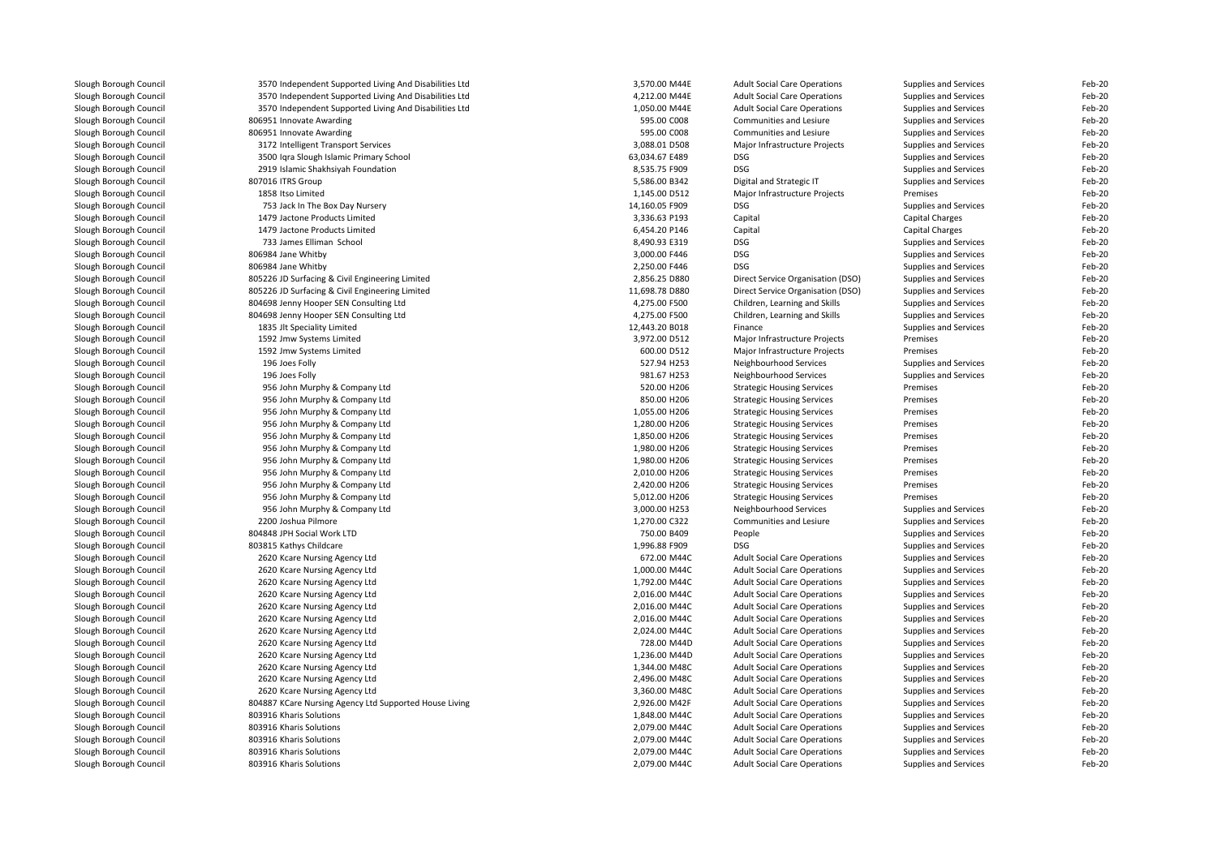| | | | | | | |
|---|---|---|---|---|---|---|
| Slough Borough Council | 3570 Independent Supported Living And Disabilities Ltd | 3,570.00 M44E | Adult Social Care Operations | Supplies and Services | Feb-20 |
| Slough Borough Council | 3570 Independent Supported Living And Disabilities Ltd | 4,212.00 M44E | Adult Social Care Operations | Supplies and Services | Feb-20 |
| Slough Borough Council | 3570 Independent Supported Living And Disabilities Ltd | 1,050.00 M44E | Adult Social Care Operations | Supplies and Services | Feb-20 |
| Slough Borough Council | 806951 Innovate Awarding | 595.00 C008 | Communities and Lesiure | Supplies and Services | Feb-20 |
| Slough Borough Council | 806951 Innovate Awarding | 595.00 C008 | Communities and Lesiure | Supplies and Services | Feb-20 |
| Slough Borough Council | 3172 Intelligent Transport Services | 3,088.01 D508 | Major Infrastructure Projects | Supplies and Services | Feb-20 |
| Slough Borough Council | 3500 Iqra Slough Islamic Primary School | 63,034.67 E489 | DSG | Supplies and Services | Feb-20 |
| Slough Borough Council | 2919 Islamic Shakhsiyah Foundation | 8,535.75 F909 | DSG | Supplies and Services | Feb-20 |
| Slough Borough Council | 807016 ITRS Group | 5,586.00 B342 | Digital and Strategic IT | Supplies and Services | Feb-20 |
| Slough Borough Council | 1858 Itso Limited | 1,145.00 D512 | Major Infrastructure Projects | Premises | Feb-20 |
| Slough Borough Council | 753 Jack In The Box Day Nursery | 14,160.05 F909 | DSG | Supplies and Services | Feb-20 |
| Slough Borough Council | 1479 Jactone Products Limited | 3,336.63 P193 | Capital | Capital Charges | Feb-20 |
| Slough Borough Council | 1479 Jactone Products Limited | 6,454.20 P146 | Capital | Capital Charges | Feb-20 |
| Slough Borough Council | 733 James Elliman School | 8,490.93 E319 | DSG | Supplies and Services | Feb-20 |
| Slough Borough Council | 806984 Jane Whitby | 3,000.00 F446 | DSG | Supplies and Services | Feb-20 |
| Slough Borough Council | 806984 Jane Whitby | 2,250.00 F446 | DSG | Supplies and Services | Feb-20 |
| Slough Borough Council | 805226 JD Surfacing & Civil Engineering Limited | 2,856.25 D880 | Direct Service Organisation (DSO) | Supplies and Services | Feb-20 |
| Slough Borough Council | 805226 JD Surfacing & Civil Engineering Limited | 11,698.78 D880 | Direct Service Organisation (DSO) | Supplies and Services | Feb-20 |
| Slough Borough Council | 804698 Jenny Hooper SEN Consulting Ltd | 4,275.00 F500 | Children, Learning and Skills | Supplies and Services | Feb-20 |
| Slough Borough Council | 804698 Jenny Hooper SEN Consulting Ltd | 4,275.00 F500 | Children, Learning and Skills | Supplies and Services | Feb-20 |
| Slough Borough Council | 1835 Jlt Speciality Limited | 12,443.20 B018 | Finance | Supplies and Services | Feb-20 |
| Slough Borough Council | 1592 Jmw Systems Limited | 3,972.00 D512 | Major Infrastructure Projects | Premises | Feb-20 |
| Slough Borough Council | 1592 Jmw Systems Limited | 600.00 D512 | Major Infrastructure Projects | Premises | Feb-20 |
| Slough Borough Council | 196 Joes Folly | 527.94 H253 | Neighbourhood Services | Supplies and Services | Feb-20 |
| Slough Borough Council | 196 Joes Folly | 981.67 H253 | Neighbourhood Services | Supplies and Services | Feb-20 |
| Slough Borough Council | 956 John Murphy & Company Ltd | 520.00 H206 | Strategic Housing Services | Premises | Feb-20 |
| Slough Borough Council | 956 John Murphy & Company Ltd | 850.00 H206 | Strategic Housing Services | Premises | Feb-20 |
| Slough Borough Council | 956 John Murphy & Company Ltd | 1,055.00 H206 | Strategic Housing Services | Premises | Feb-20 |
| Slough Borough Council | 956 John Murphy & Company Ltd | 1,280.00 H206 | Strategic Housing Services | Premises | Feb-20 |
| Slough Borough Council | 956 John Murphy & Company Ltd | 1,850.00 H206 | Strategic Housing Services | Premises | Feb-20 |
| Slough Borough Council | 956 John Murphy & Company Ltd | 1,980.00 H206 | Strategic Housing Services | Premises | Feb-20 |
| Slough Borough Council | 956 John Murphy & Company Ltd | 1,980.00 H206 | Strategic Housing Services | Premises | Feb-20 |
| Slough Borough Council | 956 John Murphy & Company Ltd | 2,010.00 H206 | Strategic Housing Services | Premises | Feb-20 |
| Slough Borough Council | 956 John Murphy & Company Ltd | 2,420.00 H206 | Strategic Housing Services | Premises | Feb-20 |
| Slough Borough Council | 956 John Murphy & Company Ltd | 5,012.00 H206 | Strategic Housing Services | Premises | Feb-20 |
| Slough Borough Council | 956 John Murphy & Company Ltd | 3,000.00 H253 | Neighbourhood Services | Supplies and Services | Feb-20 |
| Slough Borough Council | 2200 Joshua Pilmore | 1,270.00 C322 | Communities and Lesiure | Supplies and Services | Feb-20 |
| Slough Borough Council | 804848 JPH Social Work LTD | 750.00 B409 | People | Supplies and Services | Feb-20 |
| Slough Borough Council | 803815 Kathys Childcare | 1,996.88 F909 | DSG | Supplies and Services | Feb-20 |
| Slough Borough Council | 2620 Kcare Nursing Agency Ltd | 672.00 M44C | Adult Social Care Operations | Supplies and Services | Feb-20 |
| Slough Borough Council | 2620 Kcare Nursing Agency Ltd | 1,000.00 M44C | Adult Social Care Operations | Supplies and Services | Feb-20 |
| Slough Borough Council | 2620 Kcare Nursing Agency Ltd | 1,792.00 M44C | Adult Social Care Operations | Supplies and Services | Feb-20 |
| Slough Borough Council | 2620 Kcare Nursing Agency Ltd | 2,016.00 M44C | Adult Social Care Operations | Supplies and Services | Feb-20 |
| Slough Borough Council | 2620 Kcare Nursing Agency Ltd | 2,016.00 M44C | Adult Social Care Operations | Supplies and Services | Feb-20 |
| Slough Borough Council | 2620 Kcare Nursing Agency Ltd | 2,016.00 M44C | Adult Social Care Operations | Supplies and Services | Feb-20 |
| Slough Borough Council | 2620 Kcare Nursing Agency Ltd | 2,024.00 M44C | Adult Social Care Operations | Supplies and Services | Feb-20 |
| Slough Borough Council | 2620 Kcare Nursing Agency Ltd | 728.00 M44D | Adult Social Care Operations | Supplies and Services | Feb-20 |
| Slough Borough Council | 2620 Kcare Nursing Agency Ltd | 1,236.00 M44D | Adult Social Care Operations | Supplies and Services | Feb-20 |
| Slough Borough Council | 2620 Kcare Nursing Agency Ltd | 1,344.00 M48C | Adult Social Care Operations | Supplies and Services | Feb-20 |
| Slough Borough Council | 2620 Kcare Nursing Agency Ltd | 2,496.00 M48C | Adult Social Care Operations | Supplies and Services | Feb-20 |
| Slough Borough Council | 2620 Kcare Nursing Agency Ltd | 3,360.00 M48C | Adult Social Care Operations | Supplies and Services | Feb-20 |
| Slough Borough Council | 804887 KCare Nursing Agency Ltd Supported House Living | 2,926.00 M42F | Adult Social Care Operations | Supplies and Services | Feb-20 |
| Slough Borough Council | 803916 Kharis Solutions | 1,848.00 M44C | Adult Social Care Operations | Supplies and Services | Feb-20 |
| Slough Borough Council | 803916 Kharis Solutions | 2,079.00 M44C | Adult Social Care Operations | Supplies and Services | Feb-20 |
| Slough Borough Council | 803916 Kharis Solutions | 2,079.00 M44C | Adult Social Care Operations | Supplies and Services | Feb-20 |
| Slough Borough Council | 803916 Kharis Solutions | 2,079.00 M44C | Adult Social Care Operations | Supplies and Services | Feb-20 |
| Slough Borough Council | 803916 Kharis Solutions | 2,079.00 M44C | Adult Social Care Operations | Supplies and Services | Feb-20 |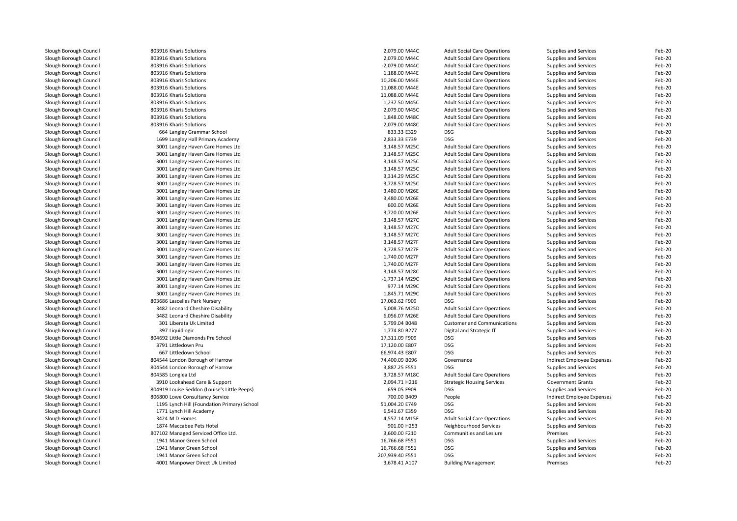| | | | | | | |
|---|---|---|---|---|---|---|
| Slough Borough Council | 803916 Kharis Solutions | 2,079.00 M44C | Adult Social Care Operations | Supplies and Services | Feb-20 |
| Slough Borough Council | 803916 Kharis Solutions | 2,079.00 M44C | Adult Social Care Operations | Supplies and Services | Feb-20 |
| Slough Borough Council | 803916 Kharis Solutions | -2,079.00 M44C | Adult Social Care Operations | Supplies and Services | Feb-20 |
| Slough Borough Council | 803916 Kharis Solutions | 1,188.00 M44E | Adult Social Care Operations | Supplies and Services | Feb-20 |
| Slough Borough Council | 803916 Kharis Solutions | 10,206.00 M44E | Adult Social Care Operations | Supplies and Services | Feb-20 |
| Slough Borough Council | 803916 Kharis Solutions | 11,088.00 M44E | Adult Social Care Operations | Supplies and Services | Feb-20 |
| Slough Borough Council | 803916 Kharis Solutions | 11,088.00 M44E | Adult Social Care Operations | Supplies and Services | Feb-20 |
| Slough Borough Council | 803916 Kharis Solutions | 1,237.50 M45C | Adult Social Care Operations | Supplies and Services | Feb-20 |
| Slough Borough Council | 803916 Kharis Solutions | 2,079.00 M45C | Adult Social Care Operations | Supplies and Services | Feb-20 |
| Slough Borough Council | 803916 Kharis Solutions | 1,848.00 M48C | Adult Social Care Operations | Supplies and Services | Feb-20 |
| Slough Borough Council | 803916 Kharis Solutions | 2,079.00 M48C | Adult Social Care Operations | Supplies and Services | Feb-20 |
| Slough Borough Council | 664 Langley Grammar School | 833.33 E329 | DSG | Supplies and Services | Feb-20 |
| Slough Borough Council | 1699 Langley Hall Primary Academy | 2,833.33 E739 | DSG | Supplies and Services | Feb-20 |
| Slough Borough Council | 3001 Langley Haven Care Homes Ltd | 3,148.57 M25C | Adult Social Care Operations | Supplies and Services | Feb-20 |
| Slough Borough Council | 3001 Langley Haven Care Homes Ltd | 3,148.57 M25C | Adult Social Care Operations | Supplies and Services | Feb-20 |
| Slough Borough Council | 3001 Langley Haven Care Homes Ltd | 3,148.57 M25C | Adult Social Care Operations | Supplies and Services | Feb-20 |
| Slough Borough Council | 3001 Langley Haven Care Homes Ltd | 3,148.57 M25C | Adult Social Care Operations | Supplies and Services | Feb-20 |
| Slough Borough Council | 3001 Langley Haven Care Homes Ltd | 3,314.29 M25C | Adult Social Care Operations | Supplies and Services | Feb-20 |
| Slough Borough Council | 3001 Langley Haven Care Homes Ltd | 3,728.57 M25C | Adult Social Care Operations | Supplies and Services | Feb-20 |
| Slough Borough Council | 3001 Langley Haven Care Homes Ltd | 3,480.00 M26E | Adult Social Care Operations | Supplies and Services | Feb-20 |
| Slough Borough Council | 3001 Langley Haven Care Homes Ltd | 3,480.00 M26E | Adult Social Care Operations | Supplies and Services | Feb-20 |
| Slough Borough Council | 3001 Langley Haven Care Homes Ltd | 600.00 M26E | Adult Social Care Operations | Supplies and Services | Feb-20 |
| Slough Borough Council | 3001 Langley Haven Care Homes Ltd | 3,720.00 M26E | Adult Social Care Operations | Supplies and Services | Feb-20 |
| Slough Borough Council | 3001 Langley Haven Care Homes Ltd | 3,148.57 M27C | Adult Social Care Operations | Supplies and Services | Feb-20 |
| Slough Borough Council | 3001 Langley Haven Care Homes Ltd | 3,148.57 M27C | Adult Social Care Operations | Supplies and Services | Feb-20 |
| Slough Borough Council | 3001 Langley Haven Care Homes Ltd | 3,148.57 M27C | Adult Social Care Operations | Supplies and Services | Feb-20 |
| Slough Borough Council | 3001 Langley Haven Care Homes Ltd | 3,148.57 M27F | Adult Social Care Operations | Supplies and Services | Feb-20 |
| Slough Borough Council | 3001 Langley Haven Care Homes Ltd | 3,728.57 M27F | Adult Social Care Operations | Supplies and Services | Feb-20 |
| Slough Borough Council | 3001 Langley Haven Care Homes Ltd | 1,740.00 M27F | Adult Social Care Operations | Supplies and Services | Feb-20 |
| Slough Borough Council | 3001 Langley Haven Care Homes Ltd | 1,740.00 M27F | Adult Social Care Operations | Supplies and Services | Feb-20 |
| Slough Borough Council | 3001 Langley Haven Care Homes Ltd | 3,148.57 M28C | Adult Social Care Operations | Supplies and Services | Feb-20 |
| Slough Borough Council | 3001 Langley Haven Care Homes Ltd | -1,737.14 M29C | Adult Social Care Operations | Supplies and Services | Feb-20 |
| Slough Borough Council | 3001 Langley Haven Care Homes Ltd | 977.14 M29C | Adult Social Care Operations | Supplies and Services | Feb-20 |
| Slough Borough Council | 3001 Langley Haven Care Homes Ltd | 1,845.71 M29C | Adult Social Care Operations | Supplies and Services | Feb-20 |
| Slough Borough Council | 803686 Lascelles Park Nursery | 17,063.62 F909 | DSG | Supplies and Services | Feb-20 |
| Slough Borough Council | 3482 Leonard Cheshire Disability | 5,008.76 M25D | Adult Social Care Operations | Supplies and Services | Feb-20 |
| Slough Borough Council | 3482 Leonard Cheshire Disability | 6,056.07 M26E | Adult Social Care Operations | Supplies and Services | Feb-20 |
| Slough Borough Council | 301 Liberata Uk Limited | 5,799.04 B048 | Customer and Communications | Supplies and Services | Feb-20 |
| Slough Borough Council | 397 Liquidlogic | 1,774.80 B277 | Digital and Strategic IT | Supplies and Services | Feb-20 |
| Slough Borough Council | 804692 Little Diamonds Pre School | 17,311.09 F909 | DSG | Supplies and Services | Feb-20 |
| Slough Borough Council | 3791 Littledown Pru | 17,120.00 E807 | DSG | Supplies and Services | Feb-20 |
| Slough Borough Council | 667 Littledown School | 66,974.43 E807 | DSG | Supplies and Services | Feb-20 |
| Slough Borough Council | 804544 London Borough of Harrow | 74,400.09 B096 | Governance | Indirect Employee Expenses | Feb-20 |
| Slough Borough Council | 804544 London Borough of Harrow | 3,887.25 F551 | DSG | Supplies and Services | Feb-20 |
| Slough Borough Council | 804585 Longlea Ltd | 3,728.57 M18C | Adult Social Care Operations | Supplies and Services | Feb-20 |
| Slough Borough Council | 3910 Lookahead Care & Support | 2,094.71 H216 | Strategic Housing Services | Government Grants | Feb-20 |
| Slough Borough Council | 804919 Louise Seddon (Louise's Little Peeps) | 659.05 F909 | DSG | Supplies and Services | Feb-20 |
| Slough Borough Council | 806800 Lowe Consultancy Service | 700.00 B409 | People | Indirect Employee Expenses | Feb-20 |
| Slough Borough Council | 1195 Lynch Hill (Foundation Primary) School | 51,004.20 E749 | DSG | Supplies and Services | Feb-20 |
| Slough Borough Council | 1771 Lynch Hill Academy | 6,541.67 E359 | DSG | Supplies and Services | Feb-20 |
| Slough Borough Council | 3424 M D Homes | 4,557.14 M15F | Adult Social Care Operations | Supplies and Services | Feb-20 |
| Slough Borough Council | 1874 Maccabee Pets Hotel | 901.00 H253 | Neighbourhood Services | Supplies and Services | Feb-20 |
| Slough Borough Council | 807102 Managed Serviced Office Ltd. | 3,600.00 F210 | Communities and Lesiure | Premises | Feb-20 |
| Slough Borough Council | 1941 Manor Green School | 16,766.68 F551 | DSG | Supplies and Services | Feb-20 |
| Slough Borough Council | 1941 Manor Green School | 16,766.68 F551 | DSG | Supplies and Services | Feb-20 |
| Slough Borough Council | 1941 Manor Green School | 207,939.40 F551 | DSG | Supplies and Services | Feb-20 |
| Slough Borough Council | 4001 Manpower Direct Uk Limited | 3,678.41 A107 | Building Management | Premises | Feb-20 |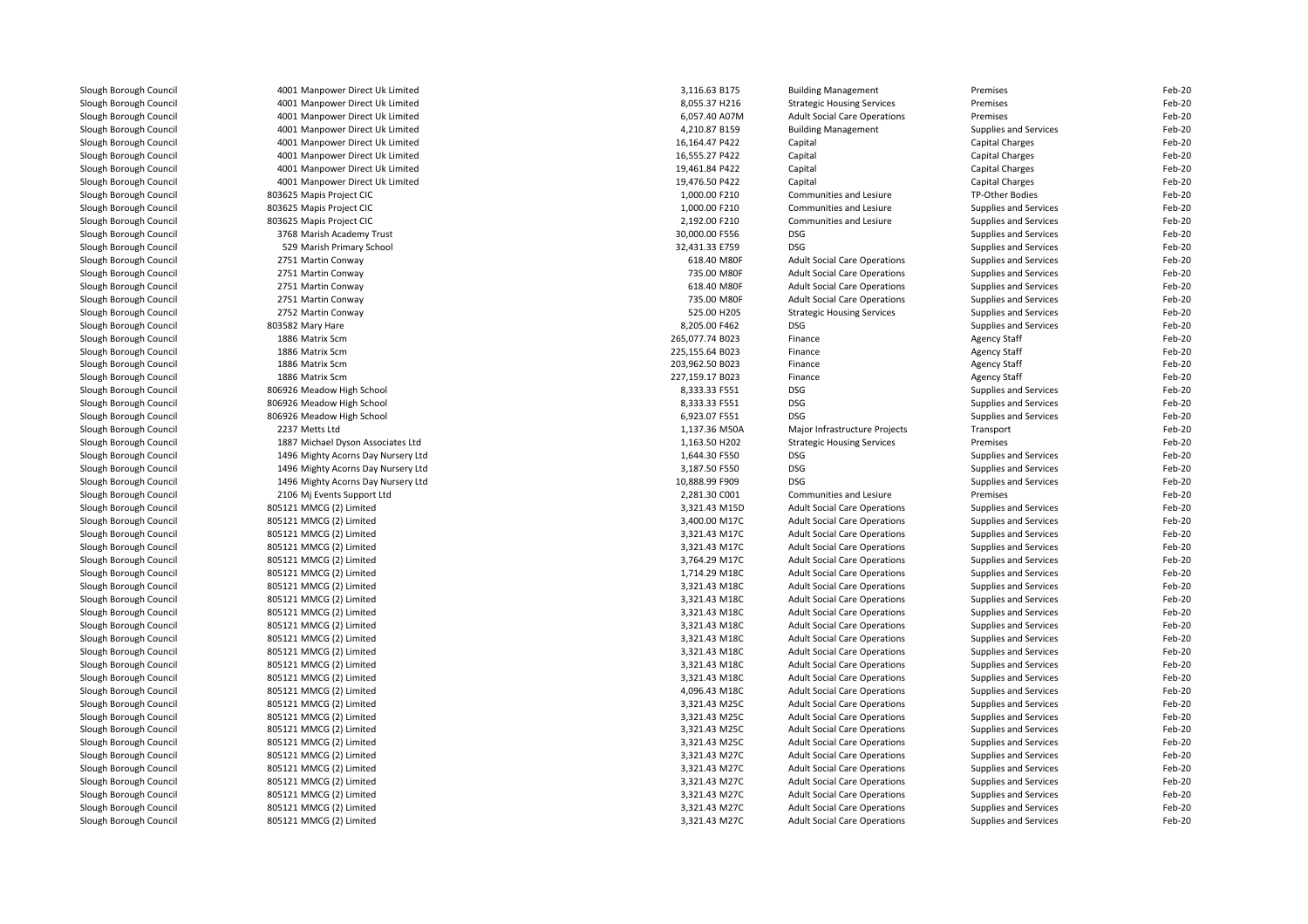| | | | | | | |
|---|---|---|---|---|---|---|
| Slough Borough Council | 4001 Manpower Direct Uk Limited | 3,116.63 B175 | Building Management | Premises | Feb-20 |
| Slough Borough Council | 4001 Manpower Direct Uk Limited | 8,055.37 H216 | Strategic Housing Services | Premises | Feb-20 |
| Slough Borough Council | 4001 Manpower Direct Uk Limited | 6,057.40 A07M | Adult Social Care Operations | Premises | Feb-20 |
| Slough Borough Council | 4001 Manpower Direct Uk Limited | 4,210.87 B159 | Building Management | Supplies and Services | Feb-20 |
| Slough Borough Council | 4001 Manpower Direct Uk Limited | 16,164.47 P422 | Capital | Capital Charges | Feb-20 |
| Slough Borough Council | 4001 Manpower Direct Uk Limited | 16,555.27 P422 | Capital | Capital Charges | Feb-20 |
| Slough Borough Council | 4001 Manpower Direct Uk Limited | 19,461.84 P422 | Capital | Capital Charges | Feb-20 |
| Slough Borough Council | 4001 Manpower Direct Uk Limited | 19,476.50 P422 | Capital | Capital Charges | Feb-20 |
| Slough Borough Council | 803625 Mapis Project CIC | 1,000.00 F210 | Communities and Lesiure | TP-Other Bodies | Feb-20 |
| Slough Borough Council | 803625 Mapis Project CIC | 1,000.00 F210 | Communities and Lesiure | Supplies and Services | Feb-20 |
| Slough Borough Council | 803625 Mapis Project CIC | 2,192.00 F210 | Communities and Lesiure | Supplies and Services | Feb-20 |
| Slough Borough Council | 3768 Marish Academy Trust | 30,000.00 F556 | DSG | Supplies and Services | Feb-20 |
| Slough Borough Council | 529 Marish Primary School | 32,431.33 E759 | DSG | Supplies and Services | Feb-20 |
| Slough Borough Council | 2751 Martin Conway | 618.40 M80F | Adult Social Care Operations | Supplies and Services | Feb-20 |
| Slough Borough Council | 2751 Martin Conway | 735.00 M80F | Adult Social Care Operations | Supplies and Services | Feb-20 |
| Slough Borough Council | 2751 Martin Conway | 618.40 M80F | Adult Social Care Operations | Supplies and Services | Feb-20 |
| Slough Borough Council | 2751 Martin Conway | 735.00 M80F | Adult Social Care Operations | Supplies and Services | Feb-20 |
| Slough Borough Council | 2752 Martin Conway | 525.00 H205 | Strategic Housing Services | Supplies and Services | Feb-20 |
| Slough Borough Council | 803582 Mary Hare | 8,205.00 F462 | DSG | Supplies and Services | Feb-20 |
| Slough Borough Council | 1886 Matrix Scm | 265,077.74 B023 | Finance | Agency Staff | Feb-20 |
| Slough Borough Council | 1886 Matrix Scm | 225,155.64 B023 | Finance | Agency Staff | Feb-20 |
| Slough Borough Council | 1886 Matrix Scm | 203,962.50 B023 | Finance | Agency Staff | Feb-20 |
| Slough Borough Council | 1886 Matrix Scm | 227,159.17 B023 | Finance | Agency Staff | Feb-20 |
| Slough Borough Council | 806926 Meadow High School | 8,333.33 F551 | DSG | Supplies and Services | Feb-20 |
| Slough Borough Council | 806926 Meadow High School | 8,333.33 F551 | DSG | Supplies and Services | Feb-20 |
| Slough Borough Council | 806926 Meadow High School | 6,923.07 F551 | DSG | Supplies and Services | Feb-20 |
| Slough Borough Council | 2237 Metts Ltd | 1,137.36 M50A | Major Infrastructure Projects | Transport | Feb-20 |
| Slough Borough Council | 1887 Michael Dyson Associates Ltd | 1,163.50 H202 | Strategic Housing Services | Premises | Feb-20 |
| Slough Borough Council | 1496 Mighty Acorns Day Nursery Ltd | 1,644.30 F550 | DSG | Supplies and Services | Feb-20 |
| Slough Borough Council | 1496 Mighty Acorns Day Nursery Ltd | 3,187.50 F550 | DSG | Supplies and Services | Feb-20 |
| Slough Borough Council | 1496 Mighty Acorns Day Nursery Ltd | 10,888.99 F909 | DSG | Supplies and Services | Feb-20 |
| Slough Borough Council | 2106 Mj Events Support Ltd | 2,281.30 C001 | Communities and Lesiure | Premises | Feb-20 |
| Slough Borough Council | 805121 MMCG (2) Limited | 3,321.43 M15D | Adult Social Care Operations | Supplies and Services | Feb-20 |
| Slough Borough Council | 805121 MMCG (2) Limited | 3,400.00 M17C | Adult Social Care Operations | Supplies and Services | Feb-20 |
| Slough Borough Council | 805121 MMCG (2) Limited | 3,321.43 M17C | Adult Social Care Operations | Supplies and Services | Feb-20 |
| Slough Borough Council | 805121 MMCG (2) Limited | 3,321.43 M17C | Adult Social Care Operations | Supplies and Services | Feb-20 |
| Slough Borough Council | 805121 MMCG (2) Limited | 3,764.29 M17C | Adult Social Care Operations | Supplies and Services | Feb-20 |
| Slough Borough Council | 805121 MMCG (2) Limited | 1,714.29 M18C | Adult Social Care Operations | Supplies and Services | Feb-20 |
| Slough Borough Council | 805121 MMCG (2) Limited | 3,321.43 M18C | Adult Social Care Operations | Supplies and Services | Feb-20 |
| Slough Borough Council | 805121 MMCG (2) Limited | 3,321.43 M18C | Adult Social Care Operations | Supplies and Services | Feb-20 |
| Slough Borough Council | 805121 MMCG (2) Limited | 3,321.43 M18C | Adult Social Care Operations | Supplies and Services | Feb-20 |
| Slough Borough Council | 805121 MMCG (2) Limited | 3,321.43 M18C | Adult Social Care Operations | Supplies and Services | Feb-20 |
| Slough Borough Council | 805121 MMCG (2) Limited | 3,321.43 M18C | Adult Social Care Operations | Supplies and Services | Feb-20 |
| Slough Borough Council | 805121 MMCG (2) Limited | 3,321.43 M18C | Adult Social Care Operations | Supplies and Services | Feb-20 |
| Slough Borough Council | 805121 MMCG (2) Limited | 3,321.43 M18C | Adult Social Care Operations | Supplies and Services | Feb-20 |
| Slough Borough Council | 805121 MMCG (2) Limited | 3,321.43 M18C | Adult Social Care Operations | Supplies and Services | Feb-20 |
| Slough Borough Council | 805121 MMCG (2) Limited | 4,096.43 M18C | Adult Social Care Operations | Supplies and Services | Feb-20 |
| Slough Borough Council | 805121 MMCG (2) Limited | 3,321.43 M25C | Adult Social Care Operations | Supplies and Services | Feb-20 |
| Slough Borough Council | 805121 MMCG (2) Limited | 3,321.43 M25C | Adult Social Care Operations | Supplies and Services | Feb-20 |
| Slough Borough Council | 805121 MMCG (2) Limited | 3,321.43 M25C | Adult Social Care Operations | Supplies and Services | Feb-20 |
| Slough Borough Council | 805121 MMCG (2) Limited | 3,321.43 M25C | Adult Social Care Operations | Supplies and Services | Feb-20 |
| Slough Borough Council | 805121 MMCG (2) Limited | 3,321.43 M27C | Adult Social Care Operations | Supplies and Services | Feb-20 |
| Slough Borough Council | 805121 MMCG (2) Limited | 3,321.43 M27C | Adult Social Care Operations | Supplies and Services | Feb-20 |
| Slough Borough Council | 805121 MMCG (2) Limited | 3,321.43 M27C | Adult Social Care Operations | Supplies and Services | Feb-20 |
| Slough Borough Council | 805121 MMCG (2) Limited | 3,321.43 M27C | Adult Social Care Operations | Supplies and Services | Feb-20 |
| Slough Borough Council | 805121 MMCG (2) Limited | 3,321.43 M27C | Adult Social Care Operations | Supplies and Services | Feb-20 |
| Slough Borough Council | 805121 MMCG (2) Limited | 3,321.43 M27C | Adult Social Care Operations | Supplies and Services | Feb-20 |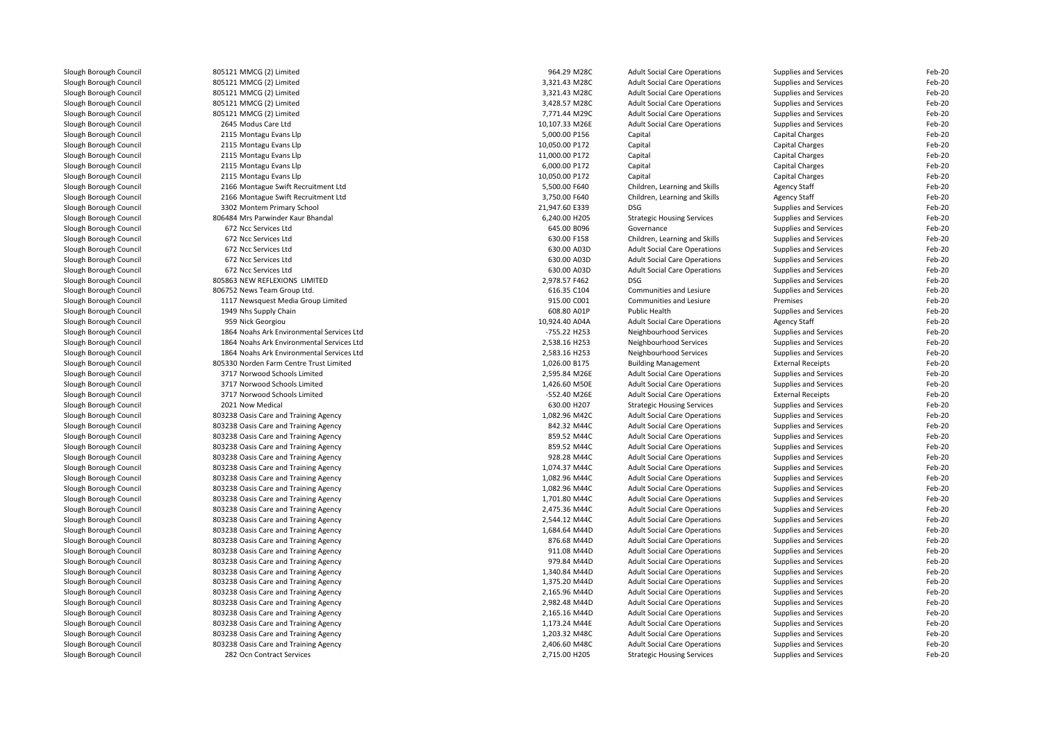| | | | | | |
|---|---|---|---|---|---|
| Slough Borough Council | 805121 MMCG (2) Limited | 964.29 M28C | Adult Social Care Operations | Supplies and Services | Feb-20 |
| Slough Borough Council | 805121 MMCG (2) Limited | 3,321.43 M28C | Adult Social Care Operations | Supplies and Services | Feb-20 |
| Slough Borough Council | 805121 MMCG (2) Limited | 3,321.43 M28C | Adult Social Care Operations | Supplies and Services | Feb-20 |
| Slough Borough Council | 805121 MMCG (2) Limited | 3,428.57 M28C | Adult Social Care Operations | Supplies and Services | Feb-20 |
| Slough Borough Council | 805121 MMCG (2) Limited | 7,771.44 M29C | Adult Social Care Operations | Supplies and Services | Feb-20 |
| Slough Borough Council | 2645 Modus Care Ltd | 10,107.33 M26E | Adult Social Care Operations | Supplies and Services | Feb-20 |
| Slough Borough Council | 2115 Montagu Evans Llp | 5,000.00 P156 | Capital | Capital Charges | Feb-20 |
| Slough Borough Council | 2115 Montagu Evans Llp | 10,050.00 P172 | Capital | Capital Charges | Feb-20 |
| Slough Borough Council | 2115 Montagu Evans Llp | 11,000.00 P172 | Capital | Capital Charges | Feb-20 |
| Slough Borough Council | 2115 Montagu Evans Llp | 6,000.00 P172 | Capital | Capital Charges | Feb-20 |
| Slough Borough Council | 2115 Montagu Evans Llp | 10,050.00 P172 | Capital | Capital Charges | Feb-20 |
| Slough Borough Council | 2166 Montague Swift Recruitment Ltd | 5,500.00 F640 | Children, Learning and Skills | Agency Staff | Feb-20 |
| Slough Borough Council | 2166 Montague Swift Recruitment Ltd | 3,750.00 F640 | Children, Learning and Skills | Agency Staff | Feb-20 |
| Slough Borough Council | 3302 Montem Primary School | 21,947.60 E339 | DSG | Supplies and Services | Feb-20 |
| Slough Borough Council | 806484 Mrs Parwinder Kaur Bhandal | 6,240.00 H205 | Strategic Housing Services | Supplies and Services | Feb-20 |
| Slough Borough Council | 672 Ncc Services Ltd | 645.00 B096 | Governance | Supplies and Services | Feb-20 |
| Slough Borough Council | 672 Ncc Services Ltd | 630.00 F158 | Children, Learning and Skills | Supplies and Services | Feb-20 |
| Slough Borough Council | 672 Ncc Services Ltd | 630.00 A03D | Adult Social Care Operations | Supplies and Services | Feb-20 |
| Slough Borough Council | 672 Ncc Services Ltd | 630.00 A03D | Adult Social Care Operations | Supplies and Services | Feb-20 |
| Slough Borough Council | 672 Ncc Services Ltd | 630.00 A03D | Adult Social Care Operations | Supplies and Services | Feb-20 |
| Slough Borough Council | 805863 NEW REFLEXIONS LIMITED | 2,978.57 F462 | DSG | Supplies and Services | Feb-20 |
| Slough Borough Council | 806752 News Team Group Ltd. | 616.35 C104 | Communities and Lesiure | Supplies and Services | Feb-20 |
| Slough Borough Council | 1117 Newsquest Media Group Limited | 915.00 C001 | Communities and Lesiure | Premises | Feb-20 |
| Slough Borough Council | 1949 Nhs Supply Chain | 608.80 A01P | Public Health | Supplies and Services | Feb-20 |
| Slough Borough Council | 959 Nick Georgiou | 10,924.40 A04A | Adult Social Care Operations | Agency Staff | Feb-20 |
| Slough Borough Council | 1864 Noahs Ark Environmental Services Ltd | -755.22 H253 | Neighbourhood Services | Supplies and Services | Feb-20 |
| Slough Borough Council | 1864 Noahs Ark Environmental Services Ltd | 2,538.16 H253 | Neighbourhood Services | Supplies and Services | Feb-20 |
| Slough Borough Council | 1864 Noahs Ark Environmental Services Ltd | 2,583.16 H253 | Neighbourhood Services | Supplies and Services | Feb-20 |
| Slough Borough Council | 805330 Norden Farm Centre Trust Limited | 1,026.00 B175 | Building Management | External Receipts | Feb-20 |
| Slough Borough Council | 3717 Norwood Schools Limited | 2,595.84 M26E | Adult Social Care Operations | Supplies and Services | Feb-20 |
| Slough Borough Council | 3717 Norwood Schools Limited | 1,426.60 M50E | Adult Social Care Operations | Supplies and Services | Feb-20 |
| Slough Borough Council | 3717 Norwood Schools Limited | -552.40 M26E | Adult Social Care Operations | External Receipts | Feb-20 |
| Slough Borough Council | 2021 Now Medical | 630.00 H207 | Strategic Housing Services | Supplies and Services | Feb-20 |
| Slough Borough Council | 803238 Oasis Care and Training Agency | 1,082.96 M42C | Adult Social Care Operations | Supplies and Services | Feb-20 |
| Slough Borough Council | 803238 Oasis Care and Training Agency | 842.32 M44C | Adult Social Care Operations | Supplies and Services | Feb-20 |
| Slough Borough Council | 803238 Oasis Care and Training Agency | 859.52 M44C | Adult Social Care Operations | Supplies and Services | Feb-20 |
| Slough Borough Council | 803238 Oasis Care and Training Agency | 859.52 M44C | Adult Social Care Operations | Supplies and Services | Feb-20 |
| Slough Borough Council | 803238 Oasis Care and Training Agency | 928.28 M44C | Adult Social Care Operations | Supplies and Services | Feb-20 |
| Slough Borough Council | 803238 Oasis Care and Training Agency | 1,074.37 M44C | Adult Social Care Operations | Supplies and Services | Feb-20 |
| Slough Borough Council | 803238 Oasis Care and Training Agency | 1,082.96 M44C | Adult Social Care Operations | Supplies and Services | Feb-20 |
| Slough Borough Council | 803238 Oasis Care and Training Agency | 1,082.96 M44C | Adult Social Care Operations | Supplies and Services | Feb-20 |
| Slough Borough Council | 803238 Oasis Care and Training Agency | 1,701.80 M44C | Adult Social Care Operations | Supplies and Services | Feb-20 |
| Slough Borough Council | 803238 Oasis Care and Training Agency | 2,475.36 M44C | Adult Social Care Operations | Supplies and Services | Feb-20 |
| Slough Borough Council | 803238 Oasis Care and Training Agency | 2,544.12 M44C | Adult Social Care Operations | Supplies and Services | Feb-20 |
| Slough Borough Council | 803238 Oasis Care and Training Agency | 1,684.64 M44D | Adult Social Care Operations | Supplies and Services | Feb-20 |
| Slough Borough Council | 803238 Oasis Care and Training Agency | 876.68 M44D | Adult Social Care Operations | Supplies and Services | Feb-20 |
| Slough Borough Council | 803238 Oasis Care and Training Agency | 911.08 M44D | Adult Social Care Operations | Supplies and Services | Feb-20 |
| Slough Borough Council | 803238 Oasis Care and Training Agency | 979.84 M44D | Adult Social Care Operations | Supplies and Services | Feb-20 |
| Slough Borough Council | 803238 Oasis Care and Training Agency | 1,340.84 M44D | Adult Social Care Operations | Supplies and Services | Feb-20 |
| Slough Borough Council | 803238 Oasis Care and Training Agency | 1,375.20 M44D | Adult Social Care Operations | Supplies and Services | Feb-20 |
| Slough Borough Council | 803238 Oasis Care and Training Agency | 2,165.96 M44D | Adult Social Care Operations | Supplies and Services | Feb-20 |
| Slough Borough Council | 803238 Oasis Care and Training Agency | 2,982.48 M44D | Adult Social Care Operations | Supplies and Services | Feb-20 |
| Slough Borough Council | 803238 Oasis Care and Training Agency | 2,165.16 M44D | Adult Social Care Operations | Supplies and Services | Feb-20 |
| Slough Borough Council | 803238 Oasis Care and Training Agency | 1,173.24 M44E | Adult Social Care Operations | Supplies and Services | Feb-20 |
| Slough Borough Council | 803238 Oasis Care and Training Agency | 1,203.32 M48C | Adult Social Care Operations | Supplies and Services | Feb-20 |
| Slough Borough Council | 803238 Oasis Care and Training Agency | 2,406.60 M48C | Adult Social Care Operations | Supplies and Services | Feb-20 |
| Slough Borough Council | 282 Ocn Contract Services | 2,715.00 H205 | Strategic Housing Services | Supplies and Services | Feb-20 |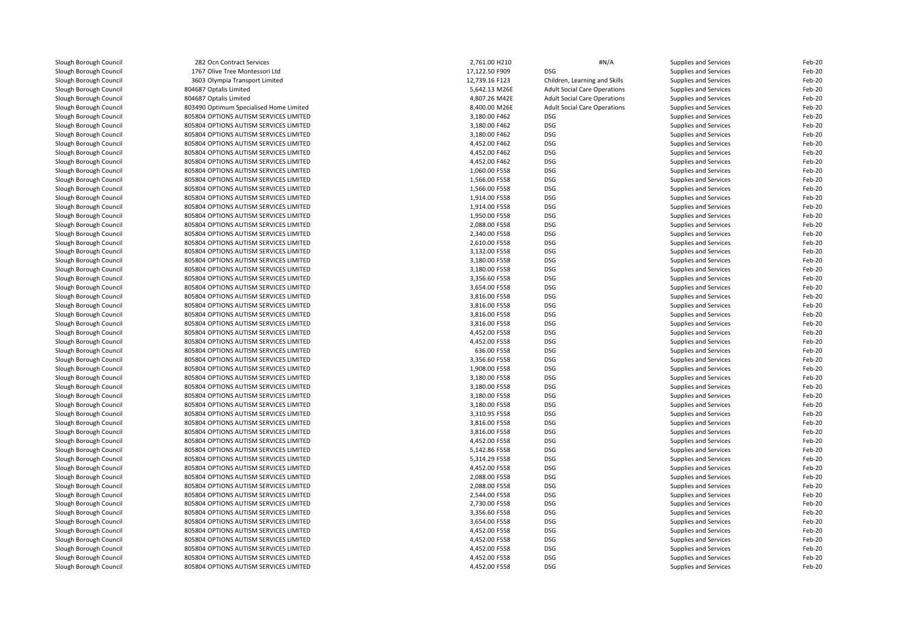| | | | | | |
|---|---|---|---|---|---|
| Slough Borough Council | 282 Ocn Contract Services | 2,761.00 H210 | #N/A | Supplies and Services | Feb-20 |
| Slough Borough Council | 1767 Olive Tree Montessori Ltd | 17,122.50 F909 | DSG | Supplies and Services | Feb-20 |
| Slough Borough Council | 3603 Olympia Transport Limited | 12,739.16 F123 | Children, Learning and Skills | Supplies and Services | Feb-20 |
| Slough Borough Council | 804687 Optalis Limited | 5,642.13 M26E | Adult Social Care Operations | Supplies and Services | Feb-20 |
| Slough Borough Council | 804687 Optalis Limited | 4,807.26 M42E | Adult Social Care Operations | Supplies and Services | Feb-20 |
| Slough Borough Council | 803490 Optimum Specialised Home Limited | 8,400.00 M26E | Adult Social Care Operations | Supplies and Services | Feb-20 |
| Slough Borough Council | 805804 OPTIONS AUTISM SERVICES LIMITED | 3,180.00 F462 | DSG | Supplies and Services | Feb-20 |
| Slough Borough Council | 805804 OPTIONS AUTISM SERVICES LIMITED | 3,180.00 F462 | DSG | Supplies and Services | Feb-20 |
| Slough Borough Council | 805804 OPTIONS AUTISM SERVICES LIMITED | 3,180.00 F462 | DSG | Supplies and Services | Feb-20 |
| Slough Borough Council | 805804 OPTIONS AUTISM SERVICES LIMITED | 4,452.00 F462 | DSG | Supplies and Services | Feb-20 |
| Slough Borough Council | 805804 OPTIONS AUTISM SERVICES LIMITED | 4,452.00 F462 | DSG | Supplies and Services | Feb-20 |
| Slough Borough Council | 805804 OPTIONS AUTISM SERVICES LIMITED | 4,452.00 F462 | DSG | Supplies and Services | Feb-20 |
| Slough Borough Council | 805804 OPTIONS AUTISM SERVICES LIMITED | 1,060.00 F558 | DSG | Supplies and Services | Feb-20 |
| Slough Borough Council | 805804 OPTIONS AUTISM SERVICES LIMITED | 1,566.00 F558 | DSG | Supplies and Services | Feb-20 |
| Slough Borough Council | 805804 OPTIONS AUTISM SERVICES LIMITED | 1,566.00 F558 | DSG | Supplies and Services | Feb-20 |
| Slough Borough Council | 805804 OPTIONS AUTISM SERVICES LIMITED | 1,914.00 F558 | DSG | Supplies and Services | Feb-20 |
| Slough Borough Council | 805804 OPTIONS AUTISM SERVICES LIMITED | 1,914.00 F558 | DSG | Supplies and Services | Feb-20 |
| Slough Borough Council | 805804 OPTIONS AUTISM SERVICES LIMITED | 1,950.00 F558 | DSG | Supplies and Services | Feb-20 |
| Slough Borough Council | 805804 OPTIONS AUTISM SERVICES LIMITED | 2,088.00 F558 | DSG | Supplies and Services | Feb-20 |
| Slough Borough Council | 805804 OPTIONS AUTISM SERVICES LIMITED | 2,340.00 F558 | DSG | Supplies and Services | Feb-20 |
| Slough Borough Council | 805804 OPTIONS AUTISM SERVICES LIMITED | 2,610.00 F558 | DSG | Supplies and Services | Feb-20 |
| Slough Borough Council | 805804 OPTIONS AUTISM SERVICES LIMITED | 3,132.00 F558 | DSG | Supplies and Services | Feb-20 |
| Slough Borough Council | 805804 OPTIONS AUTISM SERVICES LIMITED | 3,180.00 F558 | DSG | Supplies and Services | Feb-20 |
| Slough Borough Council | 805804 OPTIONS AUTISM SERVICES LIMITED | 3,180.00 F558 | DSG | Supplies and Services | Feb-20 |
| Slough Borough Council | 805804 OPTIONS AUTISM SERVICES LIMITED | 3,356.60 F558 | DSG | Supplies and Services | Feb-20 |
| Slough Borough Council | 805804 OPTIONS AUTISM SERVICES LIMITED | 3,654.00 F558 | DSG | Supplies and Services | Feb-20 |
| Slough Borough Council | 805804 OPTIONS AUTISM SERVICES LIMITED | 3,816.00 F558 | DSG | Supplies and Services | Feb-20 |
| Slough Borough Council | 805804 OPTIONS AUTISM SERVICES LIMITED | 3,816.00 F558 | DSG | Supplies and Services | Feb-20 |
| Slough Borough Council | 805804 OPTIONS AUTISM SERVICES LIMITED | 3,816.00 F558 | DSG | Supplies and Services | Feb-20 |
| Slough Borough Council | 805804 OPTIONS AUTISM SERVICES LIMITED | 3,816.00 F558 | DSG | Supplies and Services | Feb-20 |
| Slough Borough Council | 805804 OPTIONS AUTISM SERVICES LIMITED | 4,452.00 F558 | DSG | Supplies and Services | Feb-20 |
| Slough Borough Council | 805804 OPTIONS AUTISM SERVICES LIMITED | 4,452.00 F558 | DSG | Supplies and Services | Feb-20 |
| Slough Borough Council | 805804 OPTIONS AUTISM SERVICES LIMITED | 636.00 F558 | DSG | Supplies and Services | Feb-20 |
| Slough Borough Council | 805804 OPTIONS AUTISM SERVICES LIMITED | 3,356.60 F558 | DSG | Supplies and Services | Feb-20 |
| Slough Borough Council | 805804 OPTIONS AUTISM SERVICES LIMITED | 1,908.00 F558 | DSG | Supplies and Services | Feb-20 |
| Slough Borough Council | 805804 OPTIONS AUTISM SERVICES LIMITED | 3,180.00 F558 | DSG | Supplies and Services | Feb-20 |
| Slough Borough Council | 805804 OPTIONS AUTISM SERVICES LIMITED | 3,180.00 F558 | DSG | Supplies and Services | Feb-20 |
| Slough Borough Council | 805804 OPTIONS AUTISM SERVICES LIMITED | 3,180.00 F558 | DSG | Supplies and Services | Feb-20 |
| Slough Borough Council | 805804 OPTIONS AUTISM SERVICES LIMITED | 3,180.00 F558 | DSG | Supplies and Services | Feb-20 |
| Slough Borough Council | 805804 OPTIONS AUTISM SERVICES LIMITED | 3,310.95 F558 | DSG | Supplies and Services | Feb-20 |
| Slough Borough Council | 805804 OPTIONS AUTISM SERVICES LIMITED | 3,816.00 F558 | DSG | Supplies and Services | Feb-20 |
| Slough Borough Council | 805804 OPTIONS AUTISM SERVICES LIMITED | 3,816.00 F558 | DSG | Supplies and Services | Feb-20 |
| Slough Borough Council | 805804 OPTIONS AUTISM SERVICES LIMITED | 4,452.00 F558 | DSG | Supplies and Services | Feb-20 |
| Slough Borough Council | 805804 OPTIONS AUTISM SERVICES LIMITED | 5,142.86 F558 | DSG | Supplies and Services | Feb-20 |
| Slough Borough Council | 805804 OPTIONS AUTISM SERVICES LIMITED | 5,314.29 F558 | DSG | Supplies and Services | Feb-20 |
| Slough Borough Council | 805804 OPTIONS AUTISM SERVICES LIMITED | 4,452.00 F558 | DSG | Supplies and Services | Feb-20 |
| Slough Borough Council | 805804 OPTIONS AUTISM SERVICES LIMITED | 2,088.00 F558 | DSG | Supplies and Services | Feb-20 |
| Slough Borough Council | 805804 OPTIONS AUTISM SERVICES LIMITED | 2,088.00 F558 | DSG | Supplies and Services | Feb-20 |
| Slough Borough Council | 805804 OPTIONS AUTISM SERVICES LIMITED | 2,544.00 F558 | DSG | Supplies and Services | Feb-20 |
| Slough Borough Council | 805804 OPTIONS AUTISM SERVICES LIMITED | 2,730.00 F558 | DSG | Supplies and Services | Feb-20 |
| Slough Borough Council | 805804 OPTIONS AUTISM SERVICES LIMITED | 3,356.60 F558 | DSG | Supplies and Services | Feb-20 |
| Slough Borough Council | 805804 OPTIONS AUTISM SERVICES LIMITED | 3,654.00 F558 | DSG | Supplies and Services | Feb-20 |
| Slough Borough Council | 805804 OPTIONS AUTISM SERVICES LIMITED | 4,452.00 F558 | DSG | Supplies and Services | Feb-20 |
| Slough Borough Council | 805804 OPTIONS AUTISM SERVICES LIMITED | 4,452.00 F558 | DSG | Supplies and Services | Feb-20 |
| Slough Borough Council | 805804 OPTIONS AUTISM SERVICES LIMITED | 4,452.00 F558 | DSG | Supplies and Services | Feb-20 |
| Slough Borough Council | 805804 OPTIONS AUTISM SERVICES LIMITED | 4,452.00 F558 | DSG | Supplies and Services | Feb-20 |
| Slough Borough Council | 805804 OPTIONS AUTISM SERVICES LIMITED | 4,452.00 F558 | DSG | Supplies and Services | Feb-20 |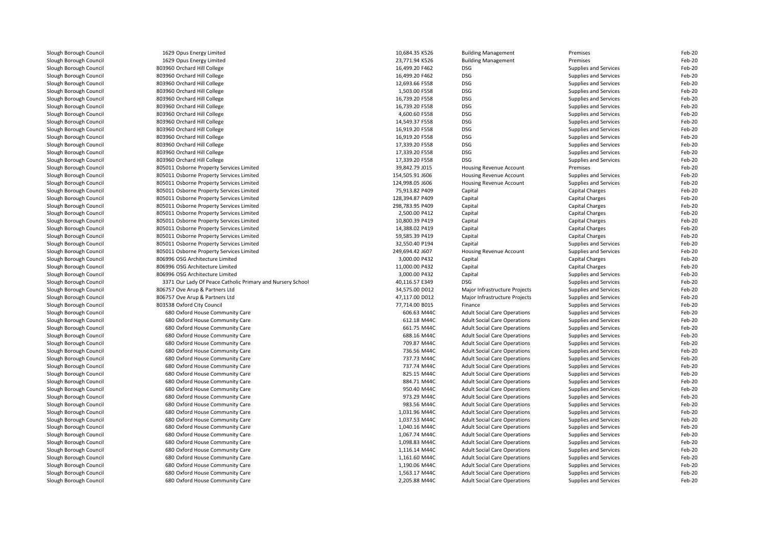| | | | | | | |
|---|---|---|---|---|---|---|
| Slough Borough Council | 1629 Opus Energy Limited | 10,684.35 | K526 | Building Management | Premises | Feb-20 |
| Slough Borough Council | 1629 Opus Energy Limited | 23,771.94 | K526 | Building Management | Premises | Feb-20 |
| Slough Borough Council | 803960 Orchard Hill College | 16,499.20 | F462 | DSG | Supplies and Services | Feb-20 |
| Slough Borough Council | 803960 Orchard Hill College | 16,499.20 | F462 | DSG | Supplies and Services | Feb-20 |
| Slough Borough Council | 803960 Orchard Hill College | 12,693.66 | F558 | DSG | Supplies and Services | Feb-20 |
| Slough Borough Council | 803960 Orchard Hill College | 1,503.00 | F558 | DSG | Supplies and Services | Feb-20 |
| Slough Borough Council | 803960 Orchard Hill College | 16,739.20 | F558 | DSG | Supplies and Services | Feb-20 |
| Slough Borough Council | 803960 Orchard Hill College | 16,739.20 | F558 | DSG | Supplies and Services | Feb-20 |
| Slough Borough Council | 803960 Orchard Hill College | 4,600.60 | F558 | DSG | Supplies and Services | Feb-20 |
| Slough Borough Council | 803960 Orchard Hill College | 14,549.37 | F558 | DSG | Supplies and Services | Feb-20 |
| Slough Borough Council | 803960 Orchard Hill College | 16,919.20 | F558 | DSG | Supplies and Services | Feb-20 |
| Slough Borough Council | 803960 Orchard Hill College | 16,919.20 | F558 | DSG | Supplies and Services | Feb-20 |
| Slough Borough Council | 803960 Orchard Hill College | 17,339.20 | F558 | DSG | Supplies and Services | Feb-20 |
| Slough Borough Council | 803960 Orchard Hill College | 17,339.20 | F558 | DSG | Supplies and Services | Feb-20 |
| Slough Borough Council | 803960 Orchard Hill College | 17,339.20 | F558 | DSG | Supplies and Services | Feb-20 |
| Slough Borough Council | 805011 Osborne Property Services Limited | 39,842.79 | J015 | Housing Revenue Account | Premises | Feb-20 |
| Slough Borough Council | 805011 Osborne Property Services Limited | 154,505.91 | J606 | Housing Revenue Account | Supplies and Services | Feb-20 |
| Slough Borough Council | 805011 Osborne Property Services Limited | 124,998.05 | J606 | Housing Revenue Account | Supplies and Services | Feb-20 |
| Slough Borough Council | 805011 Osborne Property Services Limited | 75,913.82 | P409 | Capital | Capital Charges | Feb-20 |
| Slough Borough Council | 805011 Osborne Property Services Limited | 128,394.87 | P409 | Capital | Capital Charges | Feb-20 |
| Slough Borough Council | 805011 Osborne Property Services Limited | 298,783.95 | P409 | Capital | Capital Charges | Feb-20 |
| Slough Borough Council | 805011 Osborne Property Services Limited | 2,500.00 | P412 | Capital | Capital Charges | Feb-20 |
| Slough Borough Council | 805011 Osborne Property Services Limited | 10,800.39 | P419 | Capital | Capital Charges | Feb-20 |
| Slough Borough Council | 805011 Osborne Property Services Limited | 14,388.02 | P419 | Capital | Capital Charges | Feb-20 |
| Slough Borough Council | 805011 Osborne Property Services Limited | 59,585.39 | P419 | Capital | Capital Charges | Feb-20 |
| Slough Borough Council | 805011 Osborne Property Services Limited | 32,550.40 | P194 | Capital | Supplies and Services | Feb-20 |
| Slough Borough Council | 805011 Osborne Property Services Limited | 249,694.42 | J607 | Housing Revenue Account | Supplies and Services | Feb-20 |
| Slough Borough Council | 806996 OSG Architecture Limited | 3,000.00 | P432 | Capital | Capital Charges | Feb-20 |
| Slough Borough Council | 806996 OSG Architecture Limited | 11,000.00 | P432 | Capital | Capital Charges | Feb-20 |
| Slough Borough Council | 806996 OSG Architecture Limited | 3,000.00 | P432 | Capital | Supplies and Services | Feb-20 |
| Slough Borough Council | 3371 Our Lady Of Peace Catholic Primary and Nursery School | 40,116.57 | E349 | DSG | Supplies and Services | Feb-20 |
| Slough Borough Council | 806757 Ove Arup & Partners Ltd | 34,575.00 | D012 | Major Infrastructure Projects | Supplies and Services | Feb-20 |
| Slough Borough Council | 806757 Ove Arup & Partners Ltd | 47,117.00 | D012 | Major Infrastructure Projects | Supplies and Services | Feb-20 |
| Slough Borough Council | 803538 Oxford City Council | 77,714.00 | B015 | Finance | Supplies and Services | Feb-20 |
| Slough Borough Council | 680 Oxford House Community Care | 606.63 | M44C | Adult Social Care Operations | Supplies and Services | Feb-20 |
| Slough Borough Council | 680 Oxford House Community Care | 612.18 | M44C | Adult Social Care Operations | Supplies and Services | Feb-20 |
| Slough Borough Council | 680 Oxford House Community Care | 661.75 | M44C | Adult Social Care Operations | Supplies and Services | Feb-20 |
| Slough Borough Council | 680 Oxford House Community Care | 688.16 | M44C | Adult Social Care Operations | Supplies and Services | Feb-20 |
| Slough Borough Council | 680 Oxford House Community Care | 709.87 | M44C | Adult Social Care Operations | Supplies and Services | Feb-20 |
| Slough Borough Council | 680 Oxford House Community Care | 736.56 | M44C | Adult Social Care Operations | Supplies and Services | Feb-20 |
| Slough Borough Council | 680 Oxford House Community Care | 737.73 | M44C | Adult Social Care Operations | Supplies and Services | Feb-20 |
| Slough Borough Council | 680 Oxford House Community Care | 737.74 | M44C | Adult Social Care Operations | Supplies and Services | Feb-20 |
| Slough Borough Council | 680 Oxford House Community Care | 825.15 | M44C | Adult Social Care Operations | Supplies and Services | Feb-20 |
| Slough Borough Council | 680 Oxford House Community Care | 884.71 | M44C | Adult Social Care Operations | Supplies and Services | Feb-20 |
| Slough Borough Council | 680 Oxford House Community Care | 950.40 | M44C | Adult Social Care Operations | Supplies and Services | Feb-20 |
| Slough Borough Council | 680 Oxford House Community Care | 973.29 | M44C | Adult Social Care Operations | Supplies and Services | Feb-20 |
| Slough Borough Council | 680 Oxford House Community Care | 983.56 | M44C | Adult Social Care Operations | Supplies and Services | Feb-20 |
| Slough Borough Council | 680 Oxford House Community Care | 1,031.96 | M44C | Adult Social Care Operations | Supplies and Services | Feb-20 |
| Slough Borough Council | 680 Oxford House Community Care | 1,037.53 | M44C | Adult Social Care Operations | Supplies and Services | Feb-20 |
| Slough Borough Council | 680 Oxford House Community Care | 1,040.16 | M44C | Adult Social Care Operations | Supplies and Services | Feb-20 |
| Slough Borough Council | 680 Oxford House Community Care | 1,067.74 | M44C | Adult Social Care Operations | Supplies and Services | Feb-20 |
| Slough Borough Council | 680 Oxford House Community Care | 1,098.83 | M44C | Adult Social Care Operations | Supplies and Services | Feb-20 |
| Slough Borough Council | 680 Oxford House Community Care | 1,116.14 | M44C | Adult Social Care Operations | Supplies and Services | Feb-20 |
| Slough Borough Council | 680 Oxford House Community Care | 1,161.60 | M44C | Adult Social Care Operations | Supplies and Services | Feb-20 |
| Slough Borough Council | 680 Oxford House Community Care | 1,190.06 | M44C | Adult Social Care Operations | Supplies and Services | Feb-20 |
| Slough Borough Council | 680 Oxford House Community Care | 1,563.17 | M44C | Adult Social Care Operations | Supplies and Services | Feb-20 |
| Slough Borough Council | 680 Oxford House Community Care | 2,205.88 | M44C | Adult Social Care Operations | Supplies and Services | Feb-20 |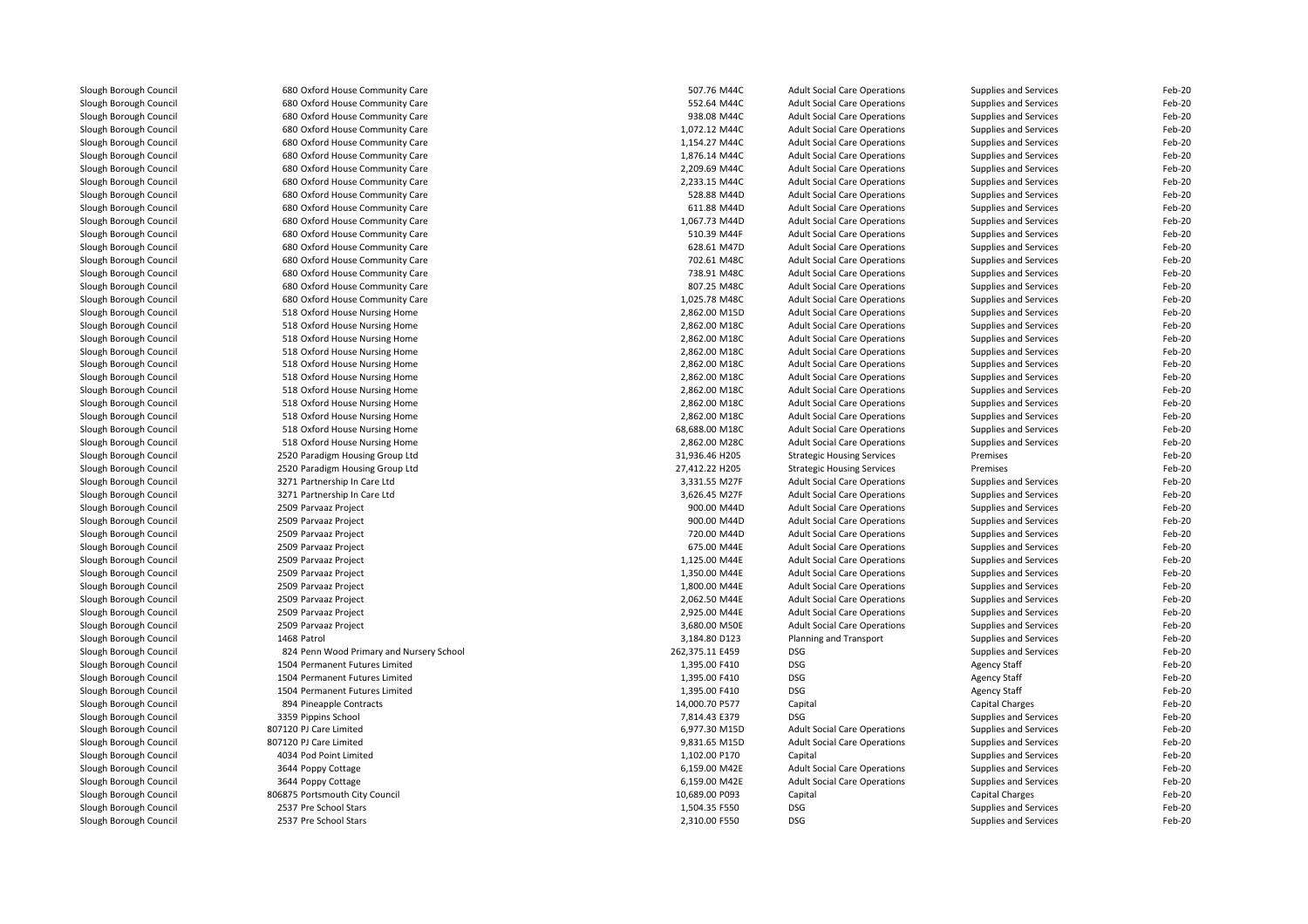| | | | | | | |
|---|---|---|---|---|---|---|
| Slough Borough Council | 680 Oxford House Community Care | 507.76 M44C | Adult Social Care Operations | Supplies and Services | Feb-20 |
| Slough Borough Council | 680 Oxford House Community Care | 552.64 M44C | Adult Social Care Operations | Supplies and Services | Feb-20 |
| Slough Borough Council | 680 Oxford House Community Care | 938.08 M44C | Adult Social Care Operations | Supplies and Services | Feb-20 |
| Slough Borough Council | 680 Oxford House Community Care | 1,072.12 M44C | Adult Social Care Operations | Supplies and Services | Feb-20 |
| Slough Borough Council | 680 Oxford House Community Care | 1,154.27 M44C | Adult Social Care Operations | Supplies and Services | Feb-20 |
| Slough Borough Council | 680 Oxford House Community Care | 1,876.14 M44C | Adult Social Care Operations | Supplies and Services | Feb-20 |
| Slough Borough Council | 680 Oxford House Community Care | 2,209.69 M44C | Adult Social Care Operations | Supplies and Services | Feb-20 |
| Slough Borough Council | 680 Oxford House Community Care | 2,233.15 M44C | Adult Social Care Operations | Supplies and Services | Feb-20 |
| Slough Borough Council | 680 Oxford House Community Care | 528.88 M44D | Adult Social Care Operations | Supplies and Services | Feb-20 |
| Slough Borough Council | 680 Oxford House Community Care | 611.88 M44D | Adult Social Care Operations | Supplies and Services | Feb-20 |
| Slough Borough Council | 680 Oxford House Community Care | 1,067.73 M44D | Adult Social Care Operations | Supplies and Services | Feb-20 |
| Slough Borough Council | 680 Oxford House Community Care | 510.39 M44F | Adult Social Care Operations | Supplies and Services | Feb-20 |
| Slough Borough Council | 680 Oxford House Community Care | 628.61 M47D | Adult Social Care Operations | Supplies and Services | Feb-20 |
| Slough Borough Council | 680 Oxford House Community Care | 702.61 M48C | Adult Social Care Operations | Supplies and Services | Feb-20 |
| Slough Borough Council | 680 Oxford House Community Care | 738.91 M48C | Adult Social Care Operations | Supplies and Services | Feb-20 |
| Slough Borough Council | 680 Oxford House Community Care | 807.25 M48C | Adult Social Care Operations | Supplies and Services | Feb-20 |
| Slough Borough Council | 680 Oxford House Community Care | 1,025.78 M48C | Adult Social Care Operations | Supplies and Services | Feb-20 |
| Slough Borough Council | 518 Oxford House Nursing Home | 2,862.00 M15D | Adult Social Care Operations | Supplies and Services | Feb-20 |
| Slough Borough Council | 518 Oxford House Nursing Home | 2,862.00 M18C | Adult Social Care Operations | Supplies and Services | Feb-20 |
| Slough Borough Council | 518 Oxford House Nursing Home | 2,862.00 M18C | Adult Social Care Operations | Supplies and Services | Feb-20 |
| Slough Borough Council | 518 Oxford House Nursing Home | 2,862.00 M18C | Adult Social Care Operations | Supplies and Services | Feb-20 |
| Slough Borough Council | 518 Oxford House Nursing Home | 2,862.00 M18C | Adult Social Care Operations | Supplies and Services | Feb-20 |
| Slough Borough Council | 518 Oxford House Nursing Home | 2,862.00 M18C | Adult Social Care Operations | Supplies and Services | Feb-20 |
| Slough Borough Council | 518 Oxford House Nursing Home | 2,862.00 M18C | Adult Social Care Operations | Supplies and Services | Feb-20 |
| Slough Borough Council | 518 Oxford House Nursing Home | 2,862.00 M18C | Adult Social Care Operations | Supplies and Services | Feb-20 |
| Slough Borough Council | 518 Oxford House Nursing Home | 2,862.00 M18C | Adult Social Care Operations | Supplies and Services | Feb-20 |
| Slough Borough Council | 518 Oxford House Nursing Home | 68,688.00 M18C | Adult Social Care Operations | Supplies and Services | Feb-20 |
| Slough Borough Council | 518 Oxford House Nursing Home | 2,862.00 M28C | Adult Social Care Operations | Supplies and Services | Feb-20 |
| Slough Borough Council | 2520 Paradigm Housing Group Ltd | 31,936.46 H205 | Strategic Housing Services | Premises | Feb-20 |
| Slough Borough Council | 2520 Paradigm Housing Group Ltd | 27,412.22 H205 | Strategic Housing Services | Premises | Feb-20 |
| Slough Borough Council | 3271 Partnership In Care Ltd | 3,331.55 M27F | Adult Social Care Operations | Supplies and Services | Feb-20 |
| Slough Borough Council | 3271 Partnership In Care Ltd | 3,626.45 M27F | Adult Social Care Operations | Supplies and Services | Feb-20 |
| Slough Borough Council | 2509 Parvaaz Project | 900.00 M44D | Adult Social Care Operations | Supplies and Services | Feb-20 |
| Slough Borough Council | 2509 Parvaaz Project | 900.00 M44D | Adult Social Care Operations | Supplies and Services | Feb-20 |
| Slough Borough Council | 2509 Parvaaz Project | 720.00 M44D | Adult Social Care Operations | Supplies and Services | Feb-20 |
| Slough Borough Council | 2509 Parvaaz Project | 675.00 M44E | Adult Social Care Operations | Supplies and Services | Feb-20 |
| Slough Borough Council | 2509 Parvaaz Project | 1,125.00 M44E | Adult Social Care Operations | Supplies and Services | Feb-20 |
| Slough Borough Council | 2509 Parvaaz Project | 1,350.00 M44E | Adult Social Care Operations | Supplies and Services | Feb-20 |
| Slough Borough Council | 2509 Parvaaz Project | 1,800.00 M44E | Adult Social Care Operations | Supplies and Services | Feb-20 |
| Slough Borough Council | 2509 Parvaaz Project | 2,062.50 M44E | Adult Social Care Operations | Supplies and Services | Feb-20 |
| Slough Borough Council | 2509 Parvaaz Project | 2,925.00 M44E | Adult Social Care Operations | Supplies and Services | Feb-20 |
| Slough Borough Council | 2509 Parvaaz Project | 3,680.00 M50E | Adult Social Care Operations | Supplies and Services | Feb-20 |
| Slough Borough Council | 1468 Patrol | 3,184.80 D123 | Planning and Transport | Supplies and Services | Feb-20 |
| Slough Borough Council | 824 Penn Wood Primary and Nursery School | 262,375.11 E459 | DSG | Supplies and Services | Feb-20 |
| Slough Borough Council | 1504 Permanent Futures Limited | 1,395.00 F410 | DSG | Agency Staff | Feb-20 |
| Slough Borough Council | 1504 Permanent Futures Limited | 1,395.00 F410 | DSG | Agency Staff | Feb-20 |
| Slough Borough Council | 1504 Permanent Futures Limited | 1,395.00 F410 | DSG | Agency Staff | Feb-20 |
| Slough Borough Council | 894 Pineapple Contracts | 14,000.70 P577 | Capital | Capital Charges | Feb-20 |
| Slough Borough Council | 3359 Pippins School | 7,814.43 E379 | DSG | Supplies and Services | Feb-20 |
| Slough Borough Council | 807120 PJ Care Limited | 6,977.30 M15D | Adult Social Care Operations | Supplies and Services | Feb-20 |
| Slough Borough Council | 807120 PJ Care Limited | 9,831.65 M15D | Adult Social Care Operations | Supplies and Services | Feb-20 |
| Slough Borough Council | 4034 Pod Point Limited | 1,102.00 P170 | Capital | Supplies and Services | Feb-20 |
| Slough Borough Council | 3644 Poppy Cottage | 6,159.00 M42E | Adult Social Care Operations | Supplies and Services | Feb-20 |
| Slough Borough Council | 3644 Poppy Cottage | 6,159.00 M42E | Adult Social Care Operations | Supplies and Services | Feb-20 |
| Slough Borough Council | 806875 Portsmouth City Council | 10,689.00 P093 | Capital | Capital Charges | Feb-20 |
| Slough Borough Council | 2537 Pre School Stars | 1,504.35 F550 | DSG | Supplies and Services | Feb-20 |
| Slough Borough Council | 2537 Pre School Stars | 2,310.00 F550 | DSG | Supplies and Services | Feb-20 |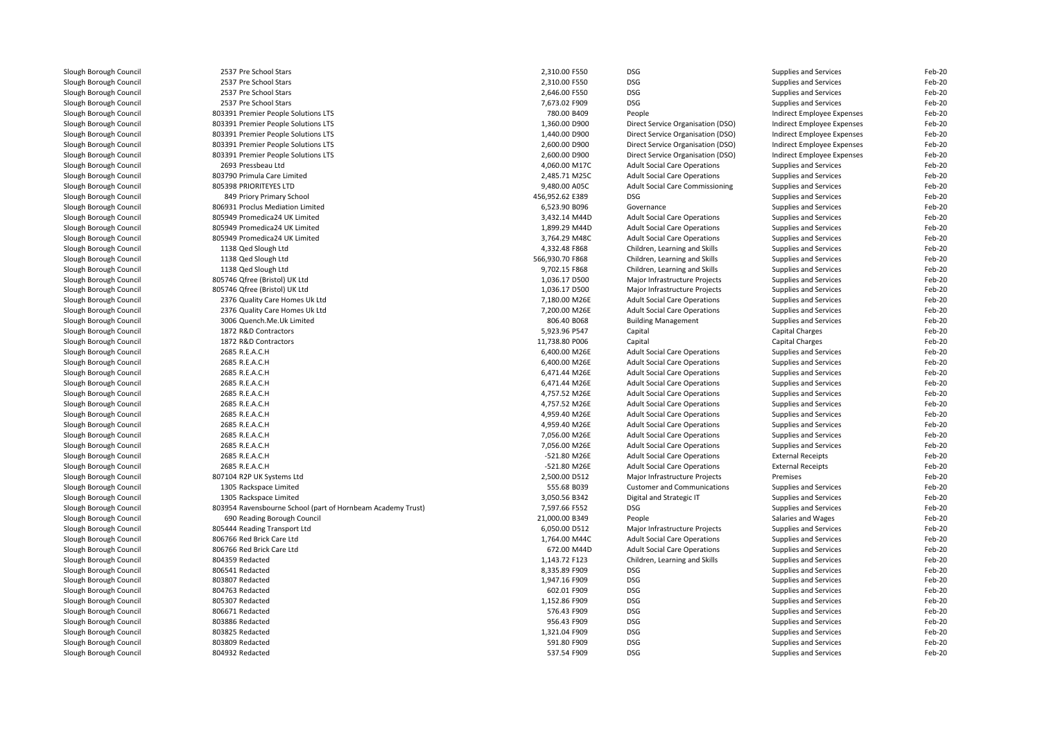| | | | | | | |
|---|---|---|---|---|---|---|
| Slough Borough Council | 2537 Pre School Stars | 2,310.00 F550 | DSG | Supplies and Services | Feb-20 |
| Slough Borough Council | 2537 Pre School Stars | 2,310.00 F550 | DSG | Supplies and Services | Feb-20 |
| Slough Borough Council | 2537 Pre School Stars | 2,646.00 F550 | DSG | Supplies and Services | Feb-20 |
| Slough Borough Council | 2537 Pre School Stars | 7,673.02 F909 | DSG | Supplies and Services | Feb-20 |
| Slough Borough Council | 803391 Premier People Solutions LTS | 780.00 B409 | People | Indirect Employee Expenses | Feb-20 |
| Slough Borough Council | 803391 Premier People Solutions LTS | 1,360.00 D900 | Direct Service Organisation (DSO) | Indirect Employee Expenses | Feb-20 |
| Slough Borough Council | 803391 Premier People Solutions LTS | 1,440.00 D900 | Direct Service Organisation (DSO) | Indirect Employee Expenses | Feb-20 |
| Slough Borough Council | 803391 Premier People Solutions LTS | 2,600.00 D900 | Direct Service Organisation (DSO) | Indirect Employee Expenses | Feb-20 |
| Slough Borough Council | 803391 Premier People Solutions LTS | 2,600.00 D900 | Direct Service Organisation (DSO) | Indirect Employee Expenses | Feb-20 |
| Slough Borough Council | 2693 Pressbeau Ltd | 4,060.00 M17C | Adult Social Care Operations | Supplies and Services | Feb-20 |
| Slough Borough Council | 803790 Primula Care Limited | 2,485.71 M25C | Adult Social Care Operations | Supplies and Services | Feb-20 |
| Slough Borough Council | 805398 PRIORITEYES LTD | 9,480.00 A05C | Adult Social Care Commissioning | Supplies and Services | Feb-20 |
| Slough Borough Council | 849 Priory Primary School | 456,952.62 E389 | DSG | Supplies and Services | Feb-20 |
| Slough Borough Council | 806931 Proclus Mediation Limited | 6,523.90 B096 | Governance | Supplies and Services | Feb-20 |
| Slough Borough Council | 805949 Promedica24 UK Limited | 3,432.14 M44D | Adult Social Care Operations | Supplies and Services | Feb-20 |
| Slough Borough Council | 805949 Promedica24 UK Limited | 1,899.29 M44D | Adult Social Care Operations | Supplies and Services | Feb-20 |
| Slough Borough Council | 805949 Promedica24 UK Limited | 3,764.29 M48C | Adult Social Care Operations | Supplies and Services | Feb-20 |
| Slough Borough Council | 1138 Qed Slough Ltd | 4,332.48 F868 | Children, Learning and Skills | Supplies and Services | Feb-20 |
| Slough Borough Council | 1138 Qed Slough Ltd | 566,930.70 F868 | Children, Learning and Skills | Supplies and Services | Feb-20 |
| Slough Borough Council | 1138 Qed Slough Ltd | 9,702.15 F868 | Children, Learning and Skills | Supplies and Services | Feb-20 |
| Slough Borough Council | 805746 Qfree (Bristol) UK Ltd | 1,036.17 D500 | Major Infrastructure Projects | Supplies and Services | Feb-20 |
| Slough Borough Council | 805746 Qfree (Bristol) UK Ltd | 1,036.17 D500 | Major Infrastructure Projects | Supplies and Services | Feb-20 |
| Slough Borough Council | 2376 Quality Care Homes Uk Ltd | 7,180.00 M26E | Adult Social Care Operations | Supplies and Services | Feb-20 |
| Slough Borough Council | 2376 Quality Care Homes Uk Ltd | 7,200.00 M26E | Adult Social Care Operations | Supplies and Services | Feb-20 |
| Slough Borough Council | 3006 Quench.Me.Uk Limited | 806.40 B068 | Building Management | Supplies and Services | Feb-20 |
| Slough Borough Council | 1872 R&D Contractors | 5,923.96 P547 | Capital | Capital Charges | Feb-20 |
| Slough Borough Council | 1872 R&D Contractors | 11,738.80 P006 | Capital | Capital Charges | Feb-20 |
| Slough Borough Council | 2685 R.E.A.C.H | 6,400.00 M26E | Adult Social Care Operations | Supplies and Services | Feb-20 |
| Slough Borough Council | 2685 R.E.A.C.H | 6,400.00 M26E | Adult Social Care Operations | Supplies and Services | Feb-20 |
| Slough Borough Council | 2685 R.E.A.C.H | 6,471.44 M26E | Adult Social Care Operations | Supplies and Services | Feb-20 |
| Slough Borough Council | 2685 R.E.A.C.H | 6,471.44 M26E | Adult Social Care Operations | Supplies and Services | Feb-20 |
| Slough Borough Council | 2685 R.E.A.C.H | 4,757.52 M26E | Adult Social Care Operations | Supplies and Services | Feb-20 |
| Slough Borough Council | 2685 R.E.A.C.H | 4,757.52 M26E | Adult Social Care Operations | Supplies and Services | Feb-20 |
| Slough Borough Council | 2685 R.E.A.C.H | 4,959.40 M26E | Adult Social Care Operations | Supplies and Services | Feb-20 |
| Slough Borough Council | 2685 R.E.A.C.H | 4,959.40 M26E | Adult Social Care Operations | Supplies and Services | Feb-20 |
| Slough Borough Council | 2685 R.E.A.C.H | 7,056.00 M26E | Adult Social Care Operations | Supplies and Services | Feb-20 |
| Slough Borough Council | 2685 R.E.A.C.H | 7,056.00 M26E | Adult Social Care Operations | Supplies and Services | Feb-20 |
| Slough Borough Council | 2685 R.E.A.C.H | -521.80 M26E | Adult Social Care Operations | External Receipts | Feb-20 |
| Slough Borough Council | 2685 R.E.A.C.H | -521.80 M26E | Adult Social Care Operations | External Receipts | Feb-20 |
| Slough Borough Council | 807104 R2P UK Systems Ltd | 2,500.00 D512 | Major Infrastructure Projects | Premises | Feb-20 |
| Slough Borough Council | 1305 Rackspace Limited | 555.68 B039 | Customer and Communications | Supplies and Services | Feb-20 |
| Slough Borough Council | 1305 Rackspace Limited | 3,050.56 B342 | Digital and Strategic IT | Supplies and Services | Feb-20 |
| Slough Borough Council | 803954 Ravensbourne School (part of Hornbeam Academy Trust) | 7,597.66 F552 | DSG | Supplies and Services | Feb-20 |
| Slough Borough Council | 690 Reading Borough Council | 21,000.00 B349 | People | Salaries and Wages | Feb-20 |
| Slough Borough Council | 805444 Reading Transport Ltd | 6,050.00 D512 | Major Infrastructure Projects | Supplies and Services | Feb-20 |
| Slough Borough Council | 806766 Red Brick Care Ltd | 1,764.00 M44C | Adult Social Care Operations | Supplies and Services | Feb-20 |
| Slough Borough Council | 806766 Red Brick Care Ltd | 672.00 M44D | Adult Social Care Operations | Supplies and Services | Feb-20 |
| Slough Borough Council | 804359 Redacted | 1,143.72 F123 | Children, Learning and Skills | Supplies and Services | Feb-20 |
| Slough Borough Council | 806541 Redacted | 8,335.89 F909 | DSG | Supplies and Services | Feb-20 |
| Slough Borough Council | 803807 Redacted | 1,947.16 F909 | DSG | Supplies and Services | Feb-20 |
| Slough Borough Council | 804763 Redacted | 602.01 F909 | DSG | Supplies and Services | Feb-20 |
| Slough Borough Council | 805307 Redacted | 1,152.86 F909 | DSG | Supplies and Services | Feb-20 |
| Slough Borough Council | 806671 Redacted | 576.43 F909 | DSG | Supplies and Services | Feb-20 |
| Slough Borough Council | 803886 Redacted | 956.43 F909 | DSG | Supplies and Services | Feb-20 |
| Slough Borough Council | 803825 Redacted | 1,321.04 F909 | DSG | Supplies and Services | Feb-20 |
| Slough Borough Council | 803809 Redacted | 591.80 F909 | DSG | Supplies and Services | Feb-20 |
| Slough Borough Council | 804932 Redacted | 537.54 F909 | DSG | Supplies and Services | Feb-20 |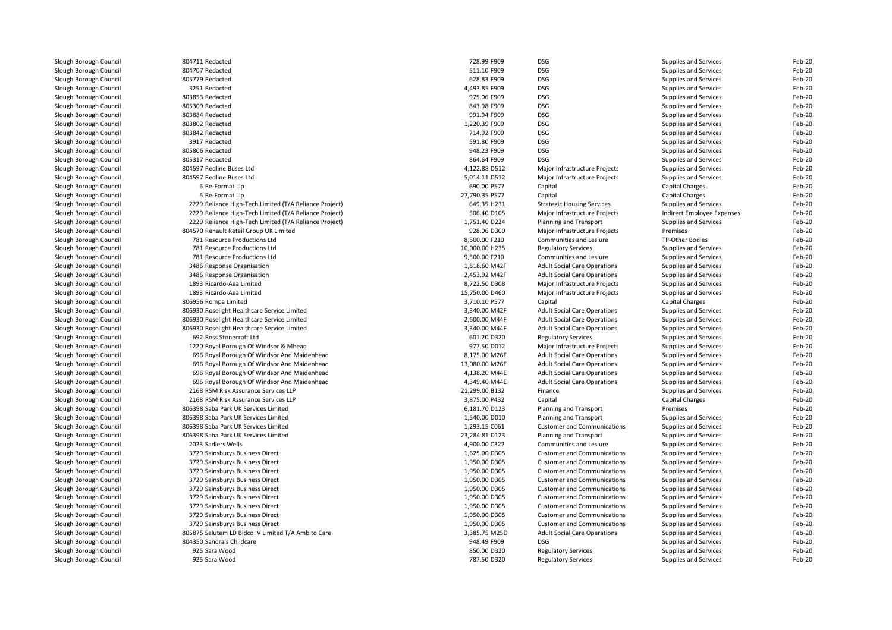| | | | | | |
|---|---|---|---|---|---|
| Slough Borough Council | 804711 Redacted | 728.99 F909 | DSG | Supplies and Services | Feb-20 |
| Slough Borough Council | 804707 Redacted | 511.10 F909 | DSG | Supplies and Services | Feb-20 |
| Slough Borough Council | 805779 Redacted | 628.83 F909 | DSG | Supplies and Services | Feb-20 |
| Slough Borough Council | 3251 Redacted | 4,493.85 F909 | DSG | Supplies and Services | Feb-20 |
| Slough Borough Council | 803853 Redacted | 975.06 F909 | DSG | Supplies and Services | Feb-20 |
| Slough Borough Council | 805309 Redacted | 843.98 F909 | DSG | Supplies and Services | Feb-20 |
| Slough Borough Council | 803884 Redacted | 991.94 F909 | DSG | Supplies and Services | Feb-20 |
| Slough Borough Council | 803802 Redacted | 1,220.39 F909 | DSG | Supplies and Services | Feb-20 |
| Slough Borough Council | 803842 Redacted | 714.92 F909 | DSG | Supplies and Services | Feb-20 |
| Slough Borough Council | 3917 Redacted | 591.80 F909 | DSG | Supplies and Services | Feb-20 |
| Slough Borough Council | 805806 Redacted | 948.23 F909 | DSG | Supplies and Services | Feb-20 |
| Slough Borough Council | 805317 Redacted | 864.64 F909 | DSG | Supplies and Services | Feb-20 |
| Slough Borough Council | 804597 Redline Buses Ltd | 4,122.88 D512 | Major Infrastructure Projects | Supplies and Services | Feb-20 |
| Slough Borough Council | 804597 Redline Buses Ltd | 5,014.11 D512 | Major Infrastructure Projects | Supplies and Services | Feb-20 |
| Slough Borough Council | 6 Re-Format Llp | 690.00 P577 | Capital | Capital Charges | Feb-20 |
| Slough Borough Council | 6 Re-Format Llp | 27,790.35 P577 | Capital | Capital Charges | Feb-20 |
| Slough Borough Council | 2229 Reliance High-Tech Limited (T/A Reliance Project) | 649.35 H231 | Strategic Housing Services | Supplies and Services | Feb-20 |
| Slough Borough Council | 2229 Reliance High-Tech Limited (T/A Reliance Project) | 506.40 D105 | Major Infrastructure Projects | Indirect Employee Expenses | Feb-20 |
| Slough Borough Council | 2229 Reliance High-Tech Limited (T/A Reliance Project) | 1,751.40 D224 | Planning and Transport | Supplies and Services | Feb-20 |
| Slough Borough Council | 804570 Renault Retail Group UK Limited | 928.06 D309 | Major Infrastructure Projects | Premises | Feb-20 |
| Slough Borough Council | 781 Resource Productions Ltd | 8,500.00 F210 | Communities and Lesiure | TP-Other Bodies | Feb-20 |
| Slough Borough Council | 781 Resource Productions Ltd | 10,000.00 H235 | Regulatory Services | Supplies and Services | Feb-20 |
| Slough Borough Council | 781 Resource Productions Ltd | 9,500.00 F210 | Communities and Lesiure | Supplies and Services | Feb-20 |
| Slough Borough Council | 3486 Response Organisation | 1,818.60 M42F | Adult Social Care Operations | Supplies and Services | Feb-20 |
| Slough Borough Council | 3486 Response Organisation | 2,453.92 M42F | Adult Social Care Operations | Supplies and Services | Feb-20 |
| Slough Borough Council | 1893 Ricardo-Aea Limited | 8,722.50 D308 | Major Infrastructure Projects | Supplies and Services | Feb-20 |
| Slough Borough Council | 1893 Ricardo-Aea Limited | 15,750.00 D460 | Major Infrastructure Projects | Supplies and Services | Feb-20 |
| Slough Borough Council | 806956 Rompa Limited | 3,710.10 P577 | Capital | Capital Charges | Feb-20 |
| Slough Borough Council | 806930 Roselight Healthcare Service Limited | 3,340.00 M42F | Adult Social Care Operations | Supplies and Services | Feb-20 |
| Slough Borough Council | 806930 Roselight Healthcare Service Limited | 2,600.00 M44F | Adult Social Care Operations | Supplies and Services | Feb-20 |
| Slough Borough Council | 806930 Roselight Healthcare Service Limited | 3,340.00 M44F | Adult Social Care Operations | Supplies and Services | Feb-20 |
| Slough Borough Council | 692 Ross Stonecraft Ltd | 601.20 D320 | Regulatory Services | Supplies and Services | Feb-20 |
| Slough Borough Council | 1220 Royal Borough Of Windsor & Mhead | 977.50 D012 | Major Infrastructure Projects | Supplies and Services | Feb-20 |
| Slough Borough Council | 696 Royal Borough Of Windsor And Maidenhead | 8,175.00 M26E | Adult Social Care Operations | Supplies and Services | Feb-20 |
| Slough Borough Council | 696 Royal Borough Of Windsor And Maidenhead | 13,080.00 M26E | Adult Social Care Operations | Supplies and Services | Feb-20 |
| Slough Borough Council | 696 Royal Borough Of Windsor And Maidenhead | 4,138.20 M44E | Adult Social Care Operations | Supplies and Services | Feb-20 |
| Slough Borough Council | 696 Royal Borough Of Windsor And Maidenhead | 4,349.40 M44E | Adult Social Care Operations | Supplies and Services | Feb-20 |
| Slough Borough Council | 2168 RSM Risk Assurance Services LLP | 21,299.00 B132 | Finance | Supplies and Services | Feb-20 |
| Slough Borough Council | 2168 RSM Risk Assurance Services LLP | 3,875.00 P432 | Capital | Capital Charges | Feb-20 |
| Slough Borough Council | 806398 Saba Park UK Services Limited | 6,181.70 D123 | Planning and Transport | Premises | Feb-20 |
| Slough Borough Council | 806398 Saba Park UK Services Limited | 1,540.00 D010 | Planning and Transport | Supplies and Services | Feb-20 |
| Slough Borough Council | 806398 Saba Park UK Services Limited | 1,293.15 C061 | Customer and Communications | Supplies and Services | Feb-20 |
| Slough Borough Council | 806398 Saba Park UK Services Limited | 23,284.81 D123 | Planning and Transport | Supplies and Services | Feb-20 |
| Slough Borough Council | 2023 Sadlers Wells | 4,900.00 C322 | Communities and Lesiure | Supplies and Services | Feb-20 |
| Slough Borough Council | 3729 Sainsburys Business Direct | 1,625.00 D305 | Customer and Communications | Supplies and Services | Feb-20 |
| Slough Borough Council | 3729 Sainsburys Business Direct | 1,950.00 D305 | Customer and Communications | Supplies and Services | Feb-20 |
| Slough Borough Council | 3729 Sainsburys Business Direct | 1,950.00 D305 | Customer and Communications | Supplies and Services | Feb-20 |
| Slough Borough Council | 3729 Sainsburys Business Direct | 1,950.00 D305 | Customer and Communications | Supplies and Services | Feb-20 |
| Slough Borough Council | 3729 Sainsburys Business Direct | 1,950.00 D305 | Customer and Communications | Supplies and Services | Feb-20 |
| Slough Borough Council | 3729 Sainsburys Business Direct | 1,950.00 D305 | Customer and Communications | Supplies and Services | Feb-20 |
| Slough Borough Council | 3729 Sainsburys Business Direct | 1,950.00 D305 | Customer and Communications | Supplies and Services | Feb-20 |
| Slough Borough Council | 3729 Sainsburys Business Direct | 1,950.00 D305 | Customer and Communications | Supplies and Services | Feb-20 |
| Slough Borough Council | 3729 Sainsburys Business Direct | 1,950.00 D305 | Customer and Communications | Supplies and Services | Feb-20 |
| Slough Borough Council | 805875 Salutem LD Bidco IV Limited T/A Ambito Care | 3,385.75 M25D | Adult Social Care Operations | Supplies and Services | Feb-20 |
| Slough Borough Council | 804350 Sandra's Childcare | 948.49 F909 | DSG | Supplies and Services | Feb-20 |
| Slough Borough Council | 925 Sara Wood | 850.00 D320 | Regulatory Services | Supplies and Services | Feb-20 |
| Slough Borough Council | 925 Sara Wood | 787.50 D320 | Regulatory Services | Supplies and Services | Feb-20 |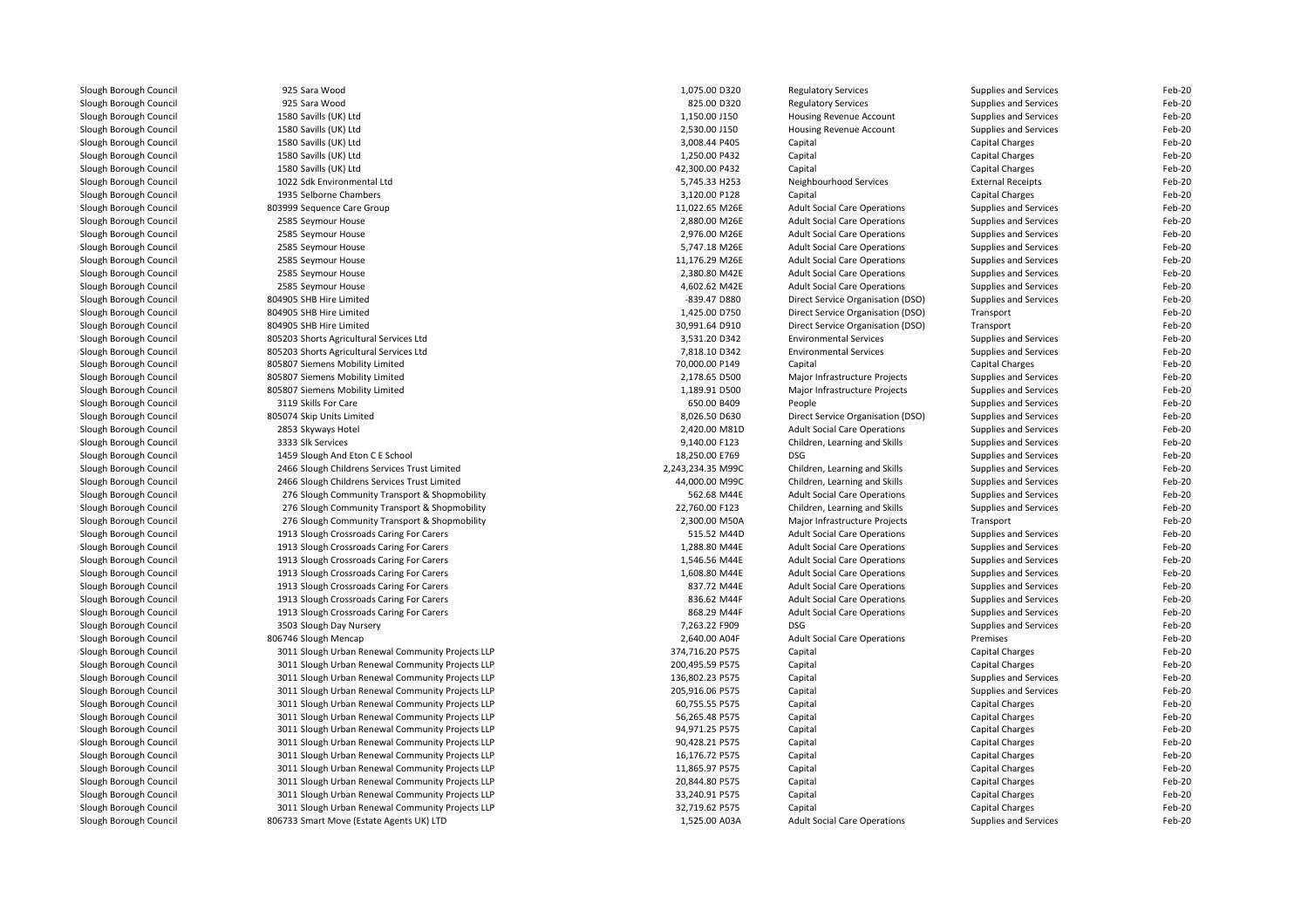| | | | | | | |
|---|---|---|---|---|---|---|
| Slough Borough Council | 925 Sara Wood | 1,075.00 D320 | Regulatory Services | Supplies and Services | Feb-20 |
| Slough Borough Council | 925 Sara Wood | 825.00 D320 | Regulatory Services | Supplies and Services | Feb-20 |
| Slough Borough Council | 1580 Savills (UK) Ltd | 1,150.00 J150 | Housing Revenue Account | Supplies and Services | Feb-20 |
| Slough Borough Council | 1580 Savills (UK) Ltd | 2,530.00 J150 | Housing Revenue Account | Supplies and Services | Feb-20 |
| Slough Borough Council | 1580 Savills (UK) Ltd | 3,008.44 P405 | Capital | Capital Charges | Feb-20 |
| Slough Borough Council | 1580 Savills (UK) Ltd | 1,250.00 P432 | Capital | Capital Charges | Feb-20 |
| Slough Borough Council | 1580 Savills (UK) Ltd | 42,300.00 P432 | Capital | Capital Charges | Feb-20 |
| Slough Borough Council | 1022 Sdk Environmental Ltd | 5,745.33 H253 | Neighbourhood Services | External Receipts | Feb-20 |
| Slough Borough Council | 1935 Selborne Chambers | 3,120.00 P128 | Capital | Capital Charges | Feb-20 |
| Slough Borough Council | 803999 Sequence Care Group | 11,022.65 M26E | Adult Social Care Operations | Supplies and Services | Feb-20 |
| Slough Borough Council | 2585 Seymour House | 2,880.00 M26E | Adult Social Care Operations | Supplies and Services | Feb-20 |
| Slough Borough Council | 2585 Seymour House | 2,976.00 M26E | Adult Social Care Operations | Supplies and Services | Feb-20 |
| Slough Borough Council | 2585 Seymour House | 5,747.18 M26E | Adult Social Care Operations | Supplies and Services | Feb-20 |
| Slough Borough Council | 2585 Seymour House | 11,176.29 M26E | Adult Social Care Operations | Supplies and Services | Feb-20 |
| Slough Borough Council | 2585 Seymour House | 2,380.80 M42E | Adult Social Care Operations | Supplies and Services | Feb-20 |
| Slough Borough Council | 2585 Seymour House | 4,602.62 M42E | Adult Social Care Operations | Supplies and Services | Feb-20 |
| Slough Borough Council | 804905 SHB Hire Limited | -839.47 D880 | Direct Service Organisation (DSO) | Supplies and Services | Feb-20 |
| Slough Borough Council | 804905 SHB Hire Limited | 1,425.00 D750 | Direct Service Organisation (DSO) | Transport | Feb-20 |
| Slough Borough Council | 804905 SHB Hire Limited | 30,991.64 D910 | Direct Service Organisation (DSO) | Transport | Feb-20 |
| Slough Borough Council | 805203 Shorts Agricultural Services Ltd | 3,531.20 D342 | Environmental Services | Supplies and Services | Feb-20 |
| Slough Borough Council | 805203 Shorts Agricultural Services Ltd | 7,818.10 D342 | Environmental Services | Supplies and Services | Feb-20 |
| Slough Borough Council | 805807 Siemens Mobility Limited | 70,000.00 P149 | Capital | Capital Charges | Feb-20 |
| Slough Borough Council | 805807 Siemens Mobility Limited | 2,178.65 D500 | Major Infrastructure Projects | Supplies and Services | Feb-20 |
| Slough Borough Council | 805807 Siemens Mobility Limited | 1,189.91 D500 | Major Infrastructure Projects | Supplies and Services | Feb-20 |
| Slough Borough Council | 3119 Skills For Care | 650.00 B409 | People | Supplies and Services | Feb-20 |
| Slough Borough Council | 805074 Skip Units Limited | 8,026.50 D630 | Direct Service Organisation (DSO) | Supplies and Services | Feb-20 |
| Slough Borough Council | 2853 Skyways Hotel | 2,420.00 M81D | Adult Social Care Operations | Supplies and Services | Feb-20 |
| Slough Borough Council | 3333 Slk Services | 9,140.00 F123 | Children, Learning and Skills | Supplies and Services | Feb-20 |
| Slough Borough Council | 1459 Slough And Eton C E School | 18,250.00 E769 | DSG | Supplies and Services | Feb-20 |
| Slough Borough Council | 2466 Slough Childrens Services Trust Limited | 2,243,234.35 M99C | Children, Learning and Skills | Supplies and Services | Feb-20 |
| Slough Borough Council | 2466 Slough Childrens Services Trust Limited | 44,000.00 M99C | Children, Learning and Skills | Supplies and Services | Feb-20 |
| Slough Borough Council | 276 Slough Community Transport & Shopmobility | 562.68 M44E | Adult Social Care Operations | Supplies and Services | Feb-20 |
| Slough Borough Council | 276 Slough Community Transport & Shopmobility | 22,760.00 F123 | Children, Learning and Skills | Supplies and Services | Feb-20 |
| Slough Borough Council | 276 Slough Community Transport & Shopmobility | 2,300.00 M50A | Major Infrastructure Projects | Transport | Feb-20 |
| Slough Borough Council | 1913 Slough Crossroads Caring For Carers | 515.52 M44D | Adult Social Care Operations | Supplies and Services | Feb-20 |
| Slough Borough Council | 1913 Slough Crossroads Caring For Carers | 1,288.80 M44E | Adult Social Care Operations | Supplies and Services | Feb-20 |
| Slough Borough Council | 1913 Slough Crossroads Caring For Carers | 1,546.56 M44E | Adult Social Care Operations | Supplies and Services | Feb-20 |
| Slough Borough Council | 1913 Slough Crossroads Caring For Carers | 1,608.80 M44E | Adult Social Care Operations | Supplies and Services | Feb-20 |
| Slough Borough Council | 1913 Slough Crossroads Caring For Carers | 837.72 M44E | Adult Social Care Operations | Supplies and Services | Feb-20 |
| Slough Borough Council | 1913 Slough Crossroads Caring For Carers | 836.62 M44F | Adult Social Care Operations | Supplies and Services | Feb-20 |
| Slough Borough Council | 1913 Slough Crossroads Caring For Carers | 868.29 M44F | Adult Social Care Operations | Supplies and Services | Feb-20 |
| Slough Borough Council | 3503 Slough Day Nursery | 7,263.22 F909 | DSG | Supplies and Services | Feb-20 |
| Slough Borough Council | 806746 Slough Mencap | 2,640.00 A04F | Adult Social Care Operations | Premises | Feb-20 |
| Slough Borough Council | 3011 Slough Urban Renewal Community Projects LLP | 374,716.20 P575 | Capital | Capital Charges | Feb-20 |
| Slough Borough Council | 3011 Slough Urban Renewal Community Projects LLP | 200,495.59 P575 | Capital | Capital Charges | Feb-20 |
| Slough Borough Council | 3011 Slough Urban Renewal Community Projects LLP | 136,802.23 P575 | Capital | Supplies and Services | Feb-20 |
| Slough Borough Council | 3011 Slough Urban Renewal Community Projects LLP | 205,916.06 P575 | Capital | Supplies and Services | Feb-20 |
| Slough Borough Council | 3011 Slough Urban Renewal Community Projects LLP | 60,755.55 P575 | Capital | Capital Charges | Feb-20 |
| Slough Borough Council | 3011 Slough Urban Renewal Community Projects LLP | 56,265.48 P575 | Capital | Capital Charges | Feb-20 |
| Slough Borough Council | 3011 Slough Urban Renewal Community Projects LLP | 94,971.25 P575 | Capital | Capital Charges | Feb-20 |
| Slough Borough Council | 3011 Slough Urban Renewal Community Projects LLP | 90,428.21 P575 | Capital | Capital Charges | Feb-20 |
| Slough Borough Council | 3011 Slough Urban Renewal Community Projects LLP | 16,176.72 P575 | Capital | Capital Charges | Feb-20 |
| Slough Borough Council | 3011 Slough Urban Renewal Community Projects LLP | 11,865.97 P575 | Capital | Capital Charges | Feb-20 |
| Slough Borough Council | 3011 Slough Urban Renewal Community Projects LLP | 20,844.80 P575 | Capital | Capital Charges | Feb-20 |
| Slough Borough Council | 3011 Slough Urban Renewal Community Projects LLP | 33,240.91 P575 | Capital | Capital Charges | Feb-20 |
| Slough Borough Council | 3011 Slough Urban Renewal Community Projects LLP | 32,719.62 P575 | Capital | Capital Charges | Feb-20 |
| Slough Borough Council | 806733 Smart Move (Estate Agents UK) LTD | 1,525.00 A03A | Adult Social Care Operations | Supplies and Services | Feb-20 |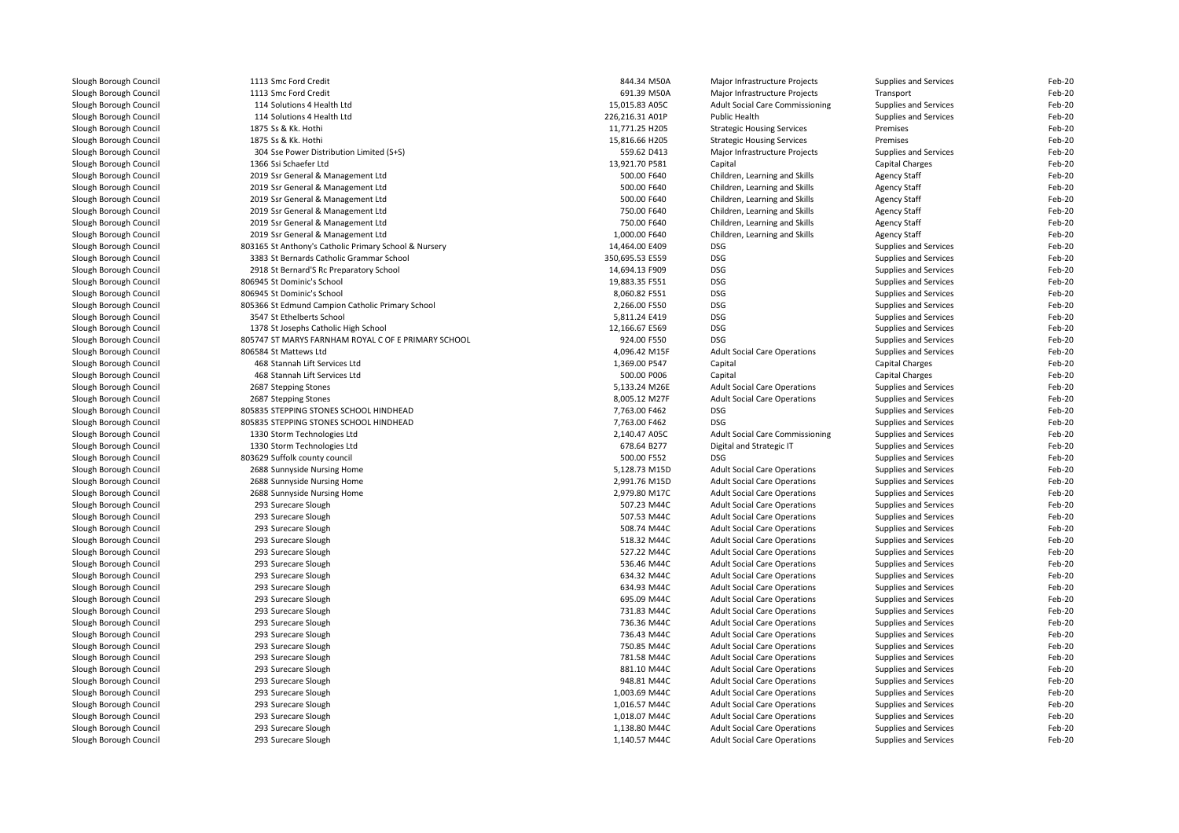| | | | | | | |
|---|---|---|---|---|---|---|
| Slough Borough Council | 1113 Smc Ford Credit | 844.34 | M50A | Major Infrastructure Projects | Supplies and Services | Feb-20 |
| Slough Borough Council | 1113 Smc Ford Credit | 691.39 | M50A | Major Infrastructure Projects | Transport | Feb-20 |
| Slough Borough Council | 114 Solutions 4 Health Ltd | 15,015.83 | A05C | Adult Social Care Commissioning | Supplies and Services | Feb-20 |
| Slough Borough Council | 114 Solutions 4 Health Ltd | 226,216.31 | A01P | Public Health | Supplies and Services | Feb-20 |
| Slough Borough Council | 1875 Ss & Kk. Hothi | 11,771.25 | H205 | Strategic Housing Services | Premises | Feb-20 |
| Slough Borough Council | 1875 Ss & Kk. Hothi | 15,816.66 | H205 | Strategic Housing Services | Premises | Feb-20 |
| Slough Borough Council | 304 Sse Power Distribution Limited (S+S) | 559.62 | D413 | Major Infrastructure Projects | Supplies and Services | Feb-20 |
| Slough Borough Council | 1366 Ssi Schaefer Ltd | 13,921.70 | P581 | Capital | Capital Charges | Feb-20 |
| Slough Borough Council | 2019 Ssr General & Management Ltd | 500.00 | F640 | Children, Learning and Skills | Agency Staff | Feb-20 |
| Slough Borough Council | 2019 Ssr General & Management Ltd | 500.00 | F640 | Children, Learning and Skills | Agency Staff | Feb-20 |
| Slough Borough Council | 2019 Ssr General & Management Ltd | 500.00 | F640 | Children, Learning and Skills | Agency Staff | Feb-20 |
| Slough Borough Council | 2019 Ssr General & Management Ltd | 750.00 | F640 | Children, Learning and Skills | Agency Staff | Feb-20 |
| Slough Borough Council | 2019 Ssr General & Management Ltd | 750.00 | F640 | Children, Learning and Skills | Agency Staff | Feb-20 |
| Slough Borough Council | 2019 Ssr General & Management Ltd | 1,000.00 | F640 | Children, Learning and Skills | Agency Staff | Feb-20 |
| Slough Borough Council | 803165 St Anthony's Catholic Primary School & Nursery | 14,464.00 | E409 | DSG | Supplies and Services | Feb-20 |
| Slough Borough Council | 3383 St Bernards Catholic Grammar School | 350,695.53 | E559 | DSG | Supplies and Services | Feb-20 |
| Slough Borough Council | 2918 St Bernard'S Rc Preparatory School | 14,694.13 | F909 | DSG | Supplies and Services | Feb-20 |
| Slough Borough Council | 806945 St Dominic's School | 19,883.35 | F551 | DSG | Supplies and Services | Feb-20 |
| Slough Borough Council | 806945 St Dominic's School | 8,060.82 | F551 | DSG | Supplies and Services | Feb-20 |
| Slough Borough Council | 805366 St Edmund Campion Catholic Primary School | 2,266.00 | F550 | DSG | Supplies and Services | Feb-20 |
| Slough Borough Council | 3547 St Ethelberts School | 5,811.24 | E419 | DSG | Supplies and Services | Feb-20 |
| Slough Borough Council | 1378 St Josephs Catholic High School | 12,166.67 | E569 | DSG | Supplies and Services | Feb-20 |
| Slough Borough Council | 805747 ST MARYS FARNHAM ROYAL C OF E PRIMARY SCHOOL | 924.00 | F550 | DSG | Supplies and Services | Feb-20 |
| Slough Borough Council | 806584 St Mattews Ltd | 4,096.42 | M15F | Adult Social Care Operations | Supplies and Services | Feb-20 |
| Slough Borough Council | 468 Stannah Lift Services Ltd | 1,369.00 | P547 | Capital | Capital Charges | Feb-20 |
| Slough Borough Council | 468 Stannah Lift Services Ltd | 500.00 | P006 | Capital | Capital Charges | Feb-20 |
| Slough Borough Council | 2687 Stepping Stones | 5,133.24 | M26E | Adult Social Care Operations | Supplies and Services | Feb-20 |
| Slough Borough Council | 2687 Stepping Stones | 8,005.12 | M27F | Adult Social Care Operations | Supplies and Services | Feb-20 |
| Slough Borough Council | 805835 STEPPING STONES SCHOOL HINDHEAD | 7,763.00 | F462 | DSG | Supplies and Services | Feb-20 |
| Slough Borough Council | 805835 STEPPING STONES SCHOOL HINDHEAD | 7,763.00 | F462 | DSG | Supplies and Services | Feb-20 |
| Slough Borough Council | 1330 Storm Technologies Ltd | 2,140.47 | A05C | Adult Social Care Commissioning | Supplies and Services | Feb-20 |
| Slough Borough Council | 1330 Storm Technologies Ltd | 678.64 | B277 | Digital and Strategic IT | Supplies and Services | Feb-20 |
| Slough Borough Council | 803629 Suffolk county council | 500.00 | F552 | DSG | Supplies and Services | Feb-20 |
| Slough Borough Council | 2688 Sunnyside Nursing Home | 5,128.73 | M15D | Adult Social Care Operations | Supplies and Services | Feb-20 |
| Slough Borough Council | 2688 Sunnyside Nursing Home | 2,991.76 | M15D | Adult Social Care Operations | Supplies and Services | Feb-20 |
| Slough Borough Council | 2688 Sunnyside Nursing Home | 2,979.80 | M17C | Adult Social Care Operations | Supplies and Services | Feb-20 |
| Slough Borough Council | 293 Surecare Slough | 507.23 | M44C | Adult Social Care Operations | Supplies and Services | Feb-20 |
| Slough Borough Council | 293 Surecare Slough | 507.53 | M44C | Adult Social Care Operations | Supplies and Services | Feb-20 |
| Slough Borough Council | 293 Surecare Slough | 508.74 | M44C | Adult Social Care Operations | Supplies and Services | Feb-20 |
| Slough Borough Council | 293 Surecare Slough | 518.32 | M44C | Adult Social Care Operations | Supplies and Services | Feb-20 |
| Slough Borough Council | 293 Surecare Slough | 527.22 | M44C | Adult Social Care Operations | Supplies and Services | Feb-20 |
| Slough Borough Council | 293 Surecare Slough | 536.46 | M44C | Adult Social Care Operations | Supplies and Services | Feb-20 |
| Slough Borough Council | 293 Surecare Slough | 634.32 | M44C | Adult Social Care Operations | Supplies and Services | Feb-20 |
| Slough Borough Council | 293 Surecare Slough | 634.93 | M44C | Adult Social Care Operations | Supplies and Services | Feb-20 |
| Slough Borough Council | 293 Surecare Slough | 695.09 | M44C | Adult Social Care Operations | Supplies and Services | Feb-20 |
| Slough Borough Council | 293 Surecare Slough | 731.83 | M44C | Adult Social Care Operations | Supplies and Services | Feb-20 |
| Slough Borough Council | 293 Surecare Slough | 736.36 | M44C | Adult Social Care Operations | Supplies and Services | Feb-20 |
| Slough Borough Council | 293 Surecare Slough | 736.43 | M44C | Adult Social Care Operations | Supplies and Services | Feb-20 |
| Slough Borough Council | 293 Surecare Slough | 750.85 | M44C | Adult Social Care Operations | Supplies and Services | Feb-20 |
| Slough Borough Council | 293 Surecare Slough | 781.58 | M44C | Adult Social Care Operations | Supplies and Services | Feb-20 |
| Slough Borough Council | 293 Surecare Slough | 881.10 | M44C | Adult Social Care Operations | Supplies and Services | Feb-20 |
| Slough Borough Council | 293 Surecare Slough | 948.81 | M44C | Adult Social Care Operations | Supplies and Services | Feb-20 |
| Slough Borough Council | 293 Surecare Slough | 1,003.69 | M44C | Adult Social Care Operations | Supplies and Services | Feb-20 |
| Slough Borough Council | 293 Surecare Slough | 1,016.57 | M44C | Adult Social Care Operations | Supplies and Services | Feb-20 |
| Slough Borough Council | 293 Surecare Slough | 1,018.07 | M44C | Adult Social Care Operations | Supplies and Services | Feb-20 |
| Slough Borough Council | 293 Surecare Slough | 1,138.80 | M44C | Adult Social Care Operations | Supplies and Services | Feb-20 |
| Slough Borough Council | 293 Surecare Slough | 1,140.57 | M44C | Adult Social Care Operations | Supplies and Services | Feb-20 |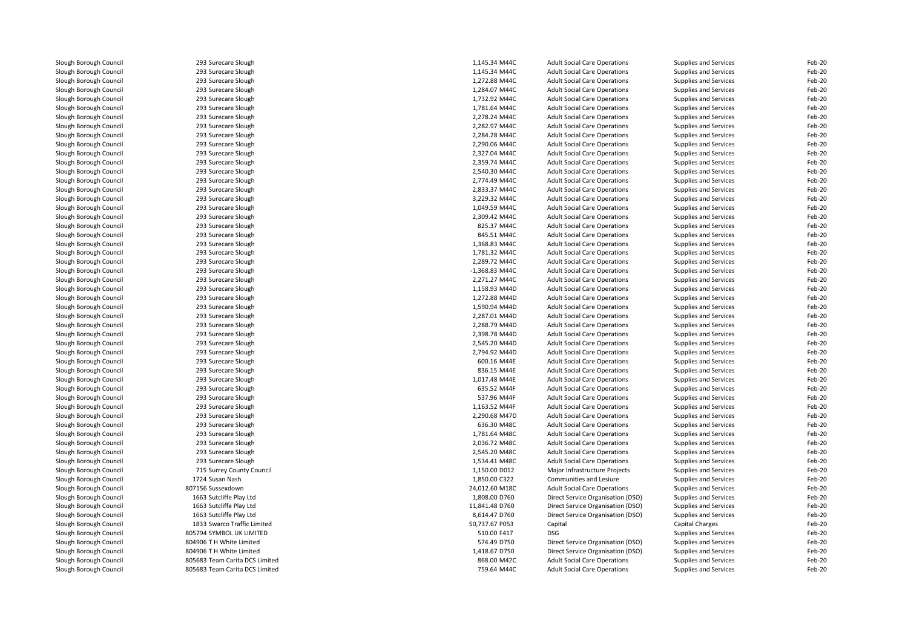| | | | | | | |
|---|---|---|---|---|---|---|
| Slough Borough Council | 293 Surecare Slough | 1,145.34 M44C | Adult Social Care Operations | Supplies and Services | Feb-20 |
| Slough Borough Council | 293 Surecare Slough | 1,145.34 M44C | Adult Social Care Operations | Supplies and Services | Feb-20 |
| Slough Borough Council | 293 Surecare Slough | 1,272.88 M44C | Adult Social Care Operations | Supplies and Services | Feb-20 |
| Slough Borough Council | 293 Surecare Slough | 1,284.07 M44C | Adult Social Care Operations | Supplies and Services | Feb-20 |
| Slough Borough Council | 293 Surecare Slough | 1,732.92 M44C | Adult Social Care Operations | Supplies and Services | Feb-20 |
| Slough Borough Council | 293 Surecare Slough | 1,781.64 M44C | Adult Social Care Operations | Supplies and Services | Feb-20 |
| Slough Borough Council | 293 Surecare Slough | 2,278.24 M44C | Adult Social Care Operations | Supplies and Services | Feb-20 |
| Slough Borough Council | 293 Surecare Slough | 2,282.97 M44C | Adult Social Care Operations | Supplies and Services | Feb-20 |
| Slough Borough Council | 293 Surecare Slough | 2,284.28 M44C | Adult Social Care Operations | Supplies and Services | Feb-20 |
| Slough Borough Council | 293 Surecare Slough | 2,290.06 M44C | Adult Social Care Operations | Supplies and Services | Feb-20 |
| Slough Borough Council | 293 Surecare Slough | 2,327.04 M44C | Adult Social Care Operations | Supplies and Services | Feb-20 |
| Slough Borough Council | 293 Surecare Slough | 2,359.74 M44C | Adult Social Care Operations | Supplies and Services | Feb-20 |
| Slough Borough Council | 293 Surecare Slough | 2,540.30 M44C | Adult Social Care Operations | Supplies and Services | Feb-20 |
| Slough Borough Council | 293 Surecare Slough | 2,774.49 M44C | Adult Social Care Operations | Supplies and Services | Feb-20 |
| Slough Borough Council | 293 Surecare Slough | 2,833.37 M44C | Adult Social Care Operations | Supplies and Services | Feb-20 |
| Slough Borough Council | 293 Surecare Slough | 3,229.32 M44C | Adult Social Care Operations | Supplies and Services | Feb-20 |
| Slough Borough Council | 293 Surecare Slough | 1,049.59 M44C | Adult Social Care Operations | Supplies and Services | Feb-20 |
| Slough Borough Council | 293 Surecare Slough | 2,309.42 M44C | Adult Social Care Operations | Supplies and Services | Feb-20 |
| Slough Borough Council | 293 Surecare Slough | 825.37 M44C | Adult Social Care Operations | Supplies and Services | Feb-20 |
| Slough Borough Council | 293 Surecare Slough | 845.51 M44C | Adult Social Care Operations | Supplies and Services | Feb-20 |
| Slough Borough Council | 293 Surecare Slough | 1,368.83 M44C | Adult Social Care Operations | Supplies and Services | Feb-20 |
| Slough Borough Council | 293 Surecare Slough | 1,781.32 M44C | Adult Social Care Operations | Supplies and Services | Feb-20 |
| Slough Borough Council | 293 Surecare Slough | 2,289.72 M44C | Adult Social Care Operations | Supplies and Services | Feb-20 |
| Slough Borough Council | 293 Surecare Slough | -1,368.83 M44C | Adult Social Care Operations | Supplies and Services | Feb-20 |
| Slough Borough Council | 293 Surecare Slough | 2,271.27 M44C | Adult Social Care Operations | Supplies and Services | Feb-20 |
| Slough Borough Council | 293 Surecare Slough | 1,158.93 M44D | Adult Social Care Operations | Supplies and Services | Feb-20 |
| Slough Borough Council | 293 Surecare Slough | 1,272.88 M44D | Adult Social Care Operations | Supplies and Services | Feb-20 |
| Slough Borough Council | 293 Surecare Slough | 1,590.94 M44D | Adult Social Care Operations | Supplies and Services | Feb-20 |
| Slough Borough Council | 293 Surecare Slough | 2,287.01 M44D | Adult Social Care Operations | Supplies and Services | Feb-20 |
| Slough Borough Council | 293 Surecare Slough | 2,288.79 M44D | Adult Social Care Operations | Supplies and Services | Feb-20 |
| Slough Borough Council | 293 Surecare Slough | 2,398.78 M44D | Adult Social Care Operations | Supplies and Services | Feb-20 |
| Slough Borough Council | 293 Surecare Slough | 2,545.20 M44D | Adult Social Care Operations | Supplies and Services | Feb-20 |
| Slough Borough Council | 293 Surecare Slough | 2,794.92 M44D | Adult Social Care Operations | Supplies and Services | Feb-20 |
| Slough Borough Council | 293 Surecare Slough | 600.16 M44E | Adult Social Care Operations | Supplies and Services | Feb-20 |
| Slough Borough Council | 293 Surecare Slough | 836.15 M44E | Adult Social Care Operations | Supplies and Services | Feb-20 |
| Slough Borough Council | 293 Surecare Slough | 1,017.48 M44E | Adult Social Care Operations | Supplies and Services | Feb-20 |
| Slough Borough Council | 293 Surecare Slough | 635.52 M44F | Adult Social Care Operations | Supplies and Services | Feb-20 |
| Slough Borough Council | 293 Surecare Slough | 537.96 M44F | Adult Social Care Operations | Supplies and Services | Feb-20 |
| Slough Borough Council | 293 Surecare Slough | 1,163.52 M44F | Adult Social Care Operations | Supplies and Services | Feb-20 |
| Slough Borough Council | 293 Surecare Slough | 2,290.68 M47D | Adult Social Care Operations | Supplies and Services | Feb-20 |
| Slough Borough Council | 293 Surecare Slough | 636.30 M48C | Adult Social Care Operations | Supplies and Services | Feb-20 |
| Slough Borough Council | 293 Surecare Slough | 1,781.64 M48C | Adult Social Care Operations | Supplies and Services | Feb-20 |
| Slough Borough Council | 293 Surecare Slough | 2,036.72 M48C | Adult Social Care Operations | Supplies and Services | Feb-20 |
| Slough Borough Council | 293 Surecare Slough | 2,545.20 M48C | Adult Social Care Operations | Supplies and Services | Feb-20 |
| Slough Borough Council | 293 Surecare Slough | 1,534.41 M48C | Adult Social Care Operations | Supplies and Services | Feb-20 |
| Slough Borough Council | 715 Surrey County Council | 1,150.00 D012 | Major Infrastructure Projects | Supplies and Services | Feb-20 |
| Slough Borough Council | 1724 Susan Nash | 1,850.00 C322 | Communities and Lesiure | Supplies and Services | Feb-20 |
| Slough Borough Council | 807156 Sussexdown | 24,012.60 M18C | Adult Social Care Operations | Supplies and Services | Feb-20 |
| Slough Borough Council | 1663 Sutcliffe Play Ltd | 1,808.00 D760 | Direct Service Organisation (DSO) | Supplies and Services | Feb-20 |
| Slough Borough Council | 1663 Sutcliffe Play Ltd | 11,841.48 D760 | Direct Service Organisation (DSO) | Supplies and Services | Feb-20 |
| Slough Borough Council | 1663 Sutcliffe Play Ltd | 8,614.47 D760 | Direct Service Organisation (DSO) | Supplies and Services | Feb-20 |
| Slough Borough Council | 1833 Swarco Traffic Limited | 50,737.67 P053 | Capital | Capital Charges | Feb-20 |
| Slough Borough Council | 805794 SYMBOL UK LIMITED | 510.00 F417 | DSG | Supplies and Services | Feb-20 |
| Slough Borough Council | 804906 T H White Limited | 574.49 D750 | Direct Service Organisation (DSO) | Supplies and Services | Feb-20 |
| Slough Borough Council | 804906 T H White Limited | 1,418.67 D750 | Direct Service Organisation (DSO) | Supplies and Services | Feb-20 |
| Slough Borough Council | 805683 Team Carita DCS Limited | 868.00 M42C | Adult Social Care Operations | Supplies and Services | Feb-20 |
| Slough Borough Council | 805683 Team Carita DCS Limited | 759.64 M44C | Adult Social Care Operations | Supplies and Services | Feb-20 |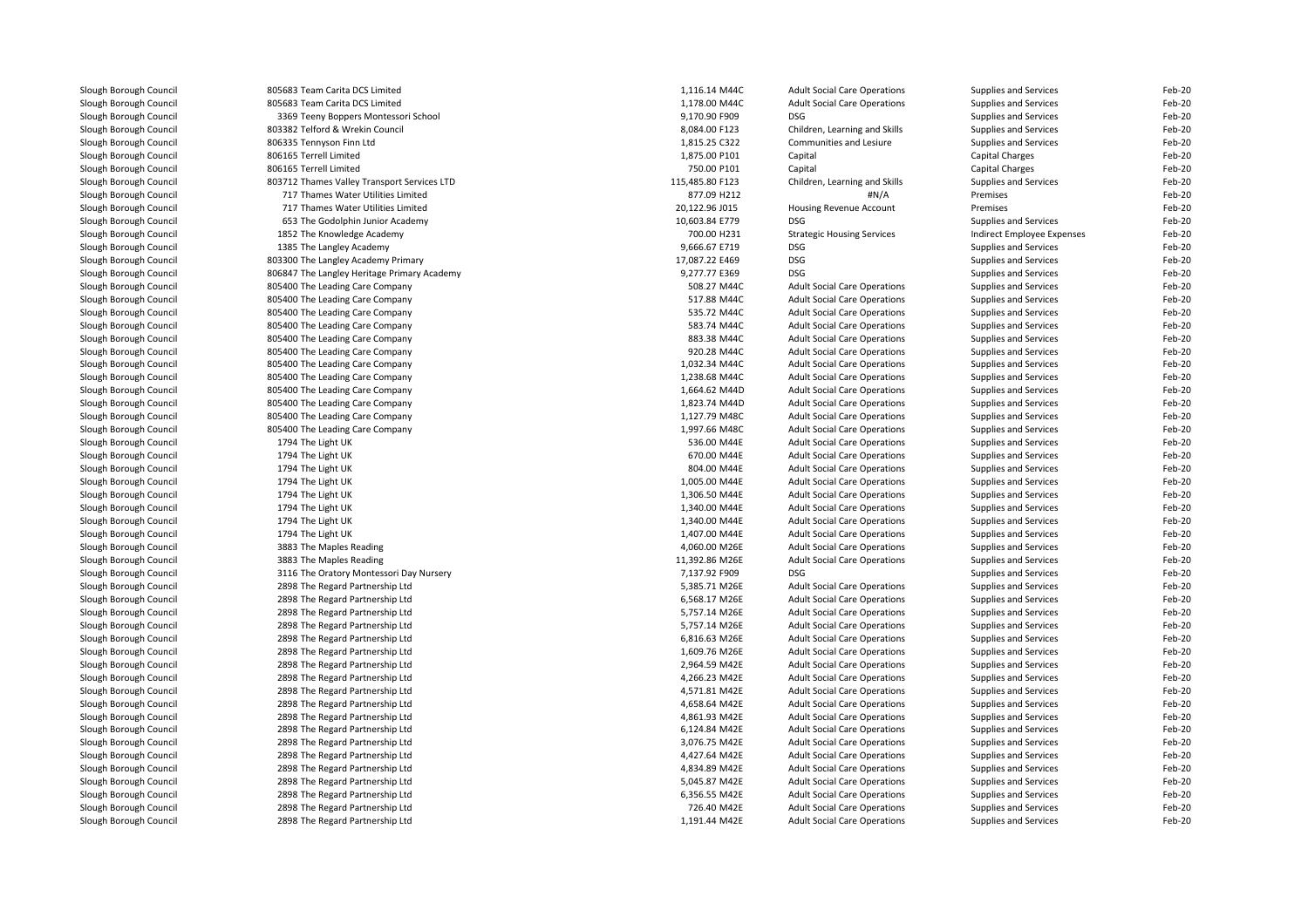| | | | | | | |
|---|---|---|---|---|---|---|
| Slough Borough Council | 805683 Team Carita DCS Limited | 1,116.14 M44C | Adult Social Care Operations | Supplies and Services | Feb-20 |
| Slough Borough Council | 805683 Team Carita DCS Limited | 1,178.00 M44C | Adult Social Care Operations | Supplies and Services | Feb-20 |
| Slough Borough Council | 3369 Teeny Boppers Montessori School | 9,170.90 F909 | DSG | Supplies and Services | Feb-20 |
| Slough Borough Council | 803382 Telford & Wrekin Council | 8,084.00 F123 | Children, Learning and Skills | Supplies and Services | Feb-20 |
| Slough Borough Council | 806335 Tennyson Finn Ltd | 1,815.25 C322 | Communities and Lesiure | Supplies and Services | Feb-20 |
| Slough Borough Council | 806165 Terrell Limited | 1,875.00 P101 | Capital | Capital Charges | Feb-20 |
| Slough Borough Council | 806165 Terrell Limited | 750.00 P101 | Capital | Capital Charges | Feb-20 |
| Slough Borough Council | 803712 Thames Valley Transport Services LTD | 115,485.80 F123 | Children, Learning and Skills | Supplies and Services | Feb-20 |
| Slough Borough Council | 717 Thames Water Utilities Limited | 877.09 H212 | #N/A | Premises | Feb-20 |
| Slough Borough Council | 717 Thames Water Utilities Limited | 20,122.96 J015 | Housing Revenue Account | Premises | Feb-20 |
| Slough Borough Council | 653 The Godolphin Junior Academy | 10,603.84 E779 | DSG | Supplies and Services | Feb-20 |
| Slough Borough Council | 1852 The Knowledge Academy | 700.00 H231 | Strategic Housing Services | Indirect Employee Expenses | Feb-20 |
| Slough Borough Council | 1385 The Langley Academy | 9,666.67 E719 | DSG | Supplies and Services | Feb-20 |
| Slough Borough Council | 803300 The Langley Academy Primary | 17,087.22 E469 | DSG | Supplies and Services | Feb-20 |
| Slough Borough Council | 806847 The Langley Heritage Primary Academy | 9,277.77 E369 | DSG | Supplies and Services | Feb-20 |
| Slough Borough Council | 805400 The Leading Care Company | 508.27 M44C | Adult Social Care Operations | Supplies and Services | Feb-20 |
| Slough Borough Council | 805400 The Leading Care Company | 517.88 M44C | Adult Social Care Operations | Supplies and Services | Feb-20 |
| Slough Borough Council | 805400 The Leading Care Company | 535.72 M44C | Adult Social Care Operations | Supplies and Services | Feb-20 |
| Slough Borough Council | 805400 The Leading Care Company | 583.74 M44C | Adult Social Care Operations | Supplies and Services | Feb-20 |
| Slough Borough Council | 805400 The Leading Care Company | 883.38 M44C | Adult Social Care Operations | Supplies and Services | Feb-20 |
| Slough Borough Council | 805400 The Leading Care Company | 920.28 M44C | Adult Social Care Operations | Supplies and Services | Feb-20 |
| Slough Borough Council | 805400 The Leading Care Company | 1,032.34 M44C | Adult Social Care Operations | Supplies and Services | Feb-20 |
| Slough Borough Council | 805400 The Leading Care Company | 1,238.68 M44C | Adult Social Care Operations | Supplies and Services | Feb-20 |
| Slough Borough Council | 805400 The Leading Care Company | 1,664.62 M44D | Adult Social Care Operations | Supplies and Services | Feb-20 |
| Slough Borough Council | 805400 The Leading Care Company | 1,823.74 M44D | Adult Social Care Operations | Supplies and Services | Feb-20 |
| Slough Borough Council | 805400 The Leading Care Company | 1,127.79 M48C | Adult Social Care Operations | Supplies and Services | Feb-20 |
| Slough Borough Council | 805400 The Leading Care Company | 1,997.66 M48C | Adult Social Care Operations | Supplies and Services | Feb-20 |
| Slough Borough Council | 1794 The Light UK | 536.00 M44E | Adult Social Care Operations | Supplies and Services | Feb-20 |
| Slough Borough Council | 1794 The Light UK | 670.00 M44E | Adult Social Care Operations | Supplies and Services | Feb-20 |
| Slough Borough Council | 1794 The Light UK | 804.00 M44E | Adult Social Care Operations | Supplies and Services | Feb-20 |
| Slough Borough Council | 1794 The Light UK | 1,005.00 M44E | Adult Social Care Operations | Supplies and Services | Feb-20 |
| Slough Borough Council | 1794 The Light UK | 1,306.50 M44E | Adult Social Care Operations | Supplies and Services | Feb-20 |
| Slough Borough Council | 1794 The Light UK | 1,340.00 M44E | Adult Social Care Operations | Supplies and Services | Feb-20 |
| Slough Borough Council | 1794 The Light UK | 1,340.00 M44E | Adult Social Care Operations | Supplies and Services | Feb-20 |
| Slough Borough Council | 1794 The Light UK | 1,407.00 M44E | Adult Social Care Operations | Supplies and Services | Feb-20 |
| Slough Borough Council | 3883 The Maples Reading | 4,060.00 M26E | Adult Social Care Operations | Supplies and Services | Feb-20 |
| Slough Borough Council | 3883 The Maples Reading | 11,392.86 M26E | Adult Social Care Operations | Supplies and Services | Feb-20 |
| Slough Borough Council | 3116 The Oratory Montessori Day Nursery | 7,137.92 F909 | DSG | Supplies and Services | Feb-20 |
| Slough Borough Council | 2898 The Regard Partnership Ltd | 5,385.71 M26E | Adult Social Care Operations | Supplies and Services | Feb-20 |
| Slough Borough Council | 2898 The Regard Partnership Ltd | 6,568.17 M26E | Adult Social Care Operations | Supplies and Services | Feb-20 |
| Slough Borough Council | 2898 The Regard Partnership Ltd | 5,757.14 M26E | Adult Social Care Operations | Supplies and Services | Feb-20 |
| Slough Borough Council | 2898 The Regard Partnership Ltd | 5,757.14 M26E | Adult Social Care Operations | Supplies and Services | Feb-20 |
| Slough Borough Council | 2898 The Regard Partnership Ltd | 6,816.63 M26E | Adult Social Care Operations | Supplies and Services | Feb-20 |
| Slough Borough Council | 2898 The Regard Partnership Ltd | 1,609.76 M26E | Adult Social Care Operations | Supplies and Services | Feb-20 |
| Slough Borough Council | 2898 The Regard Partnership Ltd | 2,964.59 M42E | Adult Social Care Operations | Supplies and Services | Feb-20 |
| Slough Borough Council | 2898 The Regard Partnership Ltd | 4,266.23 M42E | Adult Social Care Operations | Supplies and Services | Feb-20 |
| Slough Borough Council | 2898 The Regard Partnership Ltd | 4,571.81 M42E | Adult Social Care Operations | Supplies and Services | Feb-20 |
| Slough Borough Council | 2898 The Regard Partnership Ltd | 4,658.64 M42E | Adult Social Care Operations | Supplies and Services | Feb-20 |
| Slough Borough Council | 2898 The Regard Partnership Ltd | 4,861.93 M42E | Adult Social Care Operations | Supplies and Services | Feb-20 |
| Slough Borough Council | 2898 The Regard Partnership Ltd | 6,124.84 M42E | Adult Social Care Operations | Supplies and Services | Feb-20 |
| Slough Borough Council | 2898 The Regard Partnership Ltd | 3,076.75 M42E | Adult Social Care Operations | Supplies and Services | Feb-20 |
| Slough Borough Council | 2898 The Regard Partnership Ltd | 4,427.64 M42E | Adult Social Care Operations | Supplies and Services | Feb-20 |
| Slough Borough Council | 2898 The Regard Partnership Ltd | 4,834.89 M42E | Adult Social Care Operations | Supplies and Services | Feb-20 |
| Slough Borough Council | 2898 The Regard Partnership Ltd | 5,045.87 M42E | Adult Social Care Operations | Supplies and Services | Feb-20 |
| Slough Borough Council | 2898 The Regard Partnership Ltd | 6,356.55 M42E | Adult Social Care Operations | Supplies and Services | Feb-20 |
| Slough Borough Council | 2898 The Regard Partnership Ltd | 726.40 M42E | Adult Social Care Operations | Supplies and Services | Feb-20 |
| Slough Borough Council | 2898 The Regard Partnership Ltd | 1,191.44 M42E | Adult Social Care Operations | Supplies and Services | Feb-20 |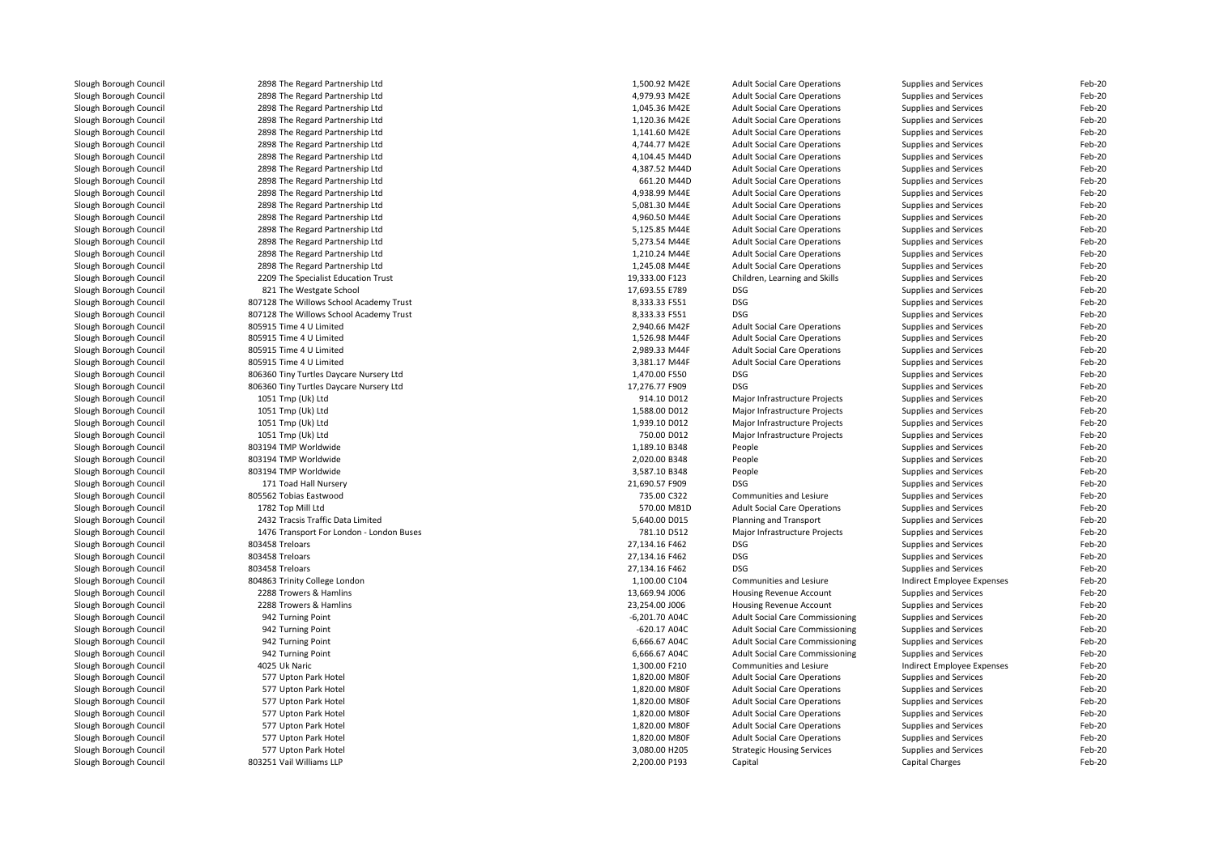| | | | | | | |
|---|---|---|---|---|---|---|
| Slough Borough Council | 2898 The Regard Partnership Ltd | 1,500.92 M42E | Adult Social Care Operations | Supplies and Services | Feb-20 |
| Slough Borough Council | 2898 The Regard Partnership Ltd | 4,979.93 M42E | Adult Social Care Operations | Supplies and Services | Feb-20 |
| Slough Borough Council | 2898 The Regard Partnership Ltd | 1,045.36 M42E | Adult Social Care Operations | Supplies and Services | Feb-20 |
| Slough Borough Council | 2898 The Regard Partnership Ltd | 1,120.36 M42E | Adult Social Care Operations | Supplies and Services | Feb-20 |
| Slough Borough Council | 2898 The Regard Partnership Ltd | 1,141.60 M42E | Adult Social Care Operations | Supplies and Services | Feb-20 |
| Slough Borough Council | 2898 The Regard Partnership Ltd | 4,744.77 M42E | Adult Social Care Operations | Supplies and Services | Feb-20 |
| Slough Borough Council | 2898 The Regard Partnership Ltd | 4,104.45 M44D | Adult Social Care Operations | Supplies and Services | Feb-20 |
| Slough Borough Council | 2898 The Regard Partnership Ltd | 4,387.52 M44D | Adult Social Care Operations | Supplies and Services | Feb-20 |
| Slough Borough Council | 2898 The Regard Partnership Ltd | 661.20 M44D | Adult Social Care Operations | Supplies and Services | Feb-20 |
| Slough Borough Council | 2898 The Regard Partnership Ltd | 4,938.99 M44E | Adult Social Care Operations | Supplies and Services | Feb-20 |
| Slough Borough Council | 2898 The Regard Partnership Ltd | 5,081.30 M44E | Adult Social Care Operations | Supplies and Services | Feb-20 |
| Slough Borough Council | 2898 The Regard Partnership Ltd | 4,960.50 M44E | Adult Social Care Operations | Supplies and Services | Feb-20 |
| Slough Borough Council | 2898 The Regard Partnership Ltd | 5,125.85 M44E | Adult Social Care Operations | Supplies and Services | Feb-20 |
| Slough Borough Council | 2898 The Regard Partnership Ltd | 5,273.54 M44E | Adult Social Care Operations | Supplies and Services | Feb-20 |
| Slough Borough Council | 2898 The Regard Partnership Ltd | 1,210.24 M44E | Adult Social Care Operations | Supplies and Services | Feb-20 |
| Slough Borough Council | 2898 The Regard Partnership Ltd | 1,245.08 M44E | Adult Social Care Operations | Supplies and Services | Feb-20 |
| Slough Borough Council | 2209 The Specialist Education Trust | 19,333.00 F123 | Children, Learning and Skills | Supplies and Services | Feb-20 |
| Slough Borough Council | 821 The Westgate School | 17,693.55 E789 | DSG | Supplies and Services | Feb-20 |
| Slough Borough Council | 807128 The Willows School Academy Trust | 8,333.33 F551 | DSG | Supplies and Services | Feb-20 |
| Slough Borough Council | 807128 The Willows School Academy Trust | 8,333.33 F551 | DSG | Supplies and Services | Feb-20 |
| Slough Borough Council | 805915 Time 4 U Limited | 2,940.66 M42F | Adult Social Care Operations | Supplies and Services | Feb-20 |
| Slough Borough Council | 805915 Time 4 U Limited | 1,526.98 M44F | Adult Social Care Operations | Supplies and Services | Feb-20 |
| Slough Borough Council | 805915 Time 4 U Limited | 2,989.33 M44F | Adult Social Care Operations | Supplies and Services | Feb-20 |
| Slough Borough Council | 805915 Time 4 U Limited | 3,381.17 M44F | Adult Social Care Operations | Supplies and Services | Feb-20 |
| Slough Borough Council | 806360 Tiny Turtles Daycare Nursery Ltd | 1,470.00 F550 | DSG | Supplies and Services | Feb-20 |
| Slough Borough Council | 806360 Tiny Turtles Daycare Nursery Ltd | 17,276.77 F909 | DSG | Supplies and Services | Feb-20 |
| Slough Borough Council | 1051 Tmp (Uk) Ltd | 914.10 D012 | Major Infrastructure Projects | Supplies and Services | Feb-20 |
| Slough Borough Council | 1051 Tmp (Uk) Ltd | 1,588.00 D012 | Major Infrastructure Projects | Supplies and Services | Feb-20 |
| Slough Borough Council | 1051 Tmp (Uk) Ltd | 1,939.10 D012 | Major Infrastructure Projects | Supplies and Services | Feb-20 |
| Slough Borough Council | 1051 Tmp (Uk) Ltd | 750.00 D012 | Major Infrastructure Projects | Supplies and Services | Feb-20 |
| Slough Borough Council | 803194 TMP Worldwide | 1,189.10 B348 | People | Supplies and Services | Feb-20 |
| Slough Borough Council | 803194 TMP Worldwide | 2,020.00 B348 | People | Supplies and Services | Feb-20 |
| Slough Borough Council | 803194 TMP Worldwide | 3,587.10 B348 | People | Supplies and Services | Feb-20 |
| Slough Borough Council | 171 Toad Hall Nursery | 21,690.57 F909 | DSG | Supplies and Services | Feb-20 |
| Slough Borough Council | 805562 Tobias Eastwood | 735.00 C322 | Communities and Lesiure | Supplies and Services | Feb-20 |
| Slough Borough Council | 1782 Top Mill Ltd | 570.00 M81D | Adult Social Care Operations | Supplies and Services | Feb-20 |
| Slough Borough Council | 2432 Tracsis Traffic Data Limited | 5,640.00 D015 | Planning and Transport | Supplies and Services | Feb-20 |
| Slough Borough Council | 1476 Transport For London - London Buses | 781.10 D512 | Major Infrastructure Projects | Supplies and Services | Feb-20 |
| Slough Borough Council | 803458 Treloars | 27,134.16 F462 | DSG | Supplies and Services | Feb-20 |
| Slough Borough Council | 803458 Treloars | 27,134.16 F462 | DSG | Supplies and Services | Feb-20 |
| Slough Borough Council | 803458 Treloars | 27,134.16 F462 | DSG | Supplies and Services | Feb-20 |
| Slough Borough Council | 804863 Trinity College London | 1,100.00 C104 | Communities and Lesiure | Indirect Employee Expenses | Feb-20 |
| Slough Borough Council | 2288 Trowers & Hamlins | 13,669.94 J006 | Housing Revenue Account | Supplies and Services | Feb-20 |
| Slough Borough Council | 2288 Trowers & Hamlins | 23,254.00 J006 | Housing Revenue Account | Supplies and Services | Feb-20 |
| Slough Borough Council | 942 Turning Point | -6,201.70 A04C | Adult Social Care Commissioning | Supplies and Services | Feb-20 |
| Slough Borough Council | 942 Turning Point | -620.17 A04C | Adult Social Care Commissioning | Supplies and Services | Feb-20 |
| Slough Borough Council | 942 Turning Point | 6,666.67 A04C | Adult Social Care Commissioning | Supplies and Services | Feb-20 |
| Slough Borough Council | 942 Turning Point | 6,666.67 A04C | Adult Social Care Commissioning | Supplies and Services | Feb-20 |
| Slough Borough Council | 4025 Uk Naric | 1,300.00 F210 | Communities and Lesiure | Indirect Employee Expenses | Feb-20 |
| Slough Borough Council | 577 Upton Park Hotel | 1,820.00 M80F | Adult Social Care Operations | Supplies and Services | Feb-20 |
| Slough Borough Council | 577 Upton Park Hotel | 1,820.00 M80F | Adult Social Care Operations | Supplies and Services | Feb-20 |
| Slough Borough Council | 577 Upton Park Hotel | 1,820.00 M80F | Adult Social Care Operations | Supplies and Services | Feb-20 |
| Slough Borough Council | 577 Upton Park Hotel | 1,820.00 M80F | Adult Social Care Operations | Supplies and Services | Feb-20 |
| Slough Borough Council | 577 Upton Park Hotel | 1,820.00 M80F | Adult Social Care Operations | Supplies and Services | Feb-20 |
| Slough Borough Council | 577 Upton Park Hotel | 1,820.00 M80F | Adult Social Care Operations | Supplies and Services | Feb-20 |
| Slough Borough Council | 577 Upton Park Hotel | 3,080.00 H205 | Strategic Housing Services | Supplies and Services | Feb-20 |
| Slough Borough Council | 803251 Vail Williams LLP | 2,200.00 P193 | Capital | Capital Charges | Feb-20 |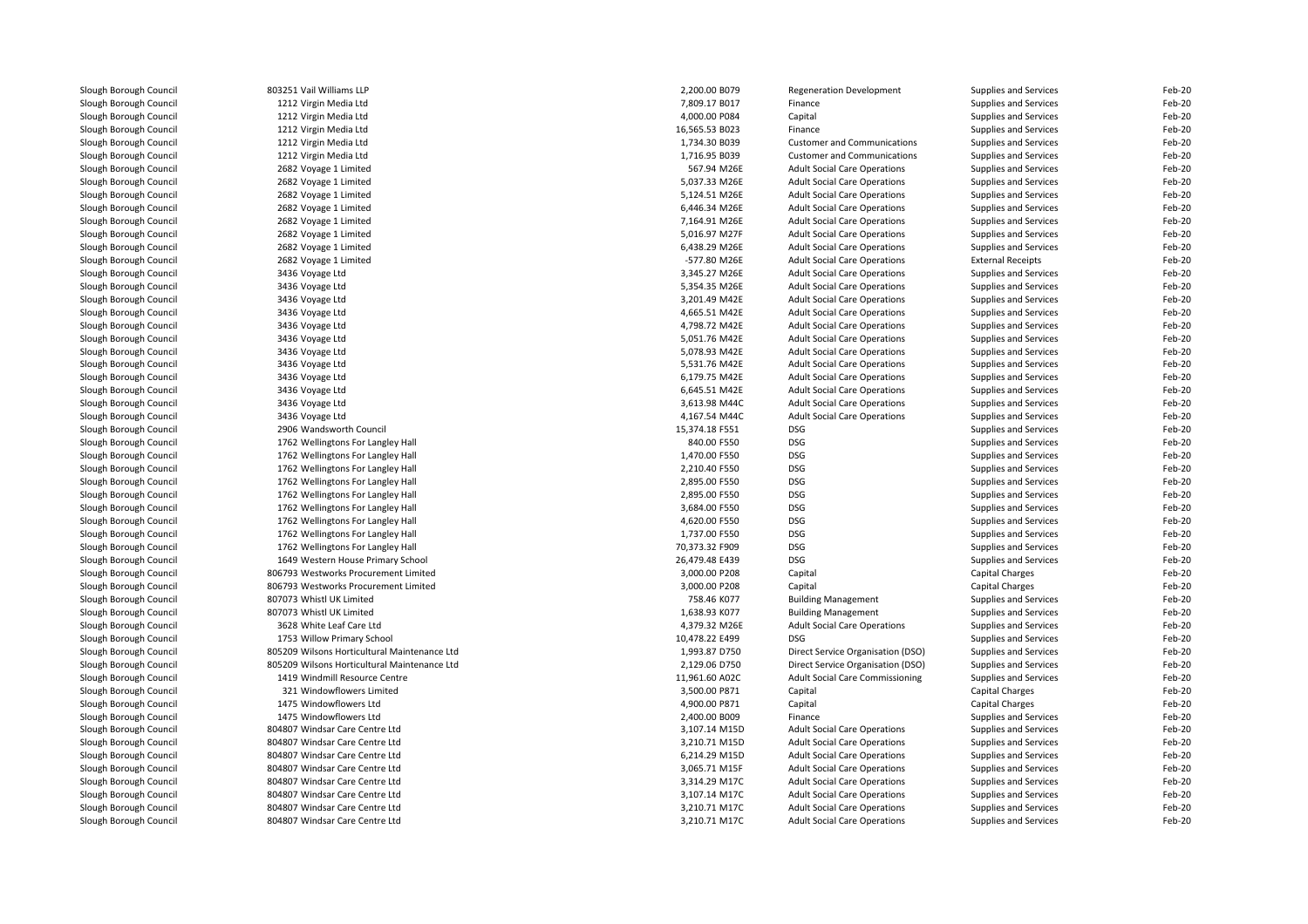| | | | | | | |
|---|---|---|---|---|---|---|
| Slough Borough Council | 803251 Vail Williams LLP | 2,200.00 B079 | Regeneration Development | Supplies and Services | Feb-20 |
| Slough Borough Council | 1212 Virgin Media Ltd | 7,809.17 B017 | Finance | Supplies and Services | Feb-20 |
| Slough Borough Council | 1212 Virgin Media Ltd | 4,000.00 P084 | Capital | Supplies and Services | Feb-20 |
| Slough Borough Council | 1212 Virgin Media Ltd | 16,565.53 B023 | Finance | Supplies and Services | Feb-20 |
| Slough Borough Council | 1212 Virgin Media Ltd | 1,734.30 B039 | Customer and Communications | Supplies and Services | Feb-20 |
| Slough Borough Council | 1212 Virgin Media Ltd | 1,716.95 B039 | Customer and Communications | Supplies and Services | Feb-20 |
| Slough Borough Council | 2682 Voyage 1 Limited | 567.94 M26E | Adult Social Care Operations | Supplies and Services | Feb-20 |
| Slough Borough Council | 2682 Voyage 1 Limited | 5,037.33 M26E | Adult Social Care Operations | Supplies and Services | Feb-20 |
| Slough Borough Council | 2682 Voyage 1 Limited | 5,124.51 M26E | Adult Social Care Operations | Supplies and Services | Feb-20 |
| Slough Borough Council | 2682 Voyage 1 Limited | 6,446.34 M26E | Adult Social Care Operations | Supplies and Services | Feb-20 |
| Slough Borough Council | 2682 Voyage 1 Limited | 7,164.91 M26E | Adult Social Care Operations | Supplies and Services | Feb-20 |
| Slough Borough Council | 2682 Voyage 1 Limited | 5,016.97 M27F | Adult Social Care Operations | Supplies and Services | Feb-20 |
| Slough Borough Council | 2682 Voyage 1 Limited | 6,438.29 M26E | Adult Social Care Operations | Supplies and Services | Feb-20 |
| Slough Borough Council | 2682 Voyage 1 Limited | -577.80 M26E | Adult Social Care Operations | External Receipts | Feb-20 |
| Slough Borough Council | 3436 Voyage Ltd | 3,345.27 M26E | Adult Social Care Operations | Supplies and Services | Feb-20 |
| Slough Borough Council | 3436 Voyage Ltd | 5,354.35 M26E | Adult Social Care Operations | Supplies and Services | Feb-20 |
| Slough Borough Council | 3436 Voyage Ltd | 3,201.49 M42E | Adult Social Care Operations | Supplies and Services | Feb-20 |
| Slough Borough Council | 3436 Voyage Ltd | 4,665.51 M42E | Adult Social Care Operations | Supplies and Services | Feb-20 |
| Slough Borough Council | 3436 Voyage Ltd | 4,798.72 M42E | Adult Social Care Operations | Supplies and Services | Feb-20 |
| Slough Borough Council | 3436 Voyage Ltd | 5,051.76 M42E | Adult Social Care Operations | Supplies and Services | Feb-20 |
| Slough Borough Council | 3436 Voyage Ltd | 5,078.93 M42E | Adult Social Care Operations | Supplies and Services | Feb-20 |
| Slough Borough Council | 3436 Voyage Ltd | 5,531.76 M42E | Adult Social Care Operations | Supplies and Services | Feb-20 |
| Slough Borough Council | 3436 Voyage Ltd | 6,179.75 M42E | Adult Social Care Operations | Supplies and Services | Feb-20 |
| Slough Borough Council | 3436 Voyage Ltd | 6,645.51 M42E | Adult Social Care Operations | Supplies and Services | Feb-20 |
| Slough Borough Council | 3436 Voyage Ltd | 3,613.98 M44C | Adult Social Care Operations | Supplies and Services | Feb-20 |
| Slough Borough Council | 3436 Voyage Ltd | 4,167.54 M44C | Adult Social Care Operations | Supplies and Services | Feb-20 |
| Slough Borough Council | 2906 Wandsworth Council | 15,374.18 F551 | DSG | Supplies and Services | Feb-20 |
| Slough Borough Council | 1762 Wellingtons For Langley Hall | 840.00 F550 | DSG | Supplies and Services | Feb-20 |
| Slough Borough Council | 1762 Wellingtons For Langley Hall | 1,470.00 F550 | DSG | Supplies and Services | Feb-20 |
| Slough Borough Council | 1762 Wellingtons For Langley Hall | 2,210.40 F550 | DSG | Supplies and Services | Feb-20 |
| Slough Borough Council | 1762 Wellingtons For Langley Hall | 2,895.00 F550 | DSG | Supplies and Services | Feb-20 |
| Slough Borough Council | 1762 Wellingtons For Langley Hall | 2,895.00 F550 | DSG | Supplies and Services | Feb-20 |
| Slough Borough Council | 1762 Wellingtons For Langley Hall | 3,684.00 F550 | DSG | Supplies and Services | Feb-20 |
| Slough Borough Council | 1762 Wellingtons For Langley Hall | 4,620.00 F550 | DSG | Supplies and Services | Feb-20 |
| Slough Borough Council | 1762 Wellingtons For Langley Hall | 1,737.00 F550 | DSG | Supplies and Services | Feb-20 |
| Slough Borough Council | 1762 Wellingtons For Langley Hall | 70,373.32 F909 | DSG | Supplies and Services | Feb-20 |
| Slough Borough Council | 1649 Western House Primary School | 26,479.48 E439 | DSG | Supplies and Services | Feb-20 |
| Slough Borough Council | 806793 Westworks Procurement Limited | 3,000.00 P208 | Capital | Capital Charges | Feb-20 |
| Slough Borough Council | 806793 Westworks Procurement Limited | 3,000.00 P208 | Capital | Capital Charges | Feb-20 |
| Slough Borough Council | 807073 Whistl UK Limited | 758.46 K077 | Building Management | Supplies and Services | Feb-20 |
| Slough Borough Council | 807073 Whistl UK Limited | 1,638.93 K077 | Building Management | Supplies and Services | Feb-20 |
| Slough Borough Council | 3628 White Leaf Care Ltd | 4,379.32 M26E | Adult Social Care Operations | Supplies and Services | Feb-20 |
| Slough Borough Council | 1753 Willow Primary School | 10,478.22 E499 | DSG | Supplies and Services | Feb-20 |
| Slough Borough Council | 805209 Wilsons Horticultural Maintenance Ltd | 1,993.87 D750 | Direct Service Organisation (DSO) | Supplies and Services | Feb-20 |
| Slough Borough Council | 805209 Wilsons Horticultural Maintenance Ltd | 2,129.06 D750 | Direct Service Organisation (DSO) | Supplies and Services | Feb-20 |
| Slough Borough Council | 1419 Windmill Resource Centre | 11,961.60 A02C | Adult Social Care Commissioning | Supplies and Services | Feb-20 |
| Slough Borough Council | 321 Windowflowers Limited | 3,500.00 P871 | Capital | Capital Charges | Feb-20 |
| Slough Borough Council | 1475 Windowflowers Ltd | 4,900.00 P871 | Capital | Capital Charges | Feb-20 |
| Slough Borough Council | 1475 Windowflowers Ltd | 2,400.00 B009 | Finance | Supplies and Services | Feb-20 |
| Slough Borough Council | 804807 Windsar Care Centre Ltd | 3,107.14 M15D | Adult Social Care Operations | Supplies and Services | Feb-20 |
| Slough Borough Council | 804807 Windsar Care Centre Ltd | 3,210.71 M15D | Adult Social Care Operations | Supplies and Services | Feb-20 |
| Slough Borough Council | 804807 Windsar Care Centre Ltd | 6,214.29 M15D | Adult Social Care Operations | Supplies and Services | Feb-20 |
| Slough Borough Council | 804807 Windsar Care Centre Ltd | 3,065.71 M15F | Adult Social Care Operations | Supplies and Services | Feb-20 |
| Slough Borough Council | 804807 Windsar Care Centre Ltd | 3,314.29 M17C | Adult Social Care Operations | Supplies and Services | Feb-20 |
| Slough Borough Council | 804807 Windsar Care Centre Ltd | 3,107.14 M17C | Adult Social Care Operations | Supplies and Services | Feb-20 |
| Slough Borough Council | 804807 Windsar Care Centre Ltd | 3,210.71 M17C | Adult Social Care Operations | Supplies and Services | Feb-20 |
| Slough Borough Council | 804807 Windsar Care Centre Ltd | 3,210.71 M17C | Adult Social Care Operations | Supplies and Services | Feb-20 |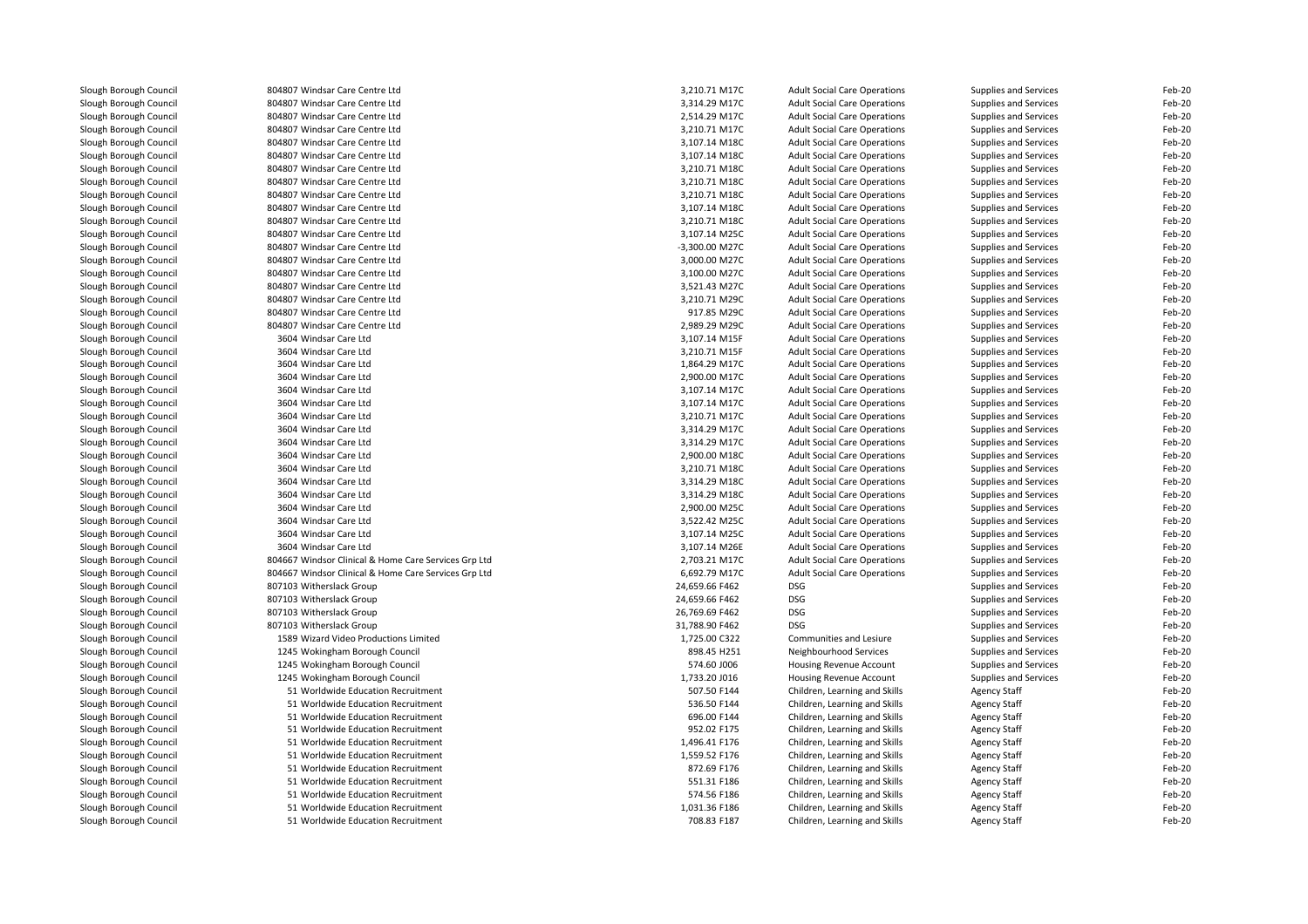| | | | | | | |
|---|---|---|---|---|---|---|
| Slough Borough Council | 804807 Windsar Care Centre Ltd | 3,210.71 M17C | Adult Social Care Operations | Supplies and Services | Feb-20 |
| Slough Borough Council | 804807 Windsar Care Centre Ltd | 3,314.29 M17C | Adult Social Care Operations | Supplies and Services | Feb-20 |
| Slough Borough Council | 804807 Windsar Care Centre Ltd | 2,514.29 M17C | Adult Social Care Operations | Supplies and Services | Feb-20 |
| Slough Borough Council | 804807 Windsar Care Centre Ltd | 3,210.71 M17C | Adult Social Care Operations | Supplies and Services | Feb-20 |
| Slough Borough Council | 804807 Windsar Care Centre Ltd | 3,107.14 M18C | Adult Social Care Operations | Supplies and Services | Feb-20 |
| Slough Borough Council | 804807 Windsar Care Centre Ltd | 3,107.14 M18C | Adult Social Care Operations | Supplies and Services | Feb-20 |
| Slough Borough Council | 804807 Windsar Care Centre Ltd | 3,210.71 M18C | Adult Social Care Operations | Supplies and Services | Feb-20 |
| Slough Borough Council | 804807 Windsar Care Centre Ltd | 3,210.71 M18C | Adult Social Care Operations | Supplies and Services | Feb-20 |
| Slough Borough Council | 804807 Windsar Care Centre Ltd | 3,210.71 M18C | Adult Social Care Operations | Supplies and Services | Feb-20 |
| Slough Borough Council | 804807 Windsar Care Centre Ltd | 3,107.14 M18C | Adult Social Care Operations | Supplies and Services | Feb-20 |
| Slough Borough Council | 804807 Windsar Care Centre Ltd | 3,210.71 M18C | Adult Social Care Operations | Supplies and Services | Feb-20 |
| Slough Borough Council | 804807 Windsar Care Centre Ltd | 3,107.14 M25C | Adult Social Care Operations | Supplies and Services | Feb-20 |
| Slough Borough Council | 804807 Windsar Care Centre Ltd | -3,300.00 M27C | Adult Social Care Operations | Supplies and Services | Feb-20 |
| Slough Borough Council | 804807 Windsar Care Centre Ltd | 3,000.00 M27C | Adult Social Care Operations | Supplies and Services | Feb-20 |
| Slough Borough Council | 804807 Windsar Care Centre Ltd | 3,100.00 M27C | Adult Social Care Operations | Supplies and Services | Feb-20 |
| Slough Borough Council | 804807 Windsar Care Centre Ltd | 3,521.43 M27C | Adult Social Care Operations | Supplies and Services | Feb-20 |
| Slough Borough Council | 804807 Windsar Care Centre Ltd | 3,210.71 M29C | Adult Social Care Operations | Supplies and Services | Feb-20 |
| Slough Borough Council | 804807 Windsar Care Centre Ltd | 917.85 M29C | Adult Social Care Operations | Supplies and Services | Feb-20 |
| Slough Borough Council | 804807 Windsar Care Centre Ltd | 2,989.29 M29C | Adult Social Care Operations | Supplies and Services | Feb-20 |
| Slough Borough Council | 3604 Windsar Care Ltd | 3,107.14 M15F | Adult Social Care Operations | Supplies and Services | Feb-20 |
| Slough Borough Council | 3604 Windsar Care Ltd | 3,210.71 M15F | Adult Social Care Operations | Supplies and Services | Feb-20 |
| Slough Borough Council | 3604 Windsar Care Ltd | 1,864.29 M17C | Adult Social Care Operations | Supplies and Services | Feb-20 |
| Slough Borough Council | 3604 Windsar Care Ltd | 2,900.00 M17C | Adult Social Care Operations | Supplies and Services | Feb-20 |
| Slough Borough Council | 3604 Windsar Care Ltd | 3,107.14 M17C | Adult Social Care Operations | Supplies and Services | Feb-20 |
| Slough Borough Council | 3604 Windsar Care Ltd | 3,107.14 M17C | Adult Social Care Operations | Supplies and Services | Feb-20 |
| Slough Borough Council | 3604 Windsar Care Ltd | 3,210.71 M17C | Adult Social Care Operations | Supplies and Services | Feb-20 |
| Slough Borough Council | 3604 Windsar Care Ltd | 3,314.29 M17C | Adult Social Care Operations | Supplies and Services | Feb-20 |
| Slough Borough Council | 3604 Windsar Care Ltd | 3,314.29 M17C | Adult Social Care Operations | Supplies and Services | Feb-20 |
| Slough Borough Council | 3604 Windsar Care Ltd | 2,900.00 M18C | Adult Social Care Operations | Supplies and Services | Feb-20 |
| Slough Borough Council | 3604 Windsar Care Ltd | 3,210.71 M18C | Adult Social Care Operations | Supplies and Services | Feb-20 |
| Slough Borough Council | 3604 Windsar Care Ltd | 3,314.29 M18C | Adult Social Care Operations | Supplies and Services | Feb-20 |
| Slough Borough Council | 3604 Windsar Care Ltd | 3,314.29 M18C | Adult Social Care Operations | Supplies and Services | Feb-20 |
| Slough Borough Council | 3604 Windsar Care Ltd | 2,900.00 M25C | Adult Social Care Operations | Supplies and Services | Feb-20 |
| Slough Borough Council | 3604 Windsar Care Ltd | 3,522.42 M25C | Adult Social Care Operations | Supplies and Services | Feb-20 |
| Slough Borough Council | 3604 Windsar Care Ltd | 3,107.14 M25C | Adult Social Care Operations | Supplies and Services | Feb-20 |
| Slough Borough Council | 3604 Windsar Care Ltd | 3,107.14 M26E | Adult Social Care Operations | Supplies and Services | Feb-20 |
| Slough Borough Council | 804667 Windsor Clinical & Home Care Services Grp Ltd | 2,703.21 M17C | Adult Social Care Operations | Supplies and Services | Feb-20 |
| Slough Borough Council | 804667 Windsor Clinical & Home Care Services Grp Ltd | 6,692.79 M17C | Adult Social Care Operations | Supplies and Services | Feb-20 |
| Slough Borough Council | 807103 Witherslack Group | 24,659.66 F462 | DSG | Supplies and Services | Feb-20 |
| Slough Borough Council | 807103 Witherslack Group | 24,659.66 F462 | DSG | Supplies and Services | Feb-20 |
| Slough Borough Council | 807103 Witherslack Group | 26,769.69 F462 | DSG | Supplies and Services | Feb-20 |
| Slough Borough Council | 807103 Witherslack Group | 31,788.90 F462 | DSG | Supplies and Services | Feb-20 |
| Slough Borough Council | 1589 Wizard Video Productions Limited | 1,725.00 C322 | Communities and Lesiure | Supplies and Services | Feb-20 |
| Slough Borough Council | 1245 Wokingham Borough Council | 898.45 H251 | Neighbourhood Services | Supplies and Services | Feb-20 |
| Slough Borough Council | 1245 Wokingham Borough Council | 574.60 J006 | Housing Revenue Account | Supplies and Services | Feb-20 |
| Slough Borough Council | 1245 Wokingham Borough Council | 1,733.20 J016 | Housing Revenue Account | Supplies and Services | Feb-20 |
| Slough Borough Council | 51 Worldwide Education Recruitment | 507.50 F144 | Children, Learning and Skills | Agency Staff | Feb-20 |
| Slough Borough Council | 51 Worldwide Education Recruitment | 536.50 F144 | Children, Learning and Skills | Agency Staff | Feb-20 |
| Slough Borough Council | 51 Worldwide Education Recruitment | 696.00 F144 | Children, Learning and Skills | Agency Staff | Feb-20 |
| Slough Borough Council | 51 Worldwide Education Recruitment | 952.02 F175 | Children, Learning and Skills | Agency Staff | Feb-20 |
| Slough Borough Council | 51 Worldwide Education Recruitment | 1,496.41 F176 | Children, Learning and Skills | Agency Staff | Feb-20 |
| Slough Borough Council | 51 Worldwide Education Recruitment | 1,559.52 F176 | Children, Learning and Skills | Agency Staff | Feb-20 |
| Slough Borough Council | 51 Worldwide Education Recruitment | 872.69 F176 | Children, Learning and Skills | Agency Staff | Feb-20 |
| Slough Borough Council | 51 Worldwide Education Recruitment | 551.31 F186 | Children, Learning and Skills | Agency Staff | Feb-20 |
| Slough Borough Council | 51 Worldwide Education Recruitment | 574.56 F186 | Children, Learning and Skills | Agency Staff | Feb-20 |
| Slough Borough Council | 51 Worldwide Education Recruitment | 1,031.36 F186 | Children, Learning and Skills | Agency Staff | Feb-20 |
| Slough Borough Council | 51 Worldwide Education Recruitment | 708.83 F187 | Children, Learning and Skills | Agency Staff | Feb-20 |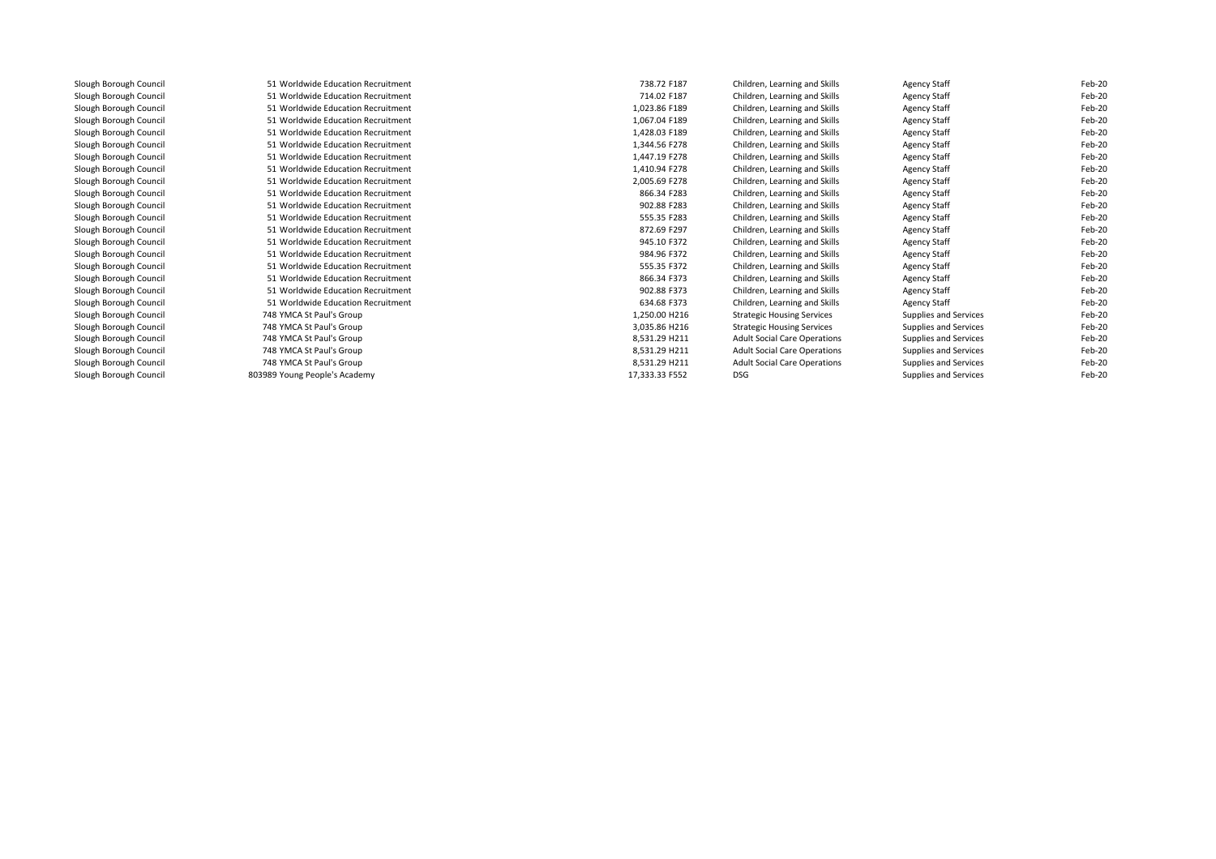| | | | | | | |
|---|---|---|---|---|---|---|
| Slough Borough Council | 51 Worldwide Education Recruitment | 738.72 | F187 | Children, Learning and Skills | Agency Staff | Feb-20 |
| Slough Borough Council | 51 Worldwide Education Recruitment | 714.02 | F187 | Children, Learning and Skills | Agency Staff | Feb-20 |
| Slough Borough Council | 51 Worldwide Education Recruitment | 1,023.86 | F189 | Children, Learning and Skills | Agency Staff | Feb-20 |
| Slough Borough Council | 51 Worldwide Education Recruitment | 1,067.04 | F189 | Children, Learning and Skills | Agency Staff | Feb-20 |
| Slough Borough Council | 51 Worldwide Education Recruitment | 1,428.03 | F189 | Children, Learning and Skills | Agency Staff | Feb-20 |
| Slough Borough Council | 51 Worldwide Education Recruitment | 1,344.56 | F278 | Children, Learning and Skills | Agency Staff | Feb-20 |
| Slough Borough Council | 51 Worldwide Education Recruitment | 1,447.19 | F278 | Children, Learning and Skills | Agency Staff | Feb-20 |
| Slough Borough Council | 51 Worldwide Education Recruitment | 1,410.94 | F278 | Children, Learning and Skills | Agency Staff | Feb-20 |
| Slough Borough Council | 51 Worldwide Education Recruitment | 2,005.69 | F278 | Children, Learning and Skills | Agency Staff | Feb-20 |
| Slough Borough Council | 51 Worldwide Education Recruitment | 866.34 | F283 | Children, Learning and Skills | Agency Staff | Feb-20 |
| Slough Borough Council | 51 Worldwide Education Recruitment | 902.88 | F283 | Children, Learning and Skills | Agency Staff | Feb-20 |
| Slough Borough Council | 51 Worldwide Education Recruitment | 555.35 | F283 | Children, Learning and Skills | Agency Staff | Feb-20 |
| Slough Borough Council | 51 Worldwide Education Recruitment | 872.69 | F297 | Children, Learning and Skills | Agency Staff | Feb-20 |
| Slough Borough Council | 51 Worldwide Education Recruitment | 945.10 | F372 | Children, Learning and Skills | Agency Staff | Feb-20 |
| Slough Borough Council | 51 Worldwide Education Recruitment | 984.96 | F372 | Children, Learning and Skills | Agency Staff | Feb-20 |
| Slough Borough Council | 51 Worldwide Education Recruitment | 555.35 | F372 | Children, Learning and Skills | Agency Staff | Feb-20 |
| Slough Borough Council | 51 Worldwide Education Recruitment | 866.34 | F373 | Children, Learning and Skills | Agency Staff | Feb-20 |
| Slough Borough Council | 51 Worldwide Education Recruitment | 902.88 | F373 | Children, Learning and Skills | Agency Staff | Feb-20 |
| Slough Borough Council | 51 Worldwide Education Recruitment | 634.68 | F373 | Children, Learning and Skills | Agency Staff | Feb-20 |
| Slough Borough Council | 748 YMCA St Paul's Group | 1,250.00 | H216 | Strategic Housing Services | Supplies and Services | Feb-20 |
| Slough Borough Council | 748 YMCA St Paul's Group | 3,035.86 | H216 | Strategic Housing Services | Supplies and Services | Feb-20 |
| Slough Borough Council | 748 YMCA St Paul's Group | 8,531.29 | H211 | Adult Social Care Operations | Supplies and Services | Feb-20 |
| Slough Borough Council | 748 YMCA St Paul's Group | 8,531.29 | H211 | Adult Social Care Operations | Supplies and Services | Feb-20 |
| Slough Borough Council | 748 YMCA St Paul's Group | 8,531.29 | H211 | Adult Social Care Operations | Supplies and Services | Feb-20 |
| Slough Borough Council | 803989 Young People's Academy | 17,333.33 | F552 | DSG | Supplies and Services | Feb-20 |